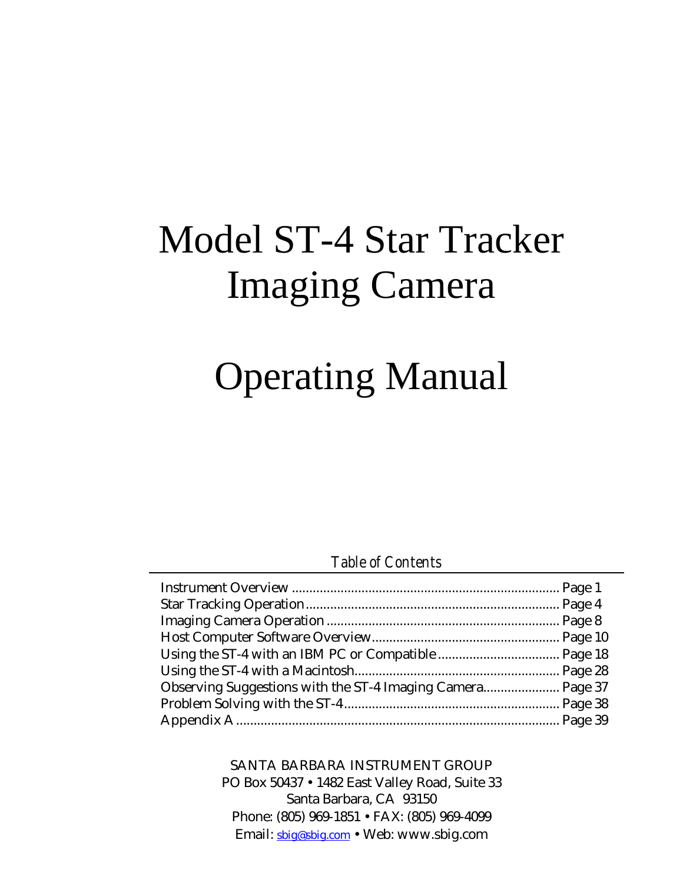# Model ST-4 Star Tracker Imaging Camera

# Operating Manual

*Table of Contents*

| | |
|---|---|
| Instrument Overview | Page 1 |
| Star Tracking Operation | Page 4 |
| Imaging Camera Operation | Page 8 |
| Host Computer Software Overview | Page 10 |
| Using the ST-4 with an IBM PC or Compatible | Page 18 |
| Using the ST-4 with a Macintosh | Page 28 |
| Observing Suggestions with the ST-4 Imaging Camera | Page 37 |
| Problem Solving with the ST-4 | Page 38 |
| Appendix A | Page 39 |

SANTA BARBARA INSTRUMENT GROUP
PO Box 50437 • 1482 East Valley Road, Suite 33
Santa Barbara, CA 93150
Phone: (805) 969-1851 • FAX: (805) 969-4099
Email: sbig@sbig.com • Web: www.sbig.com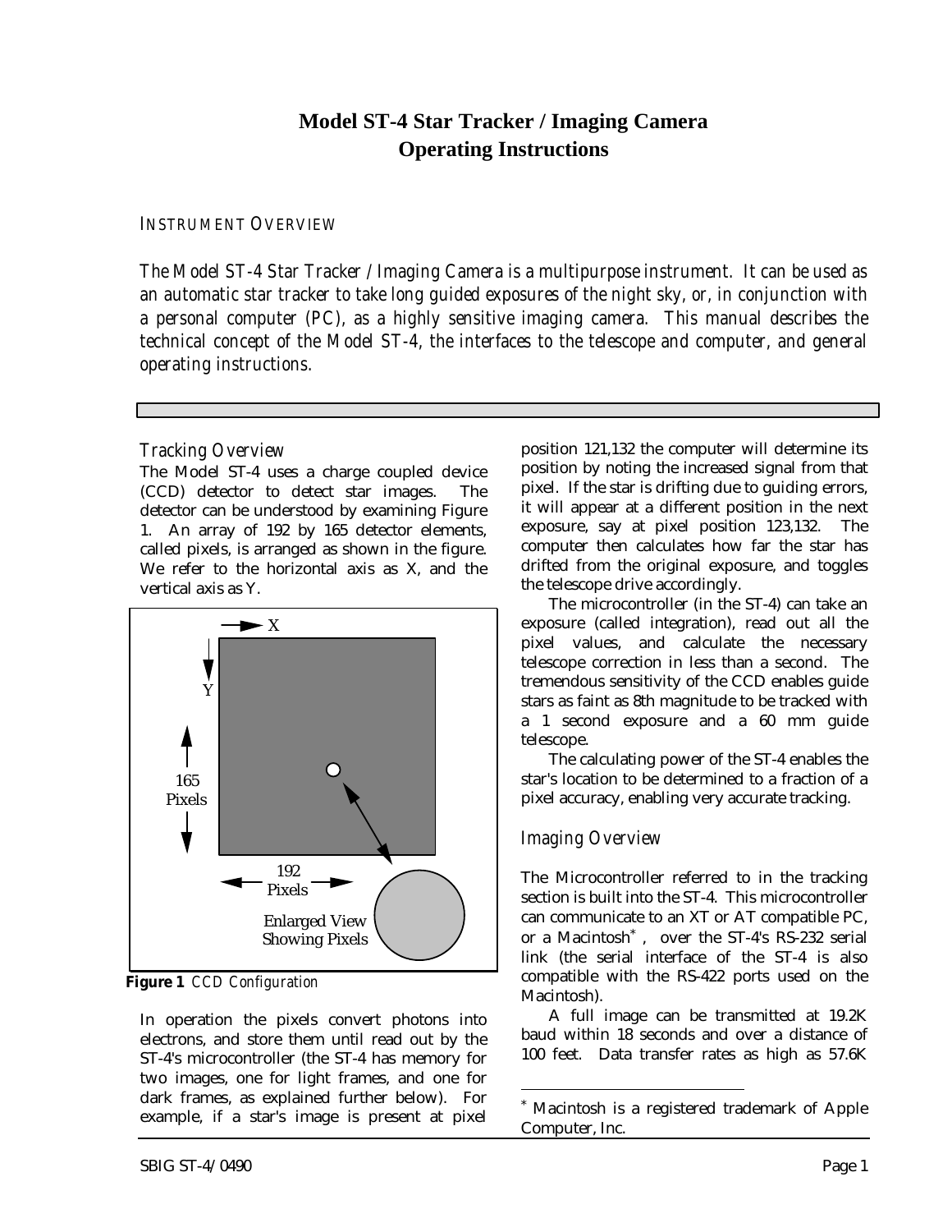# Model ST-4 Star Tracker / Imaging Camera
# Operating Instructions

## INSTRUMENT OVERVIEW

*The Model ST-4 Star Tracker / Imaging Camera is a multipurpose instrument. It can be used as an automatic star tracker to take long guided exposures of the night sky, or, in conjunction with a personal computer (PC), as a highly sensitive imaging camera. This manual describes the technical concept of the Model ST-4, the interfaces to the telescope and computer, and general operating instructions.*

### *Tracking Overview*

The Model ST-4 uses a charge coupled device (CCD) detector to detect star images. The detector can be understood by examining Figure 1. An array of 192 by 165 detector elements, called pixels, is arranged as shown in the figure. We refer to the horizontal axis as X, and the vertical axis as Y.

X

Y

165 Pixels

192 Pixels

Enlarged View Showing Pixels

**Figure 1** *CCD Configuration*

In operation the pixels convert photons into electrons, and store them until read out by the ST-4's microcontroller (the ST-4 has memory for two images, one for light frames, and one for dark frames, as explained further below). For example, if a star's image is present at pixel position 121,132 the computer will determine its position by noting the increased signal from that pixel. If the star is drifting due to guiding errors, it will appear at a different position in the next exposure, say at pixel position 123,132. The computer then calculates how far the star has drifted from the original exposure, and toggles the telescope drive accordingly.

The microcontroller (in the ST-4) can take an exposure (called integration), read out all the pixel values, and calculate the necessary telescope correction in less than a second. The tremendous sensitivity of the CCD enables guide stars as faint as 8th magnitude to be tracked with a 1 second exposure and a 60 mm guide telescope.

The calculating power of the ST-4 enables the star's location to be determined to a fraction of a pixel accuracy, enabling very accurate tracking.

### *Imaging Overview*

The Microcontroller referred to in the tracking section is built into the ST-4. This microcontroller can communicate to an XT or AT compatible PC, or a Macintosh*, over the ST-4's RS-232 serial link (the serial interface of the ST-4 is also compatible with the RS-422 ports used on the Macintosh).

A full image can be transmitted at 19.2K baud within 18 seconds and over a distance of 100 feet. Data transfer rates as high as 57.6K

* Macintosh is a registered trademark of Apple Computer, Inc.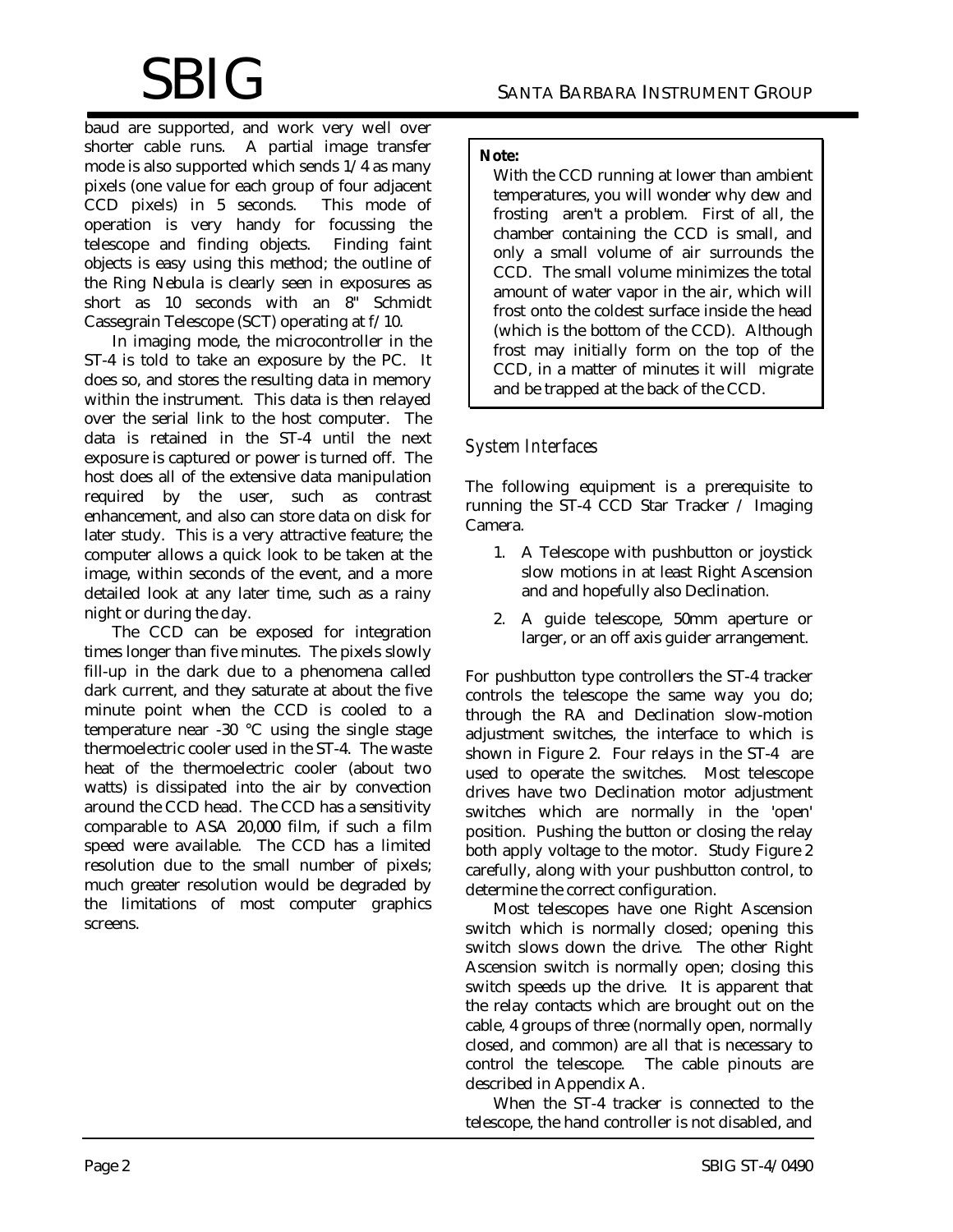baud are supported, and work very well over shorter cable runs. A partial image transfer mode is also supported which sends 1/4 as many pixels (one value for each group of four adjacent CCD pixels) in 5 seconds. This mode of operation is very handy for focussing the telescope and finding objects. Finding faint objects is easy using this method; the outline of the Ring Nebula is clearly seen in exposures as short as 10 seconds with an 8" Schmidt Cassegrain Telescope (SCT) operating at f/10.

In imaging mode, the microcontroller in the ST-4 is told to take an exposure by the PC. It does so, and stores the resulting data in memory within the instrument. This data is then relayed over the serial link to the host computer. The data is retained in the ST-4 until the next exposure is captured or power is turned off. The host does all of the extensive data manipulation required by the user, such as contrast enhancement, and also can store data on disk for later study. This is a very attractive feature; the computer allows a quick look to be taken at the image, within seconds of the event, and a more detailed look at any later time, such as a rainy night or during the day.

The CCD can be exposed for integration times longer than five minutes. The pixels slowly fill-up in the dark due to a phenomena called dark current, and they saturate at about the five minute point when the CCD is cooled to a temperature near -30 °C using the single stage thermoelectric cooler used in the ST-4. The waste heat of the thermoelectric cooler (about two watts) is dissipated into the air by convection around the CCD head. The CCD has a sensitivity comparable to ASA 20,000 film, if such a film speed were available. The CCD has a limited resolution due to the small number of pixels; much greater resolution would be degraded by the limitations of most computer graphics screens.

> **Note:**
> With the CCD running at lower than ambient temperatures, you will wonder why dew and frosting aren't a problem. First of all, the chamber containing the CCD is small, and only a small volume of air surrounds the CCD. The small volume minimizes the total amount of water vapor in the air, which will frost onto the coldest surface inside the head (which is the bottom of the CCD). Although frost may initially form on the top of the CCD, in a matter of minutes it will migrate and be trapped at the back of the CCD.

## *System Interfaces*

The following equipment is a prerequisite to running the ST-4 CCD Star Tracker / Imaging Camera.

1. A Telescope with pushbutton or joystick slow motions in at least Right Ascension and and hopefully also Declination.
2. A guide telescope, 50mm aperture or larger, or an off axis guider arrangement.

For pushbutton type controllers the ST-4 tracker controls the telescope the same way you do; through the RA and Declination slow-motion adjustment switches, the interface to which is shown in Figure 2. Four relays in the ST-4 are used to operate the switches. Most telescope drives have two Declination motor adjustment switches which are normally in the 'open' position. Pushing the button or closing the relay both apply voltage to the motor. Study Figure 2 carefully, along with your pushbutton control, to determine the correct configuration.

Most telescopes have one Right Ascension switch which is normally closed; opening this switch slows down the drive. The other Right Ascension switch is normally open; closing this switch speeds up the drive. It is apparent that the relay contacts which are brought out on the cable, 4 groups of three (normally open, normally closed, and common) are all that is necessary to control the telescope. The cable pinouts are described in Appendix A.

When the ST-4 tracker is connected to the telescope, the hand controller is not disabled, and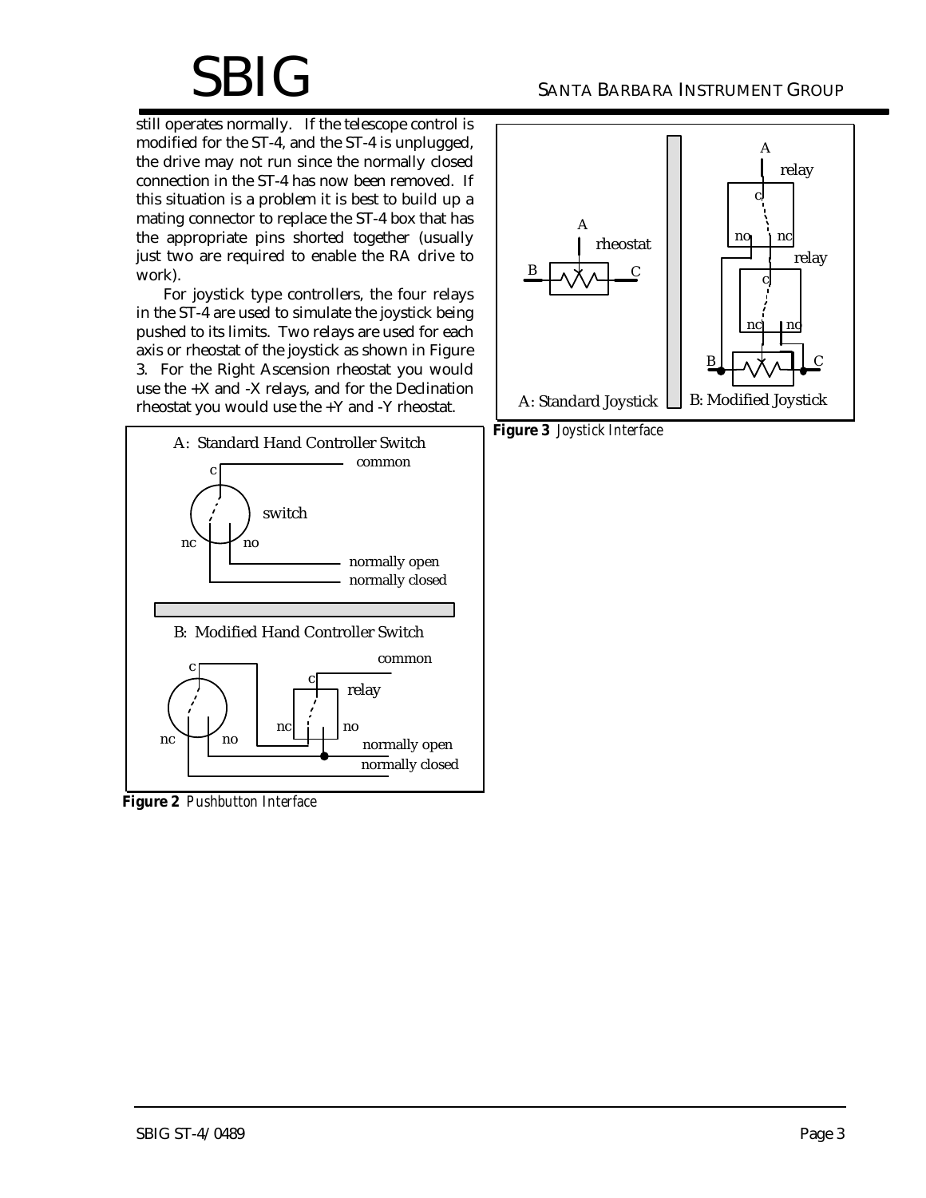still operates normally. If the telescope control is modified for the ST-4, and the ST-4 is unplugged, the drive may not run since the normally closed connection in the ST-4 has now been removed. If this situation is a problem it is best to build up a mating connector to replace the ST-4 box that has the appropriate pins shorted together (usually just two are required to enable the RA drive to work).

For joystick type controllers, the four relays in the ST-4 are used to simulate the joystick being pushed to its limits. Two relays are used for each axis or rheostat of the joystick as shown in Figure 3. For the Right Ascension rheostat you would use the +X and -X relays, and for the Declination rheostat you would use the +Y and -Y rheostat.

**Figure 2** *Pushbutton Interface*

**Figure 3** *Joystick Interface*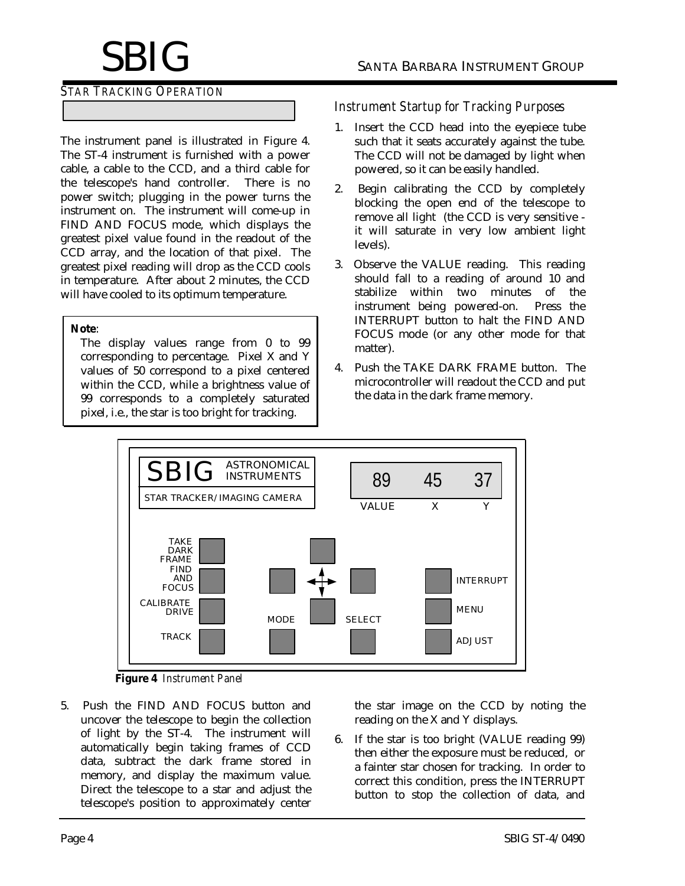## STAR TRACKING OPERATION

The instrument panel is illustrated in Figure 4. The ST-4 instrument is furnished with a power cable, a cable to the CCD, and a third cable for the telescope's hand controller. There is no power switch; plugging in the power turns the instrument on. The instrument will come-up in FIND AND FOCUS mode, which displays the greatest pixel value found in the readout of the CCD array, and the location of that pixel. The greatest pixel reading will drop as the CCD cools in temperature. After about 2 minutes, the CCD will have cooled to its optimum temperature.

> **Note**:
> The display values range from 0 to 99 corresponding to percentage. Pixel X and Y values of 50 correspond to a pixel centered within the CCD, while a brightness value of 99 corresponds to a completely saturated pixel, i.e., the star is too bright for tracking.

### *Instrument Startup for Tracking Purposes*

1. Insert the CCD head into the eyepiece tube such that it seats accurately against the tube. The CCD will not be damaged by light when powered, so it can be easily handled.
2. Begin calibrating the CCD by completely blocking the open end of the telescope to remove all light (the CCD is very sensitive - it will saturate in very low ambient light levels).
3. Observe the VALUE reading. This reading should fall to a reading of around 10 and stabilize within two minutes of the instrument being powered-on. Press the INTERRUPT button to halt the FIND AND FOCUS mode (or any other mode for that matter).
4. Push the TAKE DARK FRAME button. The microcontroller will readout the CCD and put the data in the dark frame memory.

SBIG ASTRONOMICAL INSTRUMENTS
STAR TRACKER/IMAGING CAMERA

| 89 | 45 | 37 |
|---|---|---|
| VALUE | X | Y |

TAKE DARK FRAME — FIND AND FOCUS — CALIBRATE DRIVE — TRACK — MODE — SELECT — INTERRUPT — MENU — ADJUST

**Figure 4** *Instrument Panel*

5. Push the FIND AND FOCUS button and uncover the telescope to begin the collection of light by the ST-4. The instrument will automatically begin taking frames of CCD data, subtract the dark frame stored in memory, and display the maximum value. Direct the telescope to a star and adjust the telescope's position to approximately center the star image on the CCD by noting the reading on the X and Y displays.
6. If the star is too bright (VALUE reading 99) then either the exposure must be reduced, or a fainter star chosen for tracking. In order to correct this condition, press the INTERRUPT button to stop the collection of data, and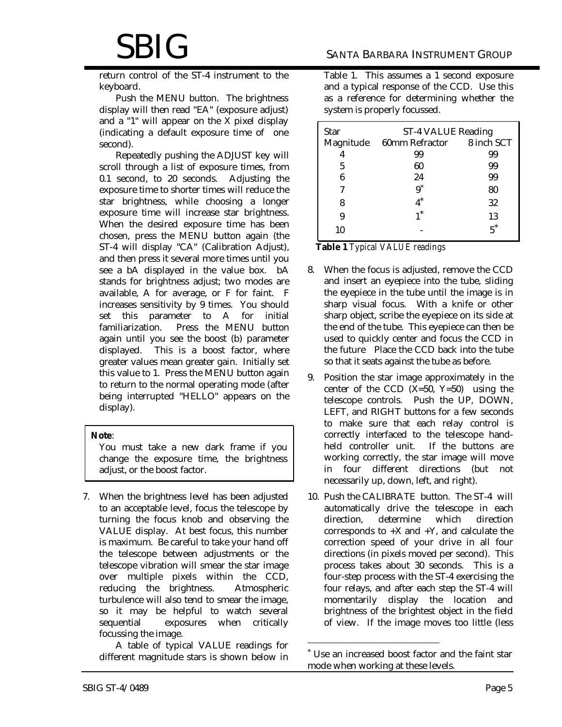return control of the ST-4 instrument to the keyboard.

Push the MENU button. The brightness display will then read "EA" (exposure adjust) and a "1" will appear on the X pixel display (indicating a default exposure time of one second).

Repeatedly pushing the ADJUST key will scroll through a list of exposure times, from 0.1 second, to 20 seconds. Adjusting the exposure time to shorter times will reduce the star brightness, while choosing a longer exposure time will increase star brightness. When the desired exposure time has been chosen, press the MENU button again (the ST-4 will display "CA" (Calibration Adjust), and then press it several more times until you see a bA displayed in the value box. bA stands for brightness adjust; two modes are available, A for average, or F for faint. F increases sensitivity by 9 times. You should set this parameter to A for initial familiarization. Press the MENU button again until you see the boost (b) parameter displayed. This is a boost factor, where greater values mean greater gain. Initially set this value to 1. Press the MENU button again to return to the normal operating mode (after being interrupted "HELLO" appears on the display).

> **Note**:
> You must take a new dark frame if you change the exposure time, the brightness adjust, or the boost factor.

7. When the brightness level has been adjusted to an acceptable level, focus the telescope by turning the focus knob and observing the VALUE display. At best focus, this number is maximum. Be careful to take your hand off the telescope between adjustments or the telescope vibration will smear the star image over multiple pixels within the CCD, reducing the brightness. Atmospheric turbulence will also tend to smear the image, so it may be helpful to watch several sequential exposures when critically focussing the image.

   A table of typical VALUE readings for different magnitude stars is shown below in Table 1. This assumes a 1 second exposure and a typical response of the CCD. Use this as a reference for determining whether the system is properly focussed.

| Star | ST-4 VALUE Reading | |
|---|---|---|
| Magnitude | 60mm Refractor | 8 inch SCT |
| 4 | 99 | 99 |
| 5 | 60 | 99 |
| 6 | 24 | 99 |
| 7 | 9* | 80 |
| 8 | 4* | 32 |
| 9 | 1* | 13 |
| 10 | - | 5* |

**Table 1** *Typical VALUE readings*

8. When the focus is adjusted, remove the CCD and insert an eyepiece into the tube, sliding the eyepiece in the tube until the image is in sharp visual focus. With a knife or other sharp object, scribe the eyepiece on its side at the end of the tube. This eyepiece can then be used to quickly center and focus the CCD in the future Place the CCD back into the tube so that it seats against the tube as before.

9. Position the star image approximately in the center of the CCD (X=50, Y=50) using the telescope controls. Push the UP, DOWN, LEFT, and RIGHT buttons for a few seconds to make sure that each relay control is correctly interfaced to the telescope hand-held controller unit. If the buttons are working correctly, the star image will move in four different directions (but not necessarily up, down, left, and right).

10. Push the CALIBRATE button. The ST-4 will automatically drive the telescope in each direction, determine which direction corresponds to +X and +Y, and calculate the correction speed of your drive in all four directions (in pixels moved per second). This process takes about 30 seconds. This is a four-step process with the ST-4 exercising the four relays, and after each step the ST-4 will momentarily display the location and brightness of the brightest object in the field of view. If the image moves too little (less

* Use an increased boost factor and the faint star mode when working at these levels.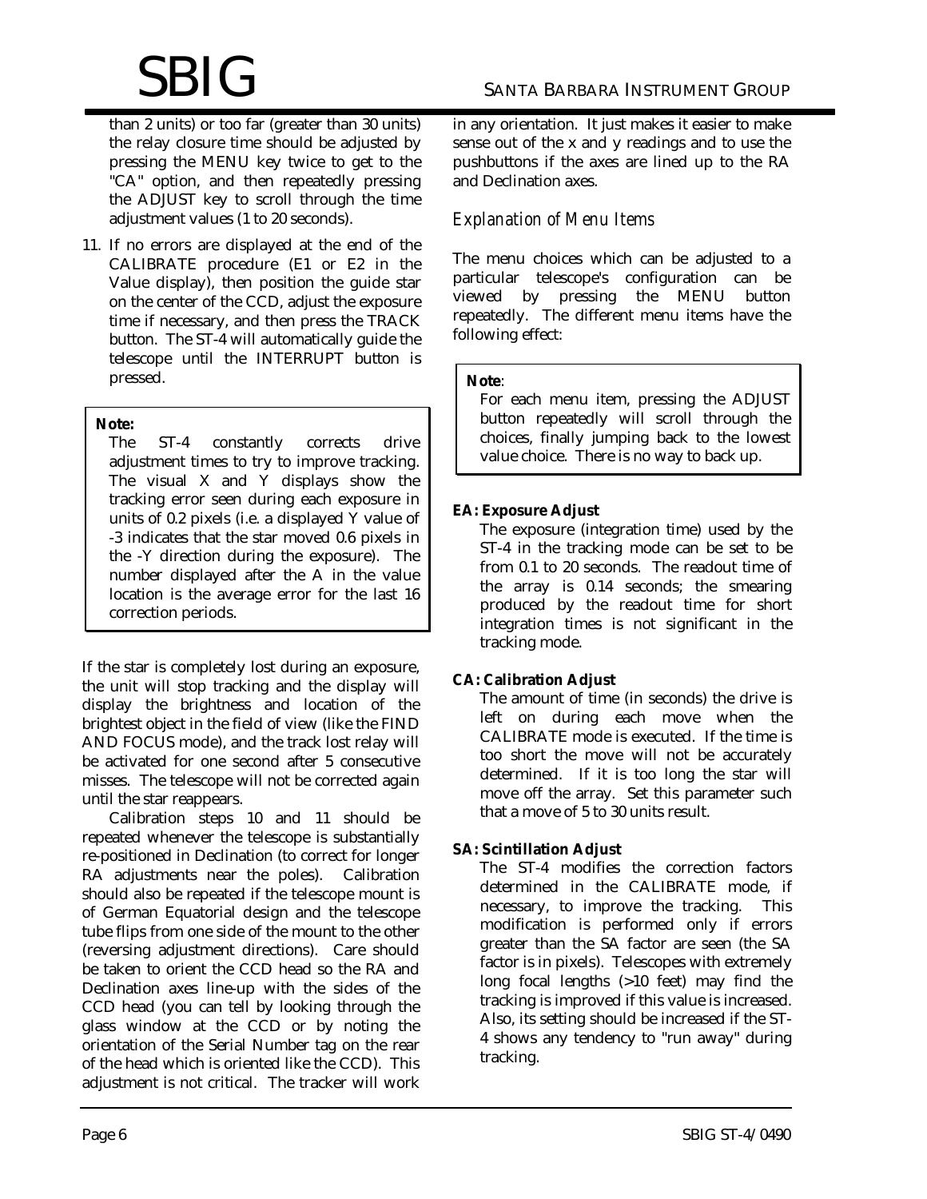than 2 units) or too far (greater than 30 units) the relay closure time should be adjusted by pressing the MENU key twice to get to the "CA" option, and then repeatedly pressing the ADJUST key to scroll through the time adjustment values (1 to 20 seconds).

11. If no errors are displayed at the end of the CALIBRATE procedure (E1 or E2 in the Value display), then position the guide star on the center of the CCD, adjust the exposure time if necessary, and then press the TRACK button. The ST-4 will automatically guide the telescope until the INTERRUPT button is pressed.

> **Note:**
> The ST-4 constantly corrects drive adjustment times to try to improve tracking. The visual X and Y displays show the tracking error seen during each exposure in units of 0.2 pixels (i.e. a displayed Y value of -3 indicates that the star moved 0.6 pixels in the -Y direction during the exposure). The number displayed after the A in the value location is the average error for the last 16 correction periods.

If the star is completely lost during an exposure, the unit will stop tracking and the display will display the brightness and location of the brightest object in the field of view (like the FIND AND FOCUS mode), and the track lost relay will be activated for one second after 5 consecutive misses. The telescope will not be corrected again until the star reappears.

Calibration steps 10 and 11 should be repeated whenever the telescope is substantially re-positioned in Declination (to correct for longer RA adjustments near the poles). Calibration should also be repeated if the telescope mount is of German Equatorial design and the telescope tube flips from one side of the mount to the other (reversing adjustment directions). Care should be taken to orient the CCD head so the RA and Declination axes line-up with the sides of the CCD head (you can tell by looking through the glass window at the CCD or by noting the orientation of the Serial Number tag on the rear of the head which is oriented like the CCD). This adjustment is not critical. The tracker will work in any orientation. It just makes it easier to make sense out of the x and y readings and to use the pushbuttons if the axes are lined up to the RA and Declination axes.

### *Explanation of Menu Items*

The menu choices which can be adjusted to a particular telescope's configuration can be viewed by pressing the MENU button repeatedly. The different menu items have the following effect:

> **Note**:
> For each menu item, pressing the ADJUST button repeatedly will scroll through the choices, finally jumping back to the lowest value choice. There is no way to back up.

**EA: Exposure Adjust**

The exposure (integration time) used by the ST-4 in the tracking mode can be set to be from 0.1 to 20 seconds. The readout time of the array is 0.14 seconds; the smearing produced by the readout time for short integration times is not significant in the tracking mode.

**CA: Calibration Adjust**

The amount of time (in seconds) the drive is left on during each move when the CALIBRATE mode is executed. If the time is too short the move will not be accurately determined. If it is too long the star will move off the array. Set this parameter such that a move of 5 to 30 units result.

**SA: Scintillation Adjust**

The ST-4 modifies the correction factors determined in the CALIBRATE mode, if necessary, to improve the tracking. This modification is performed only if errors greater than the SA factor are seen (the SA factor is in pixels). Telescopes with extremely long focal lengths (>10 feet) may find the tracking is improved if this value is increased. Also, its setting should be increased if the ST-4 shows any tendency to "run away" during tracking.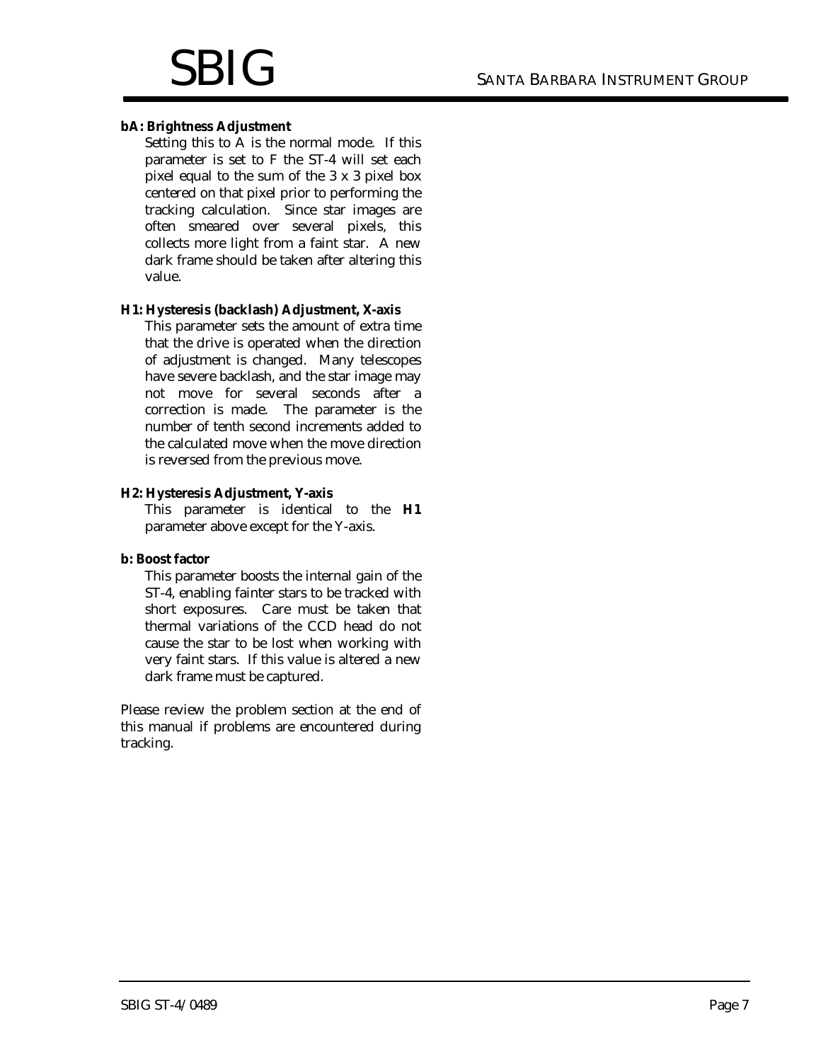**bA: Brightness Adjustment**

Setting this to A is the normal mode. If this parameter is set to F the ST-4 will set each pixel equal to the sum of the 3 x 3 pixel box centered on that pixel prior to performing the tracking calculation. Since star images are often smeared over several pixels, this collects more light from a faint star. A new dark frame should be taken after altering this value.

**H1: Hysteresis (backlash) Adjustment, X-axis**

This parameter sets the amount of extra time that the drive is operated when the direction of adjustment is changed. Many telescopes have severe backlash, and the star image may not move for several seconds after a correction is made. The parameter is the number of tenth second increments added to the calculated move when the move direction is reversed from the previous move.

**H2: Hysteresis Adjustment, Y-axis**

This parameter is identical to the **H1** parameter above except for the Y-axis.

**b: Boost factor**

This parameter boosts the internal gain of the ST-4, enabling fainter stars to be tracked with short exposures. Care must be taken that thermal variations of the CCD head do not cause the star to be lost when working with very faint stars. If this value is altered a new dark frame must be captured.

Please review the problem section at the end of this manual if problems are encountered during tracking.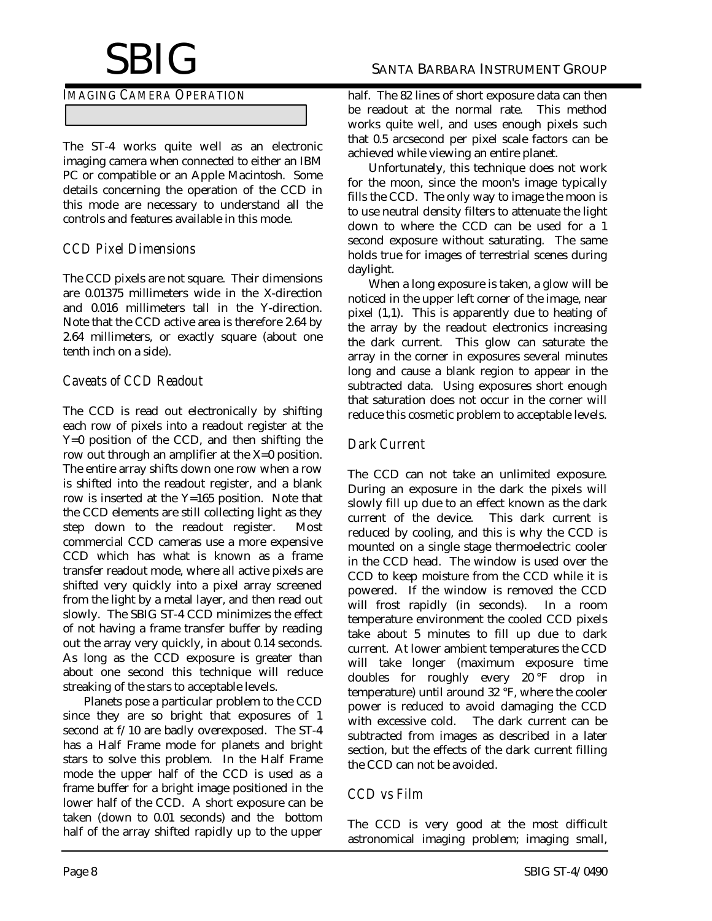## Imaging Camera Operation

The ST-4 works quite well as an electronic imaging camera when connected to either an IBM PC or compatible or an Apple Macintosh. Some details concerning the operation of the CCD in this mode are necessary to understand all the controls and features available in this mode.

### CCD Pixel Dimensions

The CCD pixels are not square. Their dimensions are 0.01375 millimeters wide in the X-direction and 0.016 millimeters tall in the Y-direction. Note that the CCD active area is therefore 2.64 by 2.64 millimeters, or exactly square (about one tenth inch on a side).

### Caveats of CCD Readout

The CCD is read out electronically by shifting each row of pixels into a readout register at the Y=0 position of the CCD, and then shifting the row out through an amplifier at the X=0 position. The entire array shifts down one row when a row is shifted into the readout register, and a blank row is inserted at the Y=165 position. Note that the CCD elements are still collecting light as they step down to the readout register. Most commercial CCD cameras use a more expensive CCD which has what is known as a frame transfer readout mode, where all active pixels are shifted very quickly into a pixel array screened from the light by a metal layer, and then read out slowly. The SBIG ST-4 CCD minimizes the effect of not having a frame transfer buffer by reading out the array very quickly, in about 0.14 seconds. As long as the CCD exposure is greater than about one second this technique will reduce streaking of the stars to acceptable levels.

Planets pose a particular problem to the CCD since they are so bright that exposures of 1 second at f/10 are badly overexposed. The ST-4 has a Half Frame mode for planets and bright stars to solve this problem. In the Half Frame mode the upper half of the CCD is used as a frame buffer for a bright image positioned in the lower half of the CCD. A short exposure can be taken (down to 0.01 seconds) and the bottom half of the array shifted rapidly up to the upper half. The 82 lines of short exposure data can then be readout at the normal rate. This method works quite well, and uses enough pixels such that 0.5 arcsecond per pixel scale factors can be achieved while viewing an entire planet.

Unfortunately, this technique does not work for the moon, since the moon's image typically fills the CCD. The only way to image the moon is to use neutral density filters to attenuate the light down to where the CCD can be used for a 1 second exposure without saturating. The same holds true for images of terrestrial scenes during daylight.

When a long exposure is taken, a glow will be noticed in the upper left corner of the image, near pixel (1,1). This is apparently due to heating of the array by the readout electronics increasing the dark current. This glow can saturate the array in the corner in exposures several minutes long and cause a blank region to appear in the subtracted data. Using exposures short enough that saturation does not occur in the corner will reduce this cosmetic problem to acceptable levels.

### Dark Current

The CCD can not take an unlimited exposure. During an exposure in the dark the pixels will slowly fill up due to an effect known as the dark current of the device. This dark current is reduced by cooling, and this is why the CCD is mounted on a single stage thermoelectric cooler in the CCD head. The window is used over the CCD to keep moisture from the CCD while it is powered. If the window is removed the CCD will frost rapidly (in seconds). In a room temperature environment the cooled CCD pixels take about 5 minutes to fill up due to dark current. At lower ambient temperatures the CCD will take longer (maximum exposure time doubles for roughly every 20 °F drop in temperature) until around 32 °F, where the cooler power is reduced to avoid damaging the CCD with excessive cold. The dark current can be subtracted from images as described in a later section, but the effects of the dark current filling the CCD can not be avoided.

### CCD vs Film

The CCD is very good at the most difficult astronomical imaging problem; imaging small,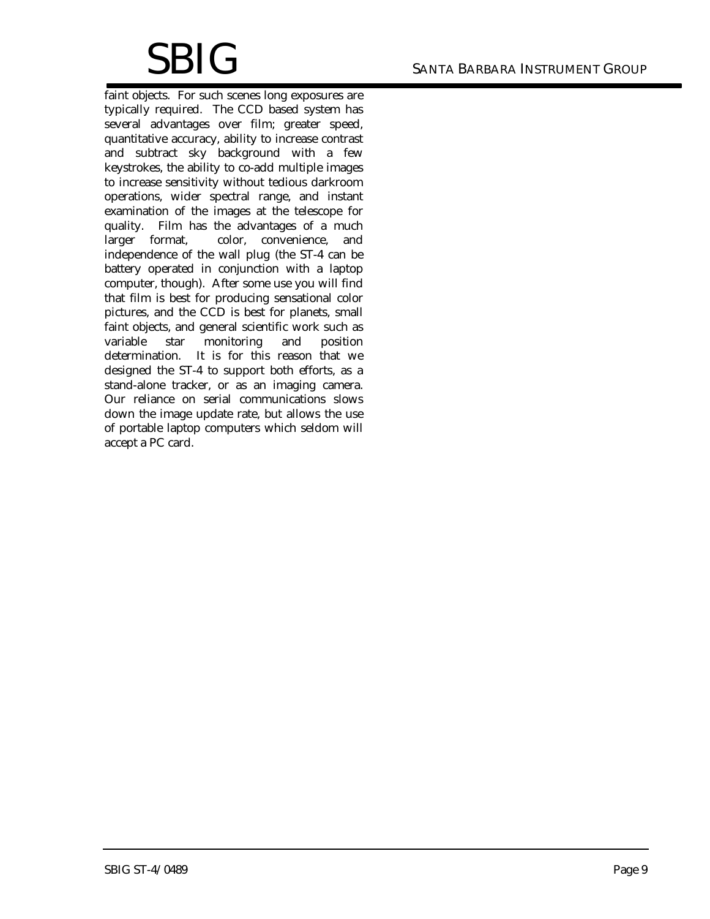faint objects. For such scenes long exposures are typically required. The CCD based system has several advantages over film; greater speed, quantitative accuracy, ability to increase contrast and subtract sky background with a few keystrokes, the ability to co-add multiple images to increase sensitivity without tedious darkroom operations, wider spectral range, and instant examination of the images at the telescope for quality. Film has the advantages of a much larger format, color, convenience, and independence of the wall plug (the ST-4 can be battery operated in conjunction with a laptop computer, though). After some use you will find that film is best for producing sensational color pictures, and the CCD is best for planets, small faint objects, and general scientific work such as variable star monitoring and position determination. It is for this reason that we designed the ST-4 to support both efforts, as a stand-alone tracker, or as an imaging camera. Our reliance on serial communications slows down the image update rate, but allows the use of portable laptop computers which seldom will accept a PC card.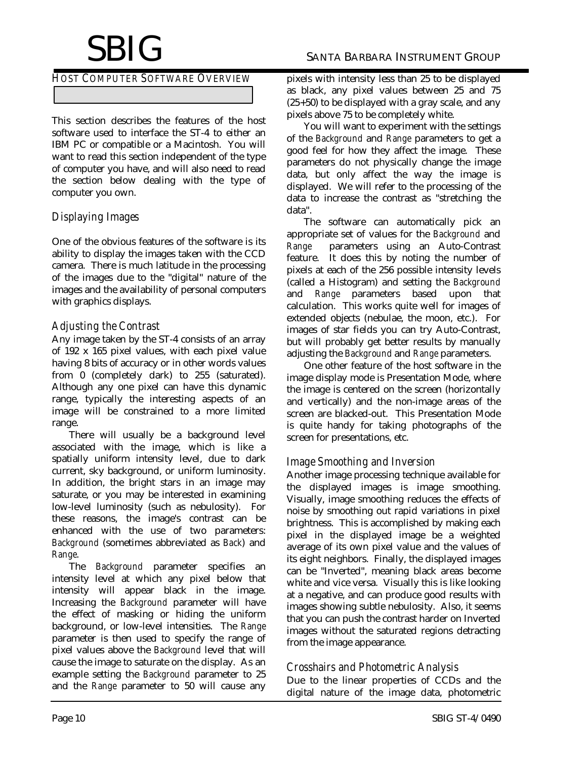## HOST COMPUTER SOFTWARE OVERVIEW

This section describes the features of the host software used to interface the ST-4 to either an IBM PC or compatible or a Macintosh. You will want to read this section independent of the type of computer you have, and will also need to read the section below dealing with the type of computer you own.

### Displaying Images

One of the obvious features of the software is its ability to display the images taken with the CCD camera. There is much latitude in the processing of the images due to the "digital" nature of the images and the availability of personal computers with graphics displays.

#### Adjusting the Contrast

Any image taken by the ST-4 consists of an array of 192 x 165 pixel values, with each pixel value having 8 bits of accuracy or in other words values from 0 (completely dark) to 255 (saturated). Although any one pixel can have this dynamic range, typically the interesting aspects of an image will be constrained to a more limited range.

There will usually be a background level associated with the image, which is like a spatially uniform intensity level, due to dark current, sky background, or uniform luminosity. In addition, the bright stars in an image may saturate, or you may be interested in examining low-level luminosity (such as nebulosity). For these reasons, the image's contrast can be enhanced with the use of two parameters: *Background* (sometimes abbreviated as *Back*) and *Range*.

The *Background* parameter specifies an intensity level at which any pixel below that intensity will appear black in the image. Increasing the *Background* parameter will have the effect of masking or hiding the uniform background, or low-level intensities. The *Range* parameter is then used to specify the range of pixel values above the *Background* level that will cause the image to saturate on the display. As an example setting the *Background* parameter to 25 and the *Range* parameter to 50 will cause any pixels with intensity less than 25 to be displayed as black, any pixel values between 25 and 75 (25+50) to be displayed with a gray scale, and any pixels above 75 to be completely white.

You will want to experiment with the settings of the *Background* and *Range* parameters to get a good feel for how they affect the image. These parameters do not physically change the image data, but only affect the way the image is displayed. We will refer to the processing of the data to increase the contrast as "stretching the data".

The software can automatically pick an appropriate set of values for the *Background* and *Range* parameters using an Auto-Contrast feature. It does this by noting the number of pixels at each of the 256 possible intensity levels (called a Histogram) and setting the *Background* and *Range* parameters based upon that calculation. This works quite well for images of extended objects (nebulae, the moon, etc.). For images of star fields you can try Auto-Contrast, but will probably get better results by manually adjusting the *Background* and *Range* parameters.

One other feature of the host software in the image display mode is Presentation Mode, where the image is centered on the screen (horizontally and vertically) and the non-image areas of the screen are blacked-out. This Presentation Mode is quite handy for taking photographs of the screen for presentations, etc.

#### Image Smoothing and Inversion

Another image processing technique available for the displayed images is image smoothing. Visually, image smoothing reduces the effects of noise by smoothing out rapid variations in pixel brightness. This is accomplished by making each pixel in the displayed image be a weighted average of its own pixel value and the values of its eight neighbors. Finally, the displayed images can be "Inverted", meaning black areas become white and vice versa. Visually this is like looking at a negative, and can produce good results with images showing subtle nebulosity. Also, it seems that you can push the contrast harder on Inverted images without the saturated regions detracting from the image appearance.

#### Crosshairs and Photometric Analysis

Due to the linear properties of CCDs and the digital nature of the image data, photometric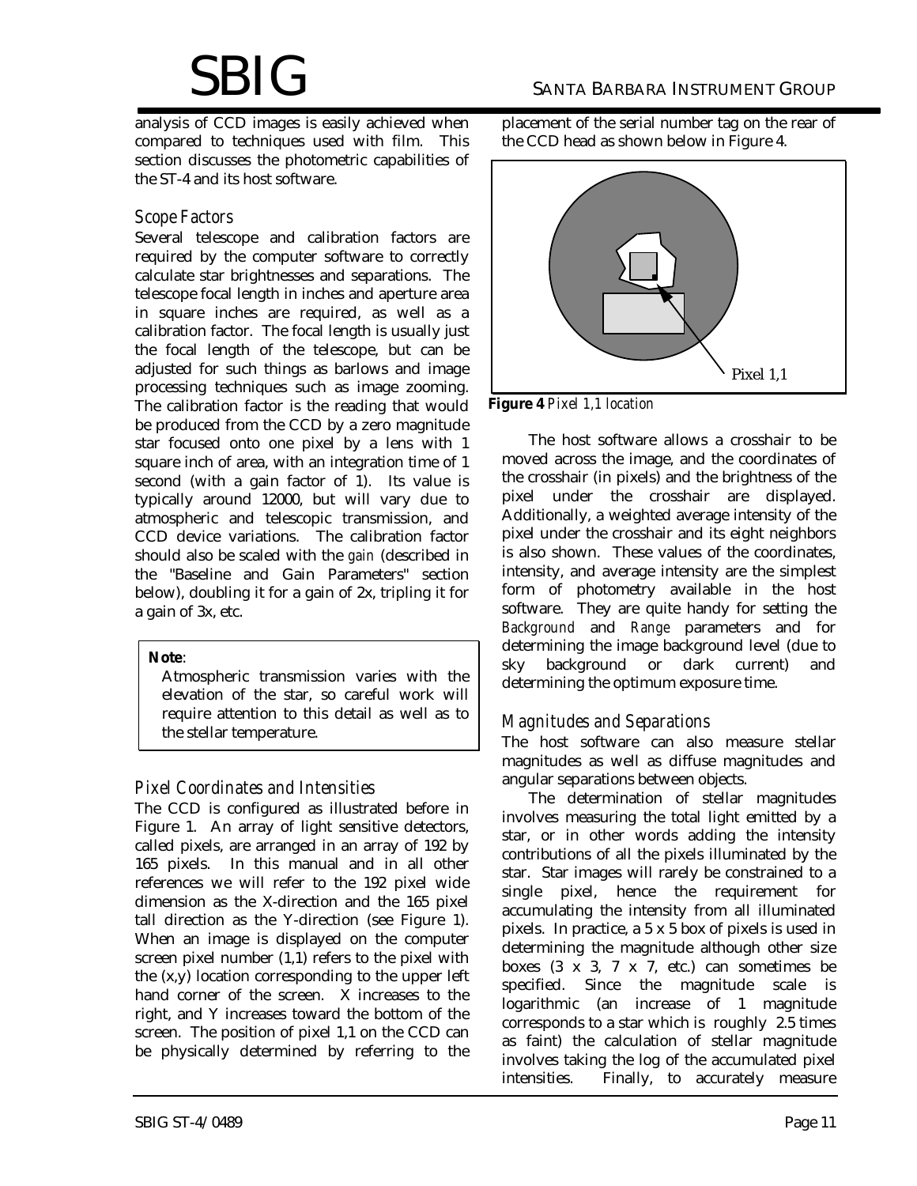analysis of CCD images is easily achieved when compared to techniques used with film. This section discusses the photometric capabilities of the ST-4 and its host software.

### *Scope Factors*

Several telescope and calibration factors are required by the computer software to correctly calculate star brightnesses and separations. The telescope focal length in inches and aperture area in square inches are required, as well as a calibration factor. The focal length is usually just the focal length of the telescope, but can be adjusted for such things as barlows and image processing techniques such as image zooming. The calibration factor is the reading that would be produced from the CCD by a zero magnitude star focused onto one pixel by a lens with 1 square inch of area, with an integration time of 1 second (with a gain factor of 1). Its value is typically around 12000, but will vary due to atmospheric and telescopic transmission, and CCD device variations. The calibration factor should also be scaled with the *gain* (described in the "Baseline and Gain Parameters" section below), doubling it for a gain of 2x, tripling it for a gain of 3x, etc.

> **Note**:
> Atmospheric transmission varies with the elevation of the star, so careful work will require attention to this detail as well as to the stellar temperature.

### *Pixel Coordinates and Intensities*

The CCD is configured as illustrated before in Figure 1. An array of light sensitive detectors, called pixels, are arranged in an array of 192 by 165 pixels. In this manual and in all other references we will refer to the 192 pixel wide dimension as the X-direction and the 165 pixel tall direction as the Y-direction (see Figure 1). When an image is displayed on the computer screen pixel number (1,1) refers to the pixel with the (x,y) location corresponding to the upper left hand corner of the screen. X increases to the right, and Y increases toward the bottom of the screen. The position of pixel 1,1 on the CCD can be physically determined by referring to the placement of the serial number tag on the rear of the CCD head as shown below in Figure 4.

Pixel 1,1

**Figure 4** *Pixel 1,1 location*

The host software allows a crosshair to be moved across the image, and the coordinates of the crosshair (in pixels) and the brightness of the pixel under the crosshair are displayed. Additionally, a weighted average intensity of the pixel under the crosshair and its eight neighbors is also shown. These values of the coordinates, intensity, and average intensity are the simplest form of photometry available in the host software. They are quite handy for setting the *Background* and *Range* parameters and for determining the image background level (due to sky background or dark current) and determining the optimum exposure time.

### *Magnitudes and Separations*

The host software can also measure stellar magnitudes as well as diffuse magnitudes and angular separations between objects.

The determination of stellar magnitudes involves measuring the total light emitted by a star, or in other words adding the intensity contributions of all the pixels illuminated by the star. Star images will rarely be constrained to a single pixel, hence the requirement for accumulating the intensity from all illuminated pixels. In practice, a 5 x 5 box of pixels is used in determining the magnitude although other size boxes (3 x 3, 7 x 7, etc.) can sometimes be specified. Since the magnitude scale is logarithmic (an increase of 1 magnitude corresponds to a star which is roughly 2.5 times as faint) the calculation of stellar magnitude involves taking the log of the accumulated pixel intensities. Finally, to accurately measure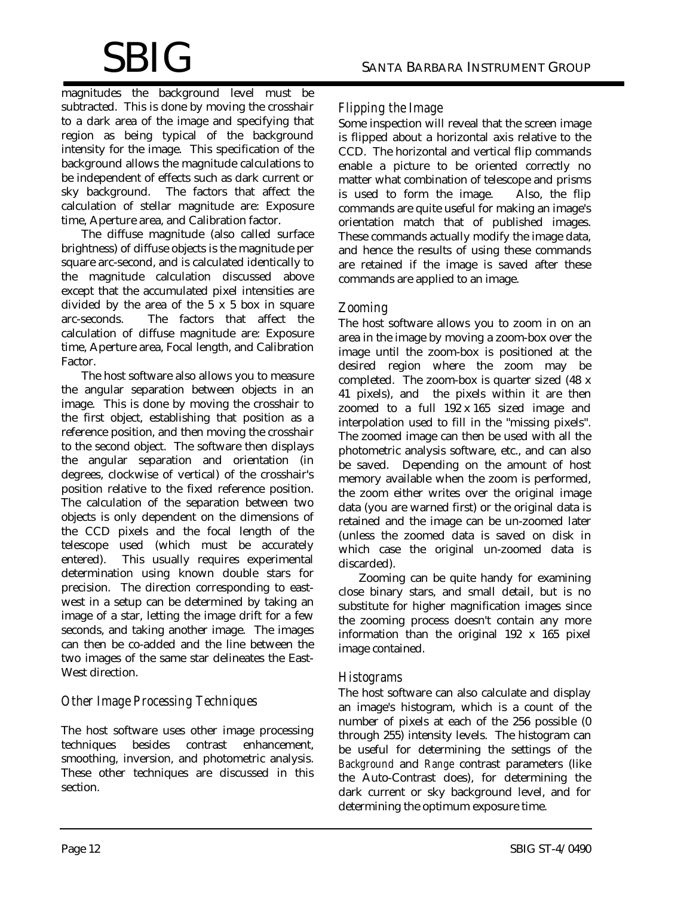magnitudes the background level must be subtracted. This is done by moving the crosshair to a dark area of the image and specifying that region as being typical of the background intensity for the image. This specification of the background allows the magnitude calculations to be independent of effects such as dark current or sky background. The factors that affect the calculation of stellar magnitude are: Exposure time, Aperture area, and Calibration factor.

The diffuse magnitude (also called surface brightness) of diffuse objects is the magnitude per square arc-second, and is calculated identically to the magnitude calculation discussed above except that the accumulated pixel intensities are divided by the area of the 5 x 5 box in square arc-seconds. The factors that affect the calculation of diffuse magnitude are: Exposure time, Aperture area, Focal length, and Calibration Factor.

The host software also allows you to measure the angular separation between objects in an image. This is done by moving the crosshair to the first object, establishing that position as a reference position, and then moving the crosshair to the second object. The software then displays the angular separation and orientation (in degrees, clockwise of vertical) of the crosshair's position relative to the fixed reference position. The calculation of the separation between two objects is only dependent on the dimensions of the CCD pixels and the focal length of the telescope used (which must be accurately entered). This usually requires experimental determination using known double stars for precision. The direction corresponding to east-west in a setup can be determined by taking an image of a star, letting the image drift for a few seconds, and taking another image. The images can then be co-added and the line between the two images of the same star delineates the East-West direction.

## *Other Image Processing Techniques*

The host software uses other image processing techniques besides contrast enhancement, smoothing, inversion, and photometric analysis. These other techniques are discussed in this section.

### *Flipping the Image*

Some inspection will reveal that the screen image is flipped about a horizontal axis relative to the CCD. The horizontal and vertical flip commands enable a picture to be oriented correctly no matter what combination of telescope and prisms is used to form the image. Also, the flip commands are quite useful for making an image's orientation match that of published images. These commands actually modify the image data, and hence the results of using these commands are retained if the image is saved after these commands are applied to an image.

### *Zooming*

The host software allows you to zoom in on an area in the image by moving a zoom-box over the image until the zoom-box is positioned at the desired region where the zoom may be completed. The zoom-box is quarter sized (48 x 41 pixels), and the pixels within it are then zoomed to a full 192 x 165 sized image and interpolation used to fill in the "missing pixels". The zoomed image can then be used with all the photometric analysis software, etc., and can also be saved. Depending on the amount of host memory available when the zoom is performed, the zoom either writes over the original image data (you are warned first) or the original data is retained and the image can be un-zoomed later (unless the zoomed data is saved on disk in which case the original un-zoomed data is discarded).

Zooming can be quite handy for examining close binary stars, and small detail, but is no substitute for higher magnification images since the zooming process doesn't contain any more information than the original 192 x 165 pixel image contained.

### *Histograms*

The host software can also calculate and display an image's histogram, which is a count of the number of pixels at each of the 256 possible (0 through 255) intensity levels. The histogram can be useful for determining the settings of the *Background* and *Range* contrast parameters (like the Auto-Contrast does), for determining the dark current or sky background level, and for determining the optimum exposure time.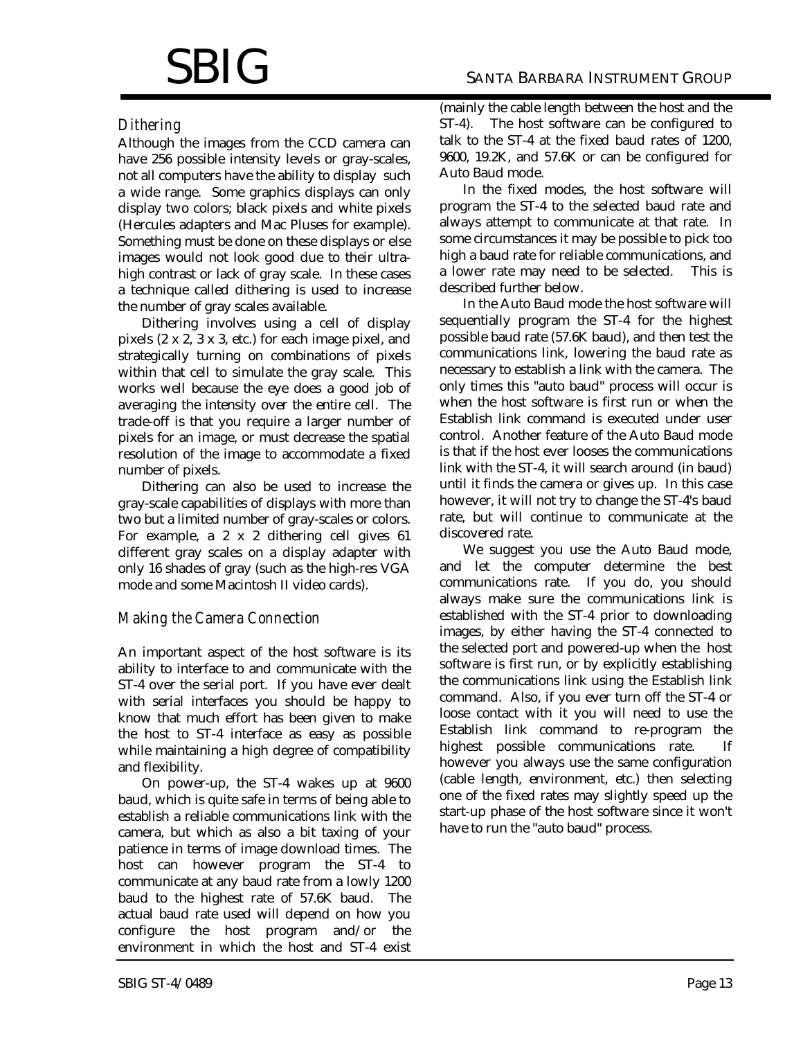### *Dithering*

Although the images from the CCD camera can have 256 possible intensity levels or gray-scales, not all computers have the ability to display such a wide range. Some graphics displays can only display two colors; black pixels and white pixels (Hercules adapters and Mac Pluses for example). Something must be done on these displays or else images would not look good due to their ultra-high contrast or lack of gray scale. In these cases a technique called dithering is used to increase the number of gray scales available.

Dithering involves using a cell of display pixels (2 x 2, 3 x 3, etc.) for each image pixel, and strategically turning on combinations of pixels within that cell to simulate the gray scale. This works well because the eye does a good job of averaging the intensity over the entire cell. The trade-off is that you require a larger number of pixels for an image, or must decrease the spatial resolution of the image to accommodate a fixed number of pixels.

Dithering can also be used to increase the gray-scale capabilities of displays with more than two but a limited number of gray-scales or colors. For example, a 2 x 2 dithering cell gives 61 different gray scales on a display adapter with only 16 shades of gray (such as the high-res VGA mode and some Macintosh II video cards).

### *Making the Camera Connection*

An important aspect of the host software is its ability to interface to and communicate with the ST-4 over the serial port. If you have ever dealt with serial interfaces you should be happy to know that much effort has been given to make the host to ST-4 interface as easy as possible while maintaining a high degree of compatibility and flexibility.

On power-up, the ST-4 wakes up at 9600 baud, which is quite safe in terms of being able to establish a reliable communications link with the camera, but which as also a bit taxing of your patience in terms of image download times. The host can however program the ST-4 to communicate at any baud rate from a lowly 1200 baud to the highest rate of 57.6K baud. The actual baud rate used will depend on how you configure the host program and/or the environment in which the host and ST-4 exist (mainly the cable length between the host and the ST-4). The host software can be configured to talk to the ST-4 at the fixed baud rates of 1200, 9600, 19.2K, and 57.6K or can be configured for Auto Baud mode.

In the fixed modes, the host software will program the ST-4 to the selected baud rate and always attempt to communicate at that rate. In some circumstances it may be possible to pick too high a baud rate for reliable communications, and a lower rate may need to be selected. This is described further below.

In the Auto Baud mode the host software will sequentially program the ST-4 for the highest possible baud rate (57.6K baud), and then test the communications link, lowering the baud rate as necessary to establish a link with the camera. The only times this "auto baud" process will occur is when the host software is first run or when the Establish link command is executed under user control. Another feature of the Auto Baud mode is that if the host ever looses the communications link with the ST-4, it will search around (in baud) until it finds the camera or gives up. In this case however, it will not try to change the ST-4's baud rate, but will continue to communicate at the discovered rate.

We suggest you use the Auto Baud mode, and let the computer determine the best communications rate. If you do, you should always make sure the communications link is established with the ST-4 prior to downloading images, by either having the ST-4 connected to the selected port and powered-up when the host software is first run, or by explicitly establishing the communications link using the Establish link command. Also, if you ever turn off the ST-4 or loose contact with it you will need to use the Establish link command to re-program the highest possible communications rate. If however you always use the same configuration (cable length, environment, etc.) then selecting one of the fixed rates may slightly speed up the start-up phase of the host software since it won't have to run the "auto baud" process.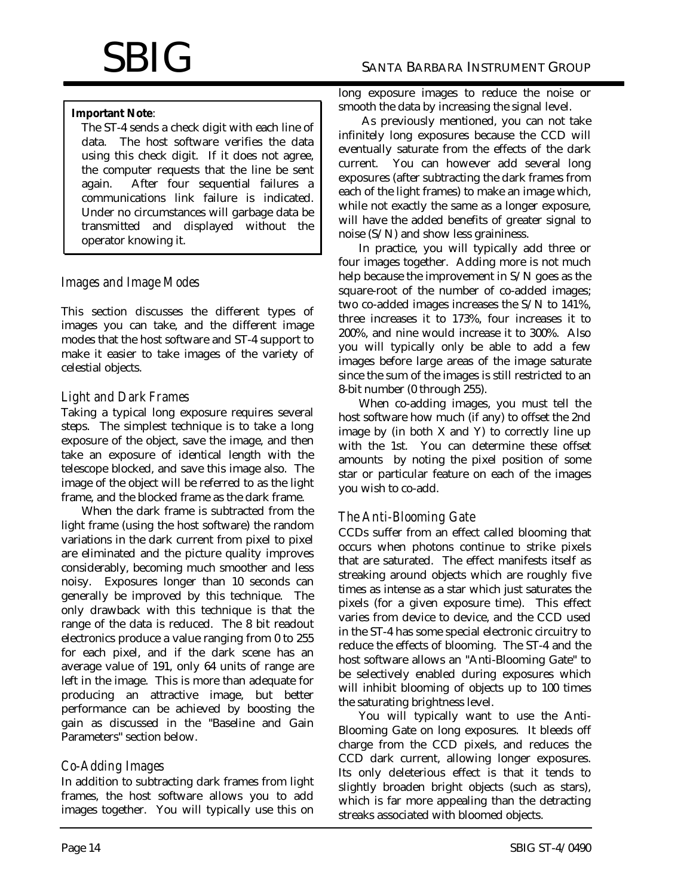**Important Note**:

The ST-4 sends a check digit with each line of data. The host software verifies the data using this check digit. If it does not agree, the computer requests that the line be sent again. After four sequential failures a communications link failure is indicated. Under no circumstances will garbage data be transmitted and displayed without the operator knowing it.

## *Images and Image Modes*

This section discusses the different types of images you can take, and the different image modes that the host software and ST-4 support to make it easier to take images of the variety of celestial objects.

### *Light and Dark Frames*

Taking a typical long exposure requires several steps. The simplest technique is to take a long exposure of the object, save the image, and then take an exposure of identical length with the telescope blocked, and save this image also. The image of the object will be referred to as the light frame, and the blocked frame as the dark frame.

When the dark frame is subtracted from the light frame (using the host software) the random variations in the dark current from pixel to pixel are eliminated and the picture quality improves considerably, becoming much smoother and less noisy. Exposures longer than 10 seconds can generally be improved by this technique. The only drawback with this technique is that the range of the data is reduced. The 8 bit readout electronics produce a value ranging from 0 to 255 for each pixel, and if the dark scene has an average value of 191, only 64 units of range are left in the image. This is more than adequate for producing an attractive image, but better performance can be achieved by boosting the gain as discussed in the "Baseline and Gain Parameters" section below.

### *Co-Adding Images*

In addition to subtracting dark frames from light frames, the host software allows you to add images together. You will typically use this on long exposure images to reduce the noise or smooth the data by increasing the signal level.

As previously mentioned, you can not take infinitely long exposures because the CCD will eventually saturate from the effects of the dark current. You can however add several long exposures (after subtracting the dark frames from each of the light frames) to make an image which, while not exactly the same as a longer exposure, will have the added benefits of greater signal to noise (S/N) and show less graininess.

In practice, you will typically add three or four images together. Adding more is not much help because the improvement in S/N goes as the square-root of the number of co-added images; two co-added images increases the S/N to 141%, three increases it to 173%, four increases it to 200%, and nine would increase it to 300%. Also you will typically only be able to add a few images before large areas of the image saturate since the sum of the images is still restricted to an 8-bit number (0 through 255).

When co-adding images, you must tell the host software how much (if any) to offset the 2nd image by (in both X and Y) to correctly line up with the 1st. You can determine these offset amounts by noting the pixel position of some star or particular feature on each of the images you wish to co-add.

### *The Anti-Blooming Gate*

CCDs suffer from an effect called blooming that occurs when photons continue to strike pixels that are saturated. The effect manifests itself as streaking around objects which are roughly five times as intense as a star which just saturates the pixels (for a given exposure time). This effect varies from device to device, and the CCD used in the ST-4 has some special electronic circuitry to reduce the effects of blooming. The ST-4 and the host software allows an "Anti-Blooming Gate" to be selectively enabled during exposures which will inhibit blooming of objects up to 100 times the saturating brightness level.

You will typically want to use the Anti-Blooming Gate on long exposures. It bleeds off charge from the CCD pixels, and reduces the CCD dark current, allowing longer exposures. Its only deleterious effect is that it tends to slightly broaden bright objects (such as stars), which is far more appealing than the detracting streaks associated with bloomed objects.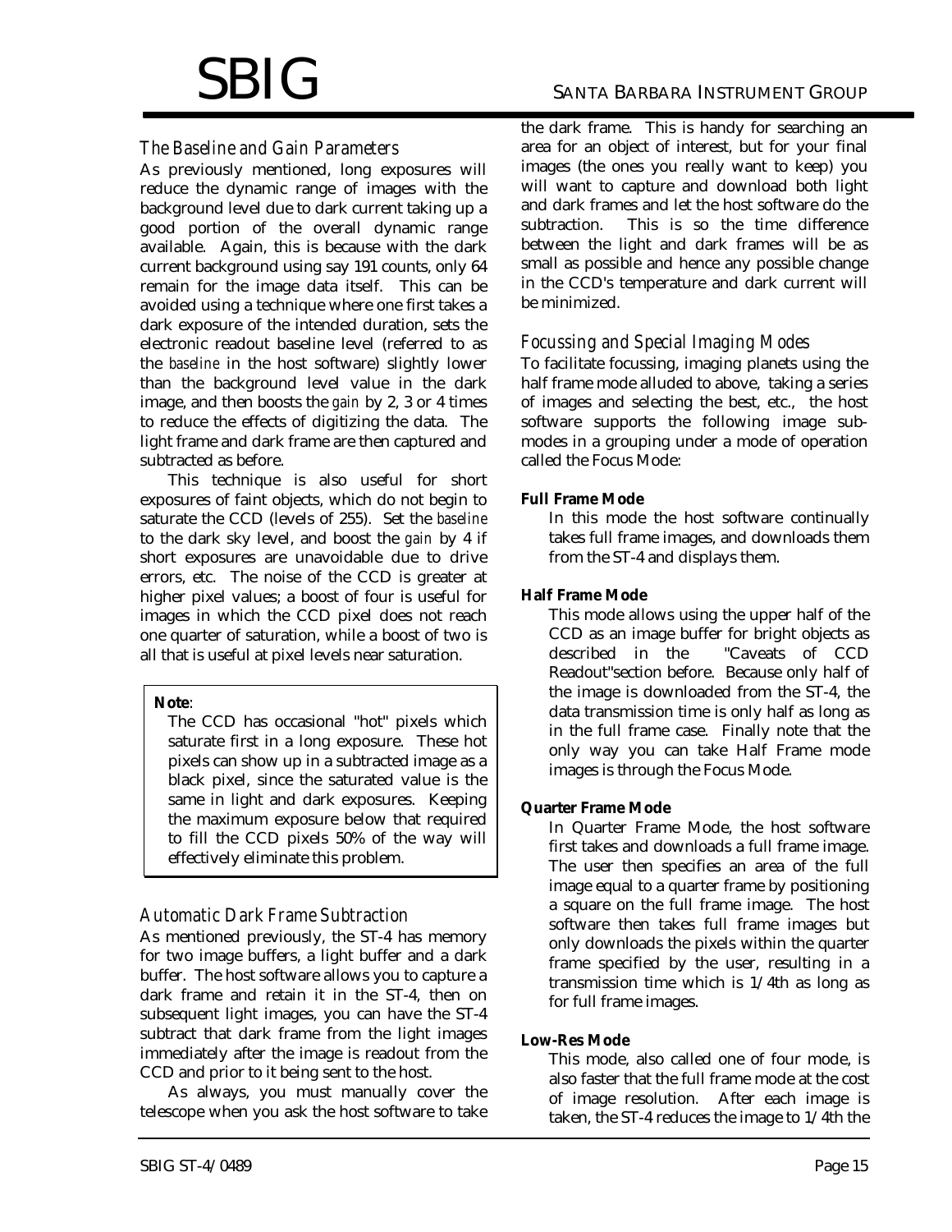## The Baseline and Gain Parameters

As previously mentioned, long exposures will reduce the dynamic range of images with the background level due to dark current taking up a good portion of the overall dynamic range available. Again, this is because with the dark current background using say 191 counts, only 64 remain for the image data itself. This can be avoided using a technique where one first takes a dark exposure of the intended duration, sets the electronic readout baseline level (referred to as the *baseline* in the host software) slightly lower than the background level value in the dark image, and then boosts the *gain* by 2, 3 or 4 times to reduce the effects of digitizing the data. The light frame and dark frame are then captured and subtracted as before.

This technique is also useful for short exposures of faint objects, which do not begin to saturate the CCD (levels of 255). Set the *baseline* to the dark sky level, and boost the *gain* by 4 if short exposures are unavoidable due to drive errors, etc. The noise of the CCD is greater at higher pixel values; a boost of four is useful for images in which the CCD pixel does not reach one quarter of saturation, while a boost of two is all that is useful at pixel levels near saturation.

> **Note**:
>
> The CCD has occasional "hot" pixels which saturate first in a long exposure. These hot pixels can show up in a subtracted image as a black pixel, since the saturated value is the same in light and dark exposures. Keeping the maximum exposure below that required to fill the CCD pixels 50% of the way will effectively eliminate this problem.

## Automatic Dark Frame Subtraction

As mentioned previously, the ST-4 has memory for two image buffers, a light buffer and a dark buffer. The host software allows you to capture a dark frame and retain it in the ST-4, then on subsequent light images, you can have the ST-4 subtract that dark frame from the light images immediately after the image is readout from the CCD and prior to it being sent to the host.

As always, you must manually cover the telescope when you ask the host software to take the dark frame. This is handy for searching an area for an object of interest, but for your final images (the ones you really want to keep) you will want to capture and download both light and dark frames and let the host software do the subtraction. This is so the time difference between the light and dark frames will be as small as possible and hence any possible change in the CCD's temperature and dark current will be minimized.

## Focussing and Special Imaging Modes

To facilitate focussing, imaging planets using the half frame mode alluded to above, taking a series of images and selecting the best, etc., the host software supports the following image sub-modes in a grouping under a mode of operation called the Focus Mode:

**Full Frame Mode**

In this mode the host software continually takes full frame images, and downloads them from the ST-4 and displays them.

**Half Frame Mode**

This mode allows using the upper half of the CCD as an image buffer for bright objects as described in the "Caveats of CCD Readout"section before. Because only half of the image is downloaded from the ST-4, the data transmission time is only half as long as in the full frame case. Finally note that the only way you can take Half Frame mode images is through the Focus Mode.

**Quarter Frame Mode**

In Quarter Frame Mode, the host software first takes and downloads a full frame image. The user then specifies an area of the full image equal to a quarter frame by positioning a square on the full frame image. The host software then takes full frame images but only downloads the pixels within the quarter frame specified by the user, resulting in a transmission time which is 1/4th as long as for full frame images.

**Low-Res Mode**

This mode, also called one of four mode, is also faster that the full frame mode at the cost of image resolution. After each image is taken, the ST-4 reduces the image to 1/4th the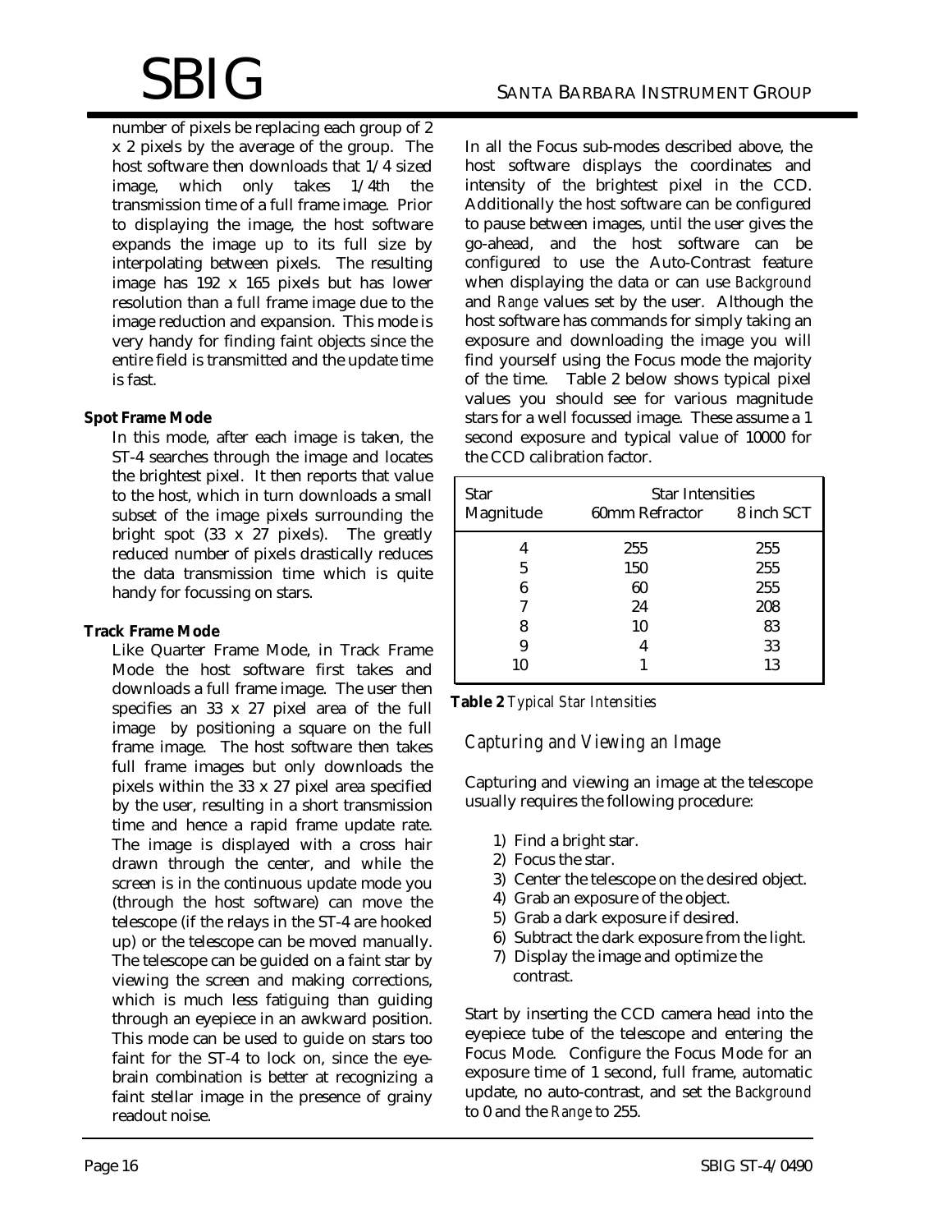number of pixels be replacing each group of 2 x 2 pixels by the average of the group. The host software then downloads that 1/4 sized image, which only takes 1/4th the transmission time of a full frame image. Prior to displaying the image, the host software expands the image up to its full size by interpolating between pixels. The resulting image has 192 x 165 pixels but has lower resolution than a full frame image due to the image reduction and expansion. This mode is very handy for finding faint objects since the entire field is transmitted and the update time is fast.

**Spot Frame Mode**

In this mode, after each image is taken, the ST-4 searches through the image and locates the brightest pixel. It then reports that value to the host, which in turn downloads a small subset of the image pixels surrounding the bright spot (33 x 27 pixels). The greatly reduced number of pixels drastically reduces the data transmission time which is quite handy for focussing on stars.

**Track Frame Mode**

Like Quarter Frame Mode, in Track Frame Mode the host software first takes and downloads a full frame image. The user then specifies an 33 x 27 pixel area of the full image by positioning a square on the full frame image. The host software then takes full frame images but only downloads the pixels within the 33 x 27 pixel area specified by the user, resulting in a short transmission time and hence a rapid frame update rate. The image is displayed with a cross hair drawn through the center, and while the screen is in the continuous update mode you (through the host software) can move the telescope (if the relays in the ST-4 are hooked up) or the telescope can be moved manually. The telescope can be guided on a faint star by viewing the screen and making corrections, which is much less fatiguing than guiding through an eyepiece in an awkward position. This mode can be used to guide on stars too faint for the ST-4 to lock on, since the eye-brain combination is better at recognizing a faint stellar image in the presence of grainy readout noise.

In all the Focus sub-modes described above, the host software displays the coordinates and intensity of the brightest pixel in the CCD. Additionally the host software can be configured to pause between images, until the user gives the go-ahead, and the host software can be configured to use the Auto-Contrast feature when displaying the data or can use *Background* and *Range* values set by the user. Although the host software has commands for simply taking an exposure and downloading the image you will find yourself using the Focus mode the majority of the time. Table 2 below shows typical pixel values you should see for various magnitude stars for a well focussed image. These assume a 1 second exposure and typical value of 10000 for the CCD calibration factor.

| Star Magnitude | Star Intensities 60mm Refractor | 8 inch SCT |
|---|---|---|
| 4 | 255 | 255 |
| 5 | 150 | 255 |
| 6 | 60 | 255 |
| 7 | 24 | 208 |
| 8 | 10 | 83 |
| 9 | 4 | 33 |
| 10 | 1 | 13 |

**Table 2** *Typical Star Intensities*

## *Capturing and Viewing an Image*

Capturing and viewing an image at the telescope usually requires the following procedure:

1) Find a bright star.
2) Focus the star.
3) Center the telescope on the desired object.
4) Grab an exposure of the object.
5) Grab a dark exposure if desired.
6) Subtract the dark exposure from the light.
7) Display the image and optimize the contrast.

Start by inserting the CCD camera head into the eyepiece tube of the telescope and entering the Focus Mode. Configure the Focus Mode for an exposure time of 1 second, full frame, automatic update, no auto-contrast, and set the *Background* to 0 and the *Range* to 255.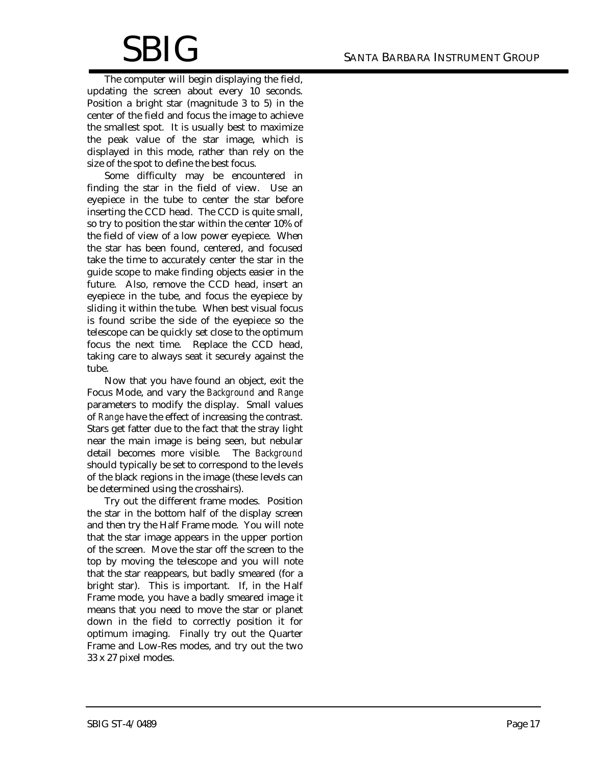The computer will begin displaying the field, updating the screen about every 10 seconds. Position a bright star (magnitude 3 to 5) in the center of the field and focus the image to achieve the smallest spot. It is usually best to maximize the peak value of the star image, which is displayed in this mode, rather than rely on the size of the spot to define the best focus.

Some difficulty may be encountered in finding the star in the field of view. Use an eyepiece in the tube to center the star before inserting the CCD head. The CCD is quite small, so try to position the star within the center 10% of the field of view of a low power eyepiece. When the star has been found, centered, and focused take the time to accurately center the star in the guide scope to make finding objects easier in the future. Also, remove the CCD head, insert an eyepiece in the tube, and focus the eyepiece by sliding it within the tube. When best visual focus is found scribe the side of the eyepiece so the telescope can be quickly set close to the optimum focus the next time. Replace the CCD head, taking care to always seat it securely against the tube.

Now that you have found an object, exit the Focus Mode, and vary the *Background* and *Range* parameters to modify the display. Small values of *Range* have the effect of increasing the contrast. Stars get fatter due to the fact that the stray light near the main image is being seen, but nebular detail becomes more visible. The *Background* should typically be set to correspond to the levels of the black regions in the image (these levels can be determined using the crosshairs).

Try out the different frame modes. Position the star in the bottom half of the display screen and then try the Half Frame mode. You will note that the star image appears in the upper portion of the screen. Move the star off the screen to the top by moving the telescope and you will note that the star reappears, but badly smeared (for a bright star). This is important. If, in the Half Frame mode, you have a badly smeared image it means that you need to move the star or planet down in the field to correctly position it for optimum imaging. Finally try out the Quarter Frame and Low-Res modes, and try out the two 33 x 27 pixel modes.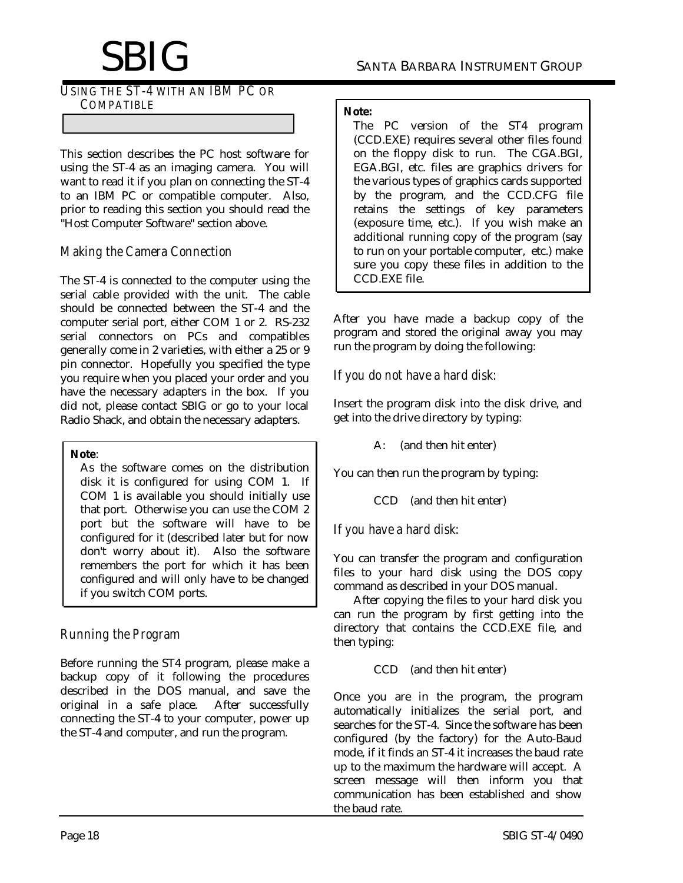## USING THE ST-4 WITH AN IBM PC OR COMPATIBLE

This section describes the PC host software for using the ST-4 as an imaging camera. You will want to read it if you plan on connecting the ST-4 to an IBM PC or compatible computer. Also, prior to reading this section you should read the "Host Computer Software" section above.

### *Making the Camera Connection*

The ST-4 is connected to the computer using the serial cable provided with the unit. The cable should be connected between the ST-4 and the computer serial port, either COM 1 or 2. RS-232 serial connectors on PCs and compatibles generally come in 2 varieties, with either a 25 or 9 pin connector. Hopefully you specified the type you require when you placed your order and you have the necessary adapters in the box. If you did not, please contact SBIG or go to your local Radio Shack, and obtain the necessary adapters.

> **Note**:
> As the software comes on the distribution disk it is configured for using COM 1. If COM 1 is available you should initially use that port. Otherwise you can use the COM 2 port but the software will have to be configured for it (described later but for now don't worry about it). Also the software remembers the port for which it has been configured and will only have to be changed if you switch COM ports.

### *Running the Program*

Before running the ST4 program, please make a backup copy of it following the procedures described in the DOS manual, and save the original in a safe place. After successfully connecting the ST-4 to your computer, power up the ST-4 and computer, and run the program.

> **Note:**
> The PC version of the ST4 program (CCD.EXE) requires several other files found on the floppy disk to run. The CGA.BGI, EGA.BGI, etc. files are graphics drivers for the various types of graphics cards supported by the program, and the CCD.CFG file retains the settings of key parameters (exposure time, etc.). If you wish make an additional running copy of the program (say to run on your portable computer, etc.) make sure you copy these files in addition to the CCD.EXE file.

After you have made a backup copy of the program and stored the original away you may run the program by doing the following:

### *If you do not have a hard disk:*

Insert the program disk into the disk drive, and get into the drive directory by typing:

A: (and then hit enter)

You can then run the program by typing:

CCD (and then hit enter)

### *If you have a hard disk:*

You can transfer the program and configuration files to your hard disk using the DOS copy command as described in your DOS manual.

After copying the files to your hard disk you can run the program by first getting into the directory that contains the CCD.EXE file, and then typing:

CCD (and then hit enter)

Once you are in the program, the program automatically initializes the serial port, and searches for the ST-4. Since the software has been configured (by the factory) for the Auto-Baud mode, if it finds an ST-4 it increases the baud rate up to the maximum the hardware will accept. A screen message will then inform you that communication has been established and show the baud rate.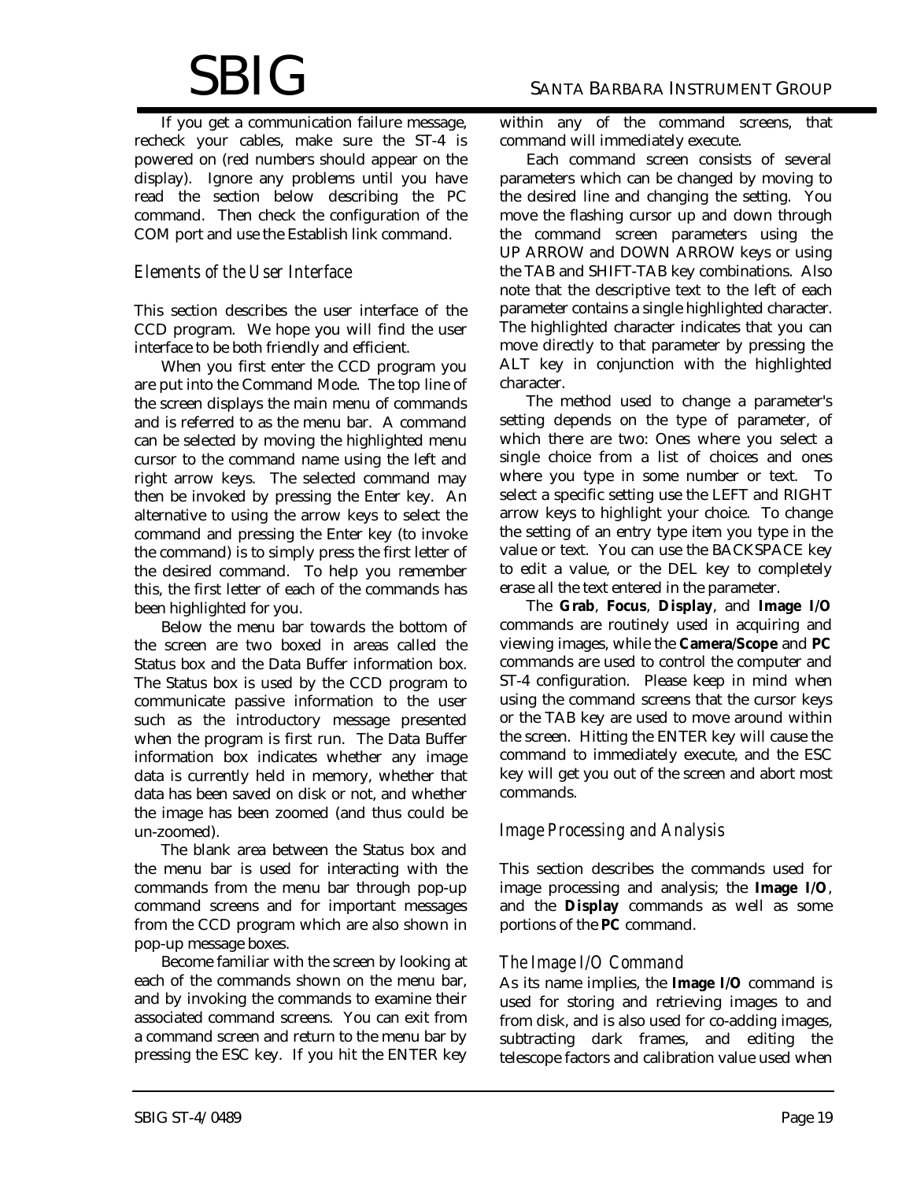If you get a communication failure message, recheck your cables, make sure the ST-4 is powered on (red numbers should appear on the display). Ignore any problems until you have read the section below describing the PC command. Then check the configuration of the COM port and use the Establish link command.

## *Elements of the User Interface*

This section describes the user interface of the CCD program. We hope you will find the user interface to be both friendly and efficient.

When you first enter the CCD program you are put into the Command Mode. The top line of the screen displays the main menu of commands and is referred to as the menu bar. A command can be selected by moving the highlighted menu cursor to the command name using the left and right arrow keys. The selected command may then be invoked by pressing the Enter key. An alternative to using the arrow keys to select the command and pressing the Enter key (to invoke the command) is to simply press the first letter of the desired command. To help you remember this, the first letter of each of the commands has been highlighted for you.

Below the menu bar towards the bottom of the screen are two boxed in areas called the Status box and the Data Buffer information box. The Status box is used by the CCD program to communicate passive information to the user such as the introductory message presented when the program is first run. The Data Buffer information box indicates whether any image data is currently held in memory, whether that data has been saved on disk or not, and whether the image has been zoomed (and thus could be un-zoomed).

The blank area between the Status box and the menu bar is used for interacting with the commands from the menu bar through pop-up command screens and for important messages from the CCD program which are also shown in pop-up message boxes.

Become familiar with the screen by looking at each of the commands shown on the menu bar, and by invoking the commands to examine their associated command screens. You can exit from a command screen and return to the menu bar by pressing the ESC key. If you hit the ENTER key within any of the command screens, that command will immediately execute.

Each command screen consists of several parameters which can be changed by moving to the desired line and changing the setting. You move the flashing cursor up and down through the command screen parameters using the UP ARROW and DOWN ARROW keys or using the TAB and SHIFT-TAB key combinations. Also note that the descriptive text to the left of each parameter contains a single highlighted character. The highlighted character indicates that you can move directly to that parameter by pressing the ALT key in conjunction with the highlighted character.

The method used to change a parameter's setting depends on the type of parameter, of which there are two: Ones where you select a single choice from a list of choices and ones where you type in some number or text. To select a specific setting use the LEFT and RIGHT arrow keys to highlight your choice. To change the setting of an entry type item you type in the value or text. You can use the BACKSPACE key to edit a value, or the DEL key to completely erase all the text entered in the parameter.

The **Grab**, **Focus**, **Display**, and **Image I/O** commands are routinely used in acquiring and viewing images, while the **Camera/Scope** and **PC** commands are used to control the computer and ST-4 configuration. Please keep in mind when using the command screens that the cursor keys or the TAB key are used to move around within the screen. Hitting the ENTER key will cause the command to immediately execute, and the ESC key will get you out of the screen and abort most commands.

## *Image Processing and Analysis*

This section describes the commands used for image processing and analysis; the **Image I/O**, and the **Display** commands as well as some portions of the **PC** command.

### *The Image I/O Command*

As its name implies, the **Image I/O** command is used for storing and retrieving images to and from disk, and is also used for co-adding images, subtracting dark frames, and editing the telescope factors and calibration value used when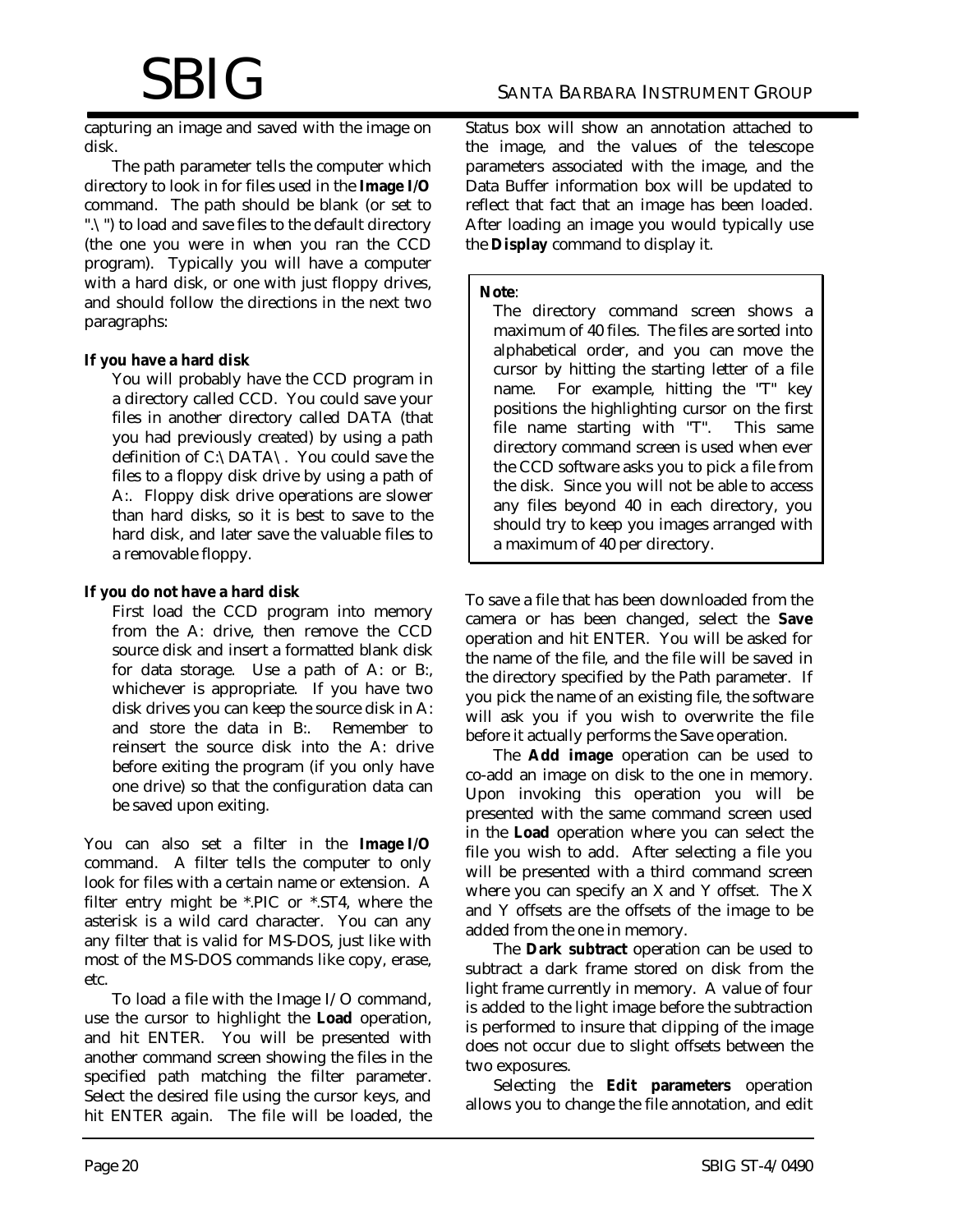capturing an image and saved with the image on disk.

The path parameter tells the computer which directory to look in for files used in the **Image I/O** command. The path should be blank (or set to ".\") to load and save files to the default directory (the one you were in when you ran the CCD program). Typically you will have a computer with a hard disk, or one with just floppy drives, and should follow the directions in the next two paragraphs:

**If you have a hard disk**

You will probably have the CCD program in a directory called CCD. You could save your files in another directory called DATA (that you had previously created) by using a path definition of C:\DATA\. You could save the files to a floppy disk drive by using a path of A:. Floppy disk drive operations are slower than hard disks, so it is best to save to the hard disk, and later save the valuable files to a removable floppy.

**If you do not have a hard disk**

First load the CCD program into memory from the A: drive, then remove the CCD source disk and insert a formatted blank disk for data storage. Use a path of A: or B:, whichever is appropriate. If you have two disk drives you can keep the source disk in A: and store the data in B:. Remember to reinsert the source disk into the A: drive before exiting the program (if you only have one drive) so that the configuration data can be saved upon exiting.

You can also set a filter in the **Image I/O** command. A filter tells the computer to only look for files with a certain name or extension. A filter entry might be *.PIC or *.ST4, where the asterisk is a wild card character. You can any any filter that is valid for MS-DOS, just like with most of the MS-DOS commands like copy, erase, etc.

To load a file with the Image I/O command, use the cursor to highlight the **Load** operation, and hit ENTER. You will be presented with another command screen showing the files in the specified path matching the filter parameter. Select the desired file using the cursor keys, and hit ENTER again. The file will be loaded, the Status box will show an annotation attached to the image, and the values of the telescope parameters associated with the image, and the Data Buffer information box will be updated to reflect that fact that an image has been loaded. After loading an image you would typically use the **Display** command to display it.

> **Note**:
>
> The directory command screen shows a maximum of 40 files. The files are sorted into alphabetical order, and you can move the cursor by hitting the starting letter of a file name. For example, hitting the "T" key positions the highlighting cursor on the first file name starting with "T". This same directory command screen is used when ever the CCD software asks you to pick a file from the disk. Since you will not be able to access any files beyond 40 in each directory, you should try to keep you images arranged with a maximum of 40 per directory.

To save a file that has been downloaded from the camera or has been changed, select the **Save** operation and hit ENTER. You will be asked for the name of the file, and the file will be saved in the directory specified by the Path parameter. If you pick the name of an existing file, the software will ask you if you wish to overwrite the file before it actually performs the Save operation.

The **Add image** operation can be used to co-add an image on disk to the one in memory. Upon invoking this operation you will be presented with the same command screen used in the **Load** operation where you can select the file you wish to add. After selecting a file you will be presented with a third command screen where you can specify an X and Y offset. The X and Y offsets are the offsets of the image to be added from the one in memory.

The **Dark subtract** operation can be used to subtract a dark frame stored on disk from the light frame currently in memory. A value of four is added to the light image before the subtraction is performed to insure that clipping of the image does not occur due to slight offsets between the two exposures.

Selecting the **Edit parameters** operation allows you to change the file annotation, and edit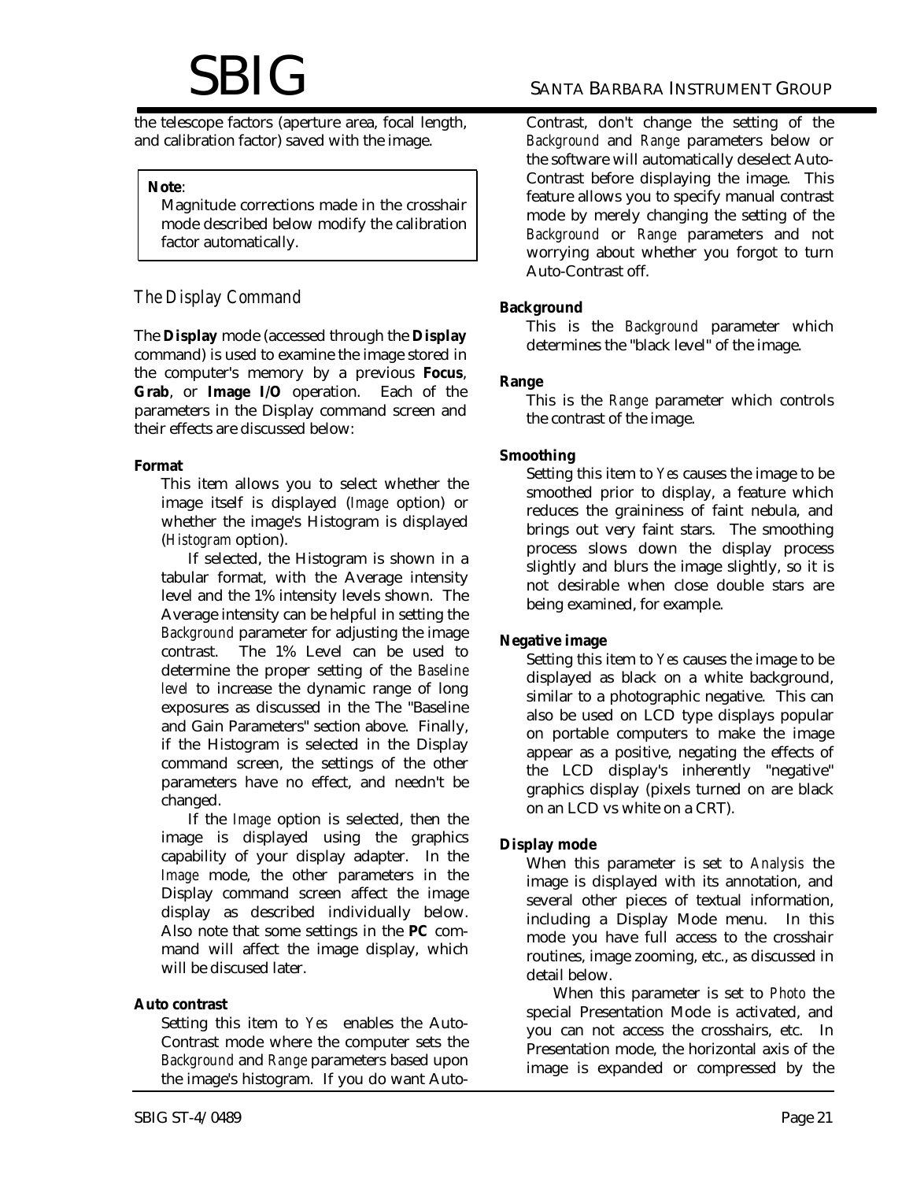the telescope factors (aperture area, focal length, and calibration factor) saved with the image.

> **Note**:
> Magnitude corrections made in the crosshair mode described below modify the calibration factor automatically.

## *The Display Command*

The **Display** mode (accessed through the **Display** command) is used to examine the image stored in the computer's memory by a previous **Focus**, **Grab**, or **Image I/O** operation. Each of the parameters in the Display command screen and their effects are discussed below:

**Format**

This item allows you to select whether the image itself is displayed (*Image* option) or whether the image's Histogram is displayed (*Histogram* option).

If selected, the Histogram is shown in a tabular format, with the Average intensity level and the 1% intensity levels shown. The Average intensity can be helpful in setting the *Background* parameter for adjusting the image contrast. The 1% Level can be used to determine the proper setting of the *Baseline level* to increase the dynamic range of long exposures as discussed in the The "Baseline and Gain Parameters" section above. Finally, if the Histogram is selected in the Display command screen, the settings of the other parameters have no effect, and needn't be changed.

If the *Image* option is selected, then the image is displayed using the graphics capability of your display adapter. In the *Image* mode, the other parameters in the Display command screen affect the image display as described individually below. Also note that some settings in the **PC** command will affect the image display, which will be discused later.

**Auto contrast**

Setting this item to *Yes* enables the Auto-Contrast mode where the computer sets the *Background* and *Range* parameters based upon the image's histogram. If you do want Auto-Contrast, don't change the setting of the *Background* and *Range* parameters below or the software will automatically deselect Auto-Contrast before displaying the image. This feature allows you to specify manual contrast mode by merely changing the setting of the *Background* or *Range* parameters and not worrying about whether you forgot to turn Auto-Contrast off.

**Background**

This is the *Background* parameter which determines the "black level" of the image.

**Range**

This is the *Range* parameter which controls the contrast of the image.

**Smoothing**

Setting this item to *Yes* causes the image to be smoothed prior to display, a feature which reduces the graininess of faint nebula, and brings out very faint stars. The smoothing process slows down the display process slightly and blurs the image slightly, so it is not desirable when close double stars are being examined, for example.

**Negative image**

Setting this item to *Yes* causes the image to be displayed as black on a white background, similar to a photographic negative. This can also be used on LCD type displays popular on portable computers to make the image appear as a positive, negating the effects of the LCD display's inherently "negative" graphics display (pixels turned on are black on an LCD vs white on a CRT).

**Display mode**

When this parameter is set to *Analysis* the image is displayed with its annotation, and several other pieces of textual information, including a Display Mode menu. In this mode you have full access to the crosshair routines, image zooming, etc., as discussed in detail below.

When this parameter is set to *Photo* the special Presentation Mode is activated, and you can not access the crosshairs, etc. In Presentation mode, the horizontal axis of the image is expanded or compressed by the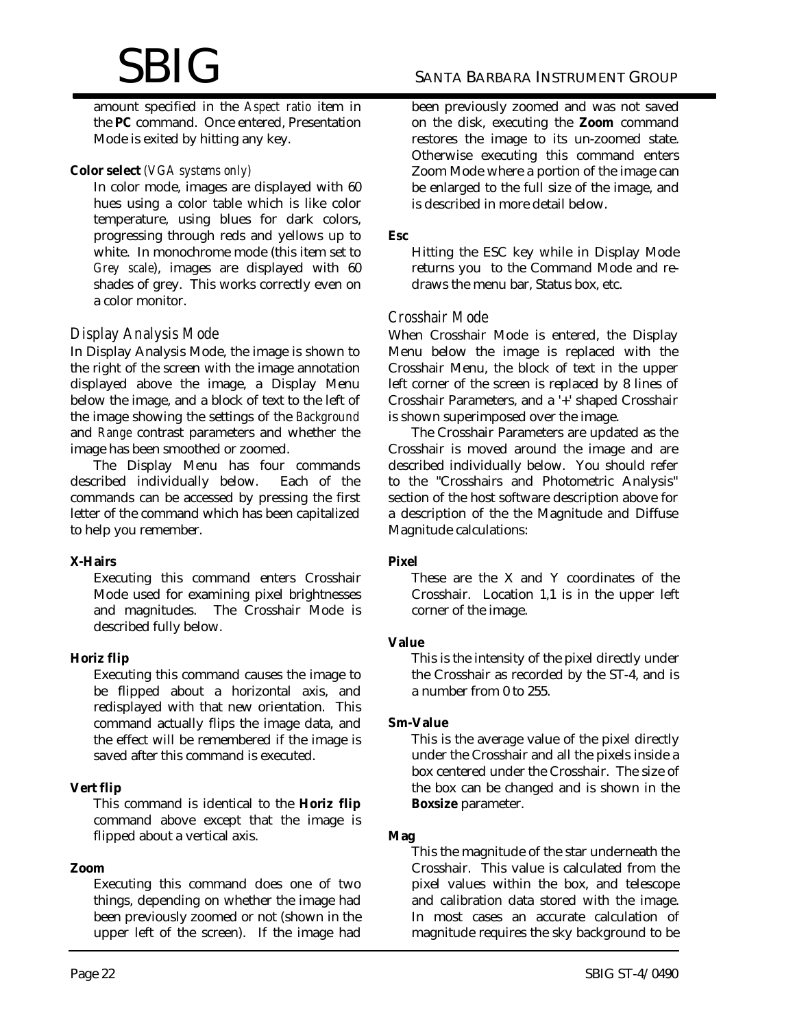amount specified in the *Aspect ratio* item in the **PC** command. Once entered, Presentation Mode is exited by hitting any key.

**Color select** *(VGA systems only)*

In color mode, images are displayed with 60 hues using a color table which is like color temperature, using blues for dark colors, progressing through reds and yellows up to white. In monochrome mode (this item set to *Grey scale*), images are displayed with 60 shades of grey. This works correctly even on a color monitor.

### *Display Analysis Mode*

In Display Analysis Mode, the image is shown to the right of the screen with the image annotation displayed above the image, a Display Menu below the image, and a block of text to the left of the image showing the settings of the *Background* and *Range* contrast parameters and whether the image has been smoothed or zoomed.

The Display Menu has four commands described individually below. Each of the commands can be accessed by pressing the first letter of the command which has been capitalized to help you remember.

**X-Hairs**

Executing this command enters Crosshair Mode used for examining pixel brightnesses and magnitudes. The Crosshair Mode is described fully below.

**Horiz flip**

Executing this command causes the image to be flipped about a horizontal axis, and redisplayed with that new orientation. This command actually flips the image data, and the effect will be remembered if the image is saved after this command is executed.

**Vert flip**

This command is identical to the **Horiz flip** command above except that the image is flipped about a vertical axis.

**Zoom**

Executing this command does one of two things, depending on whether the image had been previously zoomed or not (shown in the upper left of the screen). If the image had been previously zoomed and was not saved on the disk, executing the **Zoom** command restores the image to its un-zoomed state. Otherwise executing this command enters Zoom Mode where a portion of the image can be enlarged to the full size of the image, and is described in more detail below.

**Esc**

Hitting the ESC key while in Display Mode returns you to the Command Mode and re-draws the menu bar, Status box, etc.

### *Crosshair Mode*

When Crosshair Mode is entered, the Display Menu below the image is replaced with the Crosshair Menu, the block of text in the upper left corner of the screen is replaced by 8 lines of Crosshair Parameters, and a '+' shaped Crosshair is shown superimposed over the image.

The Crosshair Parameters are updated as the Crosshair is moved around the image and are described individually below. You should refer to the "Crosshairs and Photometric Analysis" section of the host software description above for a description of the the Magnitude and Diffuse Magnitude calculations:

**Pixel**

These are the X and Y coordinates of the Crosshair. Location 1,1 is in the upper left corner of the image.

**Value**

This is the intensity of the pixel directly under the Crosshair as recorded by the ST-4, and is a number from 0 to 255.

**Sm-Value**

This is the average value of the pixel directly under the Crosshair and all the pixels inside a box centered under the Crosshair. The size of the box can be changed and is shown in the **Boxsize** parameter.

**Mag**

This the magnitude of the star underneath the Crosshair. This value is calculated from the pixel values within the box, and telescope and calibration data stored with the image. In most cases an accurate calculation of magnitude requires the sky background to be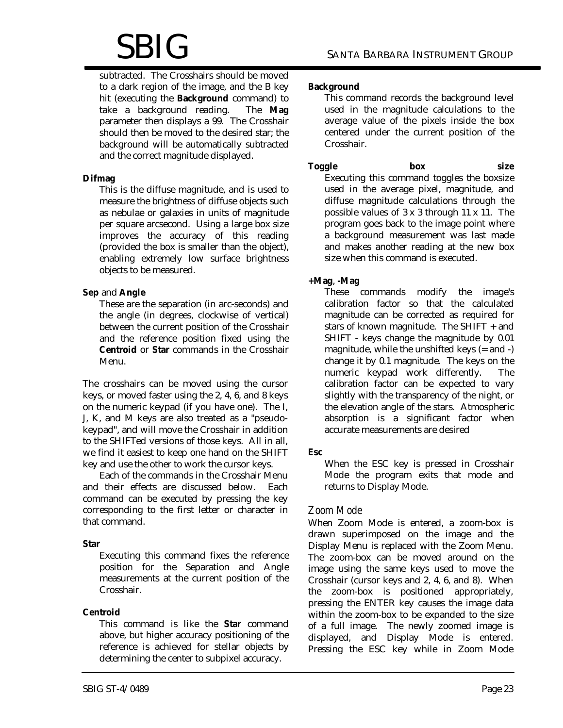subtracted. The Crosshairs should be moved to a dark region of the image, and the B key hit (executing the **Background** command) to take a background reading. The **Mag** parameter then displays a 99. The Crosshair should then be moved to the desired star; the background will be automatically subtracted and the correct magnitude displayed.

**Difmag**

This is the diffuse magnitude, and is used to measure the brightness of diffuse objects such as nebulae or galaxies in units of magnitude per square arcsecond. Using a large box size improves the accuracy of this reading (provided the box is smaller than the object), enabling extremely low surface brightness objects to be measured.

**Sep** and **Angle**

These are the separation (in arc-seconds) and the angle (in degrees, clockwise of vertical) between the current position of the Crosshair and the reference position fixed using the **Centroid** or **Star** commands in the Crosshair Menu.

The crosshairs can be moved using the cursor keys, or moved faster using the 2, 4, 6, and 8 keys on the numeric keypad (if you have one). The I, J, K, and M keys are also treated as a "pseudo-keypad", and will move the Crosshair in addition to the SHIFTed versions of those keys. All in all, we find it easiest to keep one hand on the SHIFT key and use the other to work the cursor keys.

Each of the commands in the Crosshair Menu and their effects are discussed below. Each command can be executed by pressing the key corresponding to the first letter or character in that command.

**Star**

Executing this command fixes the reference position for the Separation and Angle measurements at the current position of the Crosshair.

**Centroid**

This command is like the **Star** command above, but higher accuracy positioning of the reference is achieved for stellar objects by determining the center to subpixel accuracy.

**Background**

This command records the background level used in the magnitude calculations to the average value of the pixels inside the box centered under the current position of the Crosshair.

**Toggle box size**

Executing this command toggles the boxsize used in the average pixel, magnitude, and diffuse magnitude calculations through the possible values of 3 x 3 through 11 x 11. The program goes back to the image point where a background measurement was last made and makes another reading at the new box size when this command is executed.

**+Mag**, **-Mag**

These commands modify the image's calibration factor so that the calculated magnitude can be corrected as required for stars of known magnitude. The SHIFT + and SHIFT - keys change the magnitude by 0.01 magnitude, while the unshifted keys (= and -) change it by 0.1 magnitude. The keys on the numeric keypad work differently. The calibration factor can be expected to vary slightly with the transparency of the night, or the elevation angle of the stars. Atmospheric absorption is a significant factor when accurate measurements are desired

**Esc**

When the ESC key is pressed in Crosshair Mode the program exits that mode and returns to Display Mode.

### *Zoom Mode*

When Zoom Mode is entered, a zoom-box is drawn superimposed on the image and the Display Menu is replaced with the Zoom Menu. The zoom-box can be moved around on the image using the same keys used to move the Crosshair (cursor keys and 2, 4, 6, and 8). When the zoom-box is positioned appropriately, pressing the ENTER key causes the image data within the zoom-box to be expanded to the size of a full image. The newly zoomed image is displayed, and Display Mode is entered. Pressing the ESC key while in Zoom Mode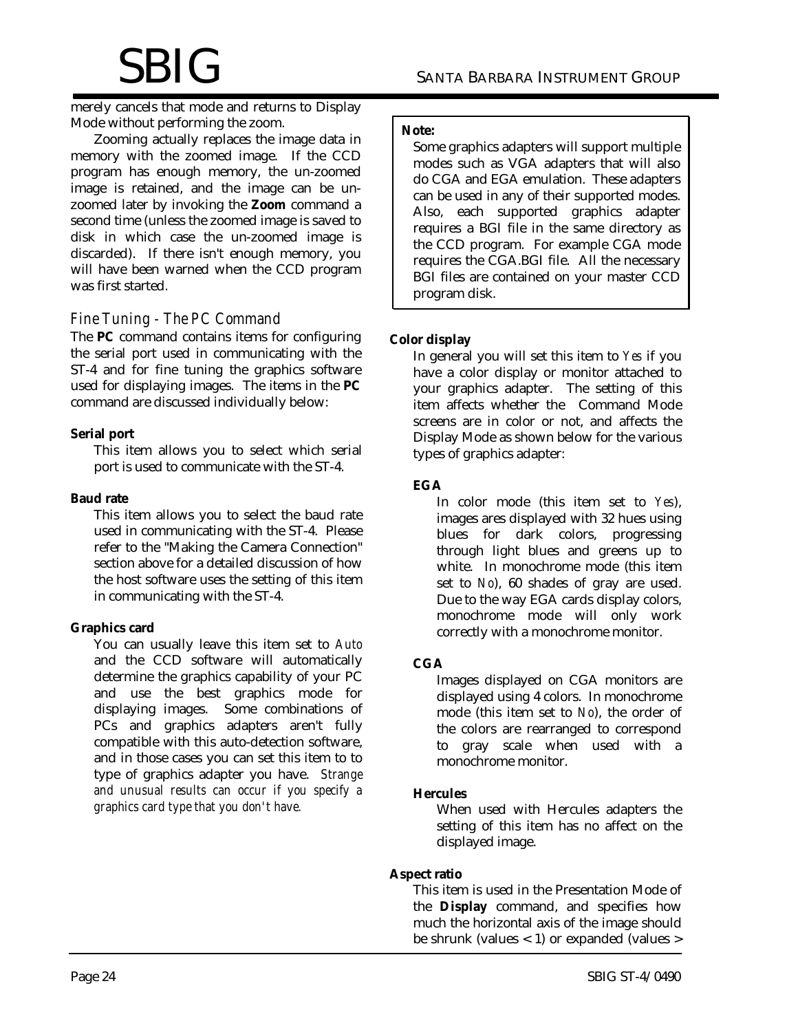merely cancels that mode and returns to Display Mode without performing the zoom.

Zooming actually replaces the image data in memory with the zoomed image. If the CCD program has enough memory, the un-zoomed image is retained, and the image can be un-zoomed later by invoking the **Zoom** command a second time (unless the zoomed image is saved to disk in which case the un-zoomed image is discarded). If there isn't enough memory, you will have been warned when the CCD program was first started.

### Fine Tuning - The PC Command

The **PC** command contains items for configuring the serial port used in communicating with the ST-4 and for fine tuning the graphics software used for displaying images. The items in the **PC** command are discussed individually below:

**Serial port**

This item allows you to select which serial port is used to communicate with the ST-4.

**Baud rate**

This item allows you to select the baud rate used in communicating with the ST-4. Please refer to the "Making the Camera Connection" section above for a detailed discussion of how the host software uses the setting of this item in communicating with the ST-4.

**Graphics card**

You can usually leave this item set to *Auto* and the CCD software will automatically determine the graphics capability of your PC and use the best graphics mode for displaying images. Some combinations of PCs and graphics adapters aren't fully compatible with this auto-detection software, and in those cases you can set this item to to type of graphics adapter you have. *Strange and unusual results can occur if you specify a graphics card type that you don't have.*

> **Note:**
> Some graphics adapters will support multiple modes such as VGA adapters that will also do CGA and EGA emulation. These adapters can be used in any of their supported modes. Also, each supported graphics adapter requires a BGI file in the same directory as the CCD program. For example CGA mode requires the CGA.BGI file. All the necessary BGI files are contained on your master CCD program disk.

**Color display**

In general you will set this item to *Yes* if you have a color display or monitor attached to your graphics adapter. The setting of this item affects whether the Command Mode screens are in color or not, and affects the Display Mode as shown below for the various types of graphics adapter:

**EGA**

In color mode (this item set to *Yes*), images ares displayed with 32 hues using blues for dark colors, progressing through light blues and greens up to white. In monochrome mode (this item set to *No*), 60 shades of gray are used. Due to the way EGA cards display colors, monochrome mode will only work correctly with a monochrome monitor.

**CGA**

Images displayed on CGA monitors are displayed using 4 colors. In monochrome mode (this item set to *No*), the order of the colors are rearranged to correspond to gray scale when used with a monochrome monitor.

**Hercules**

When used with Hercules adapters the setting of this item has no affect on the displayed image.

**Aspect ratio**

This item is used in the Presentation Mode of the **Display** command, and specifies how much the horizontal axis of the image should be shrunk (values < 1) or expanded (values >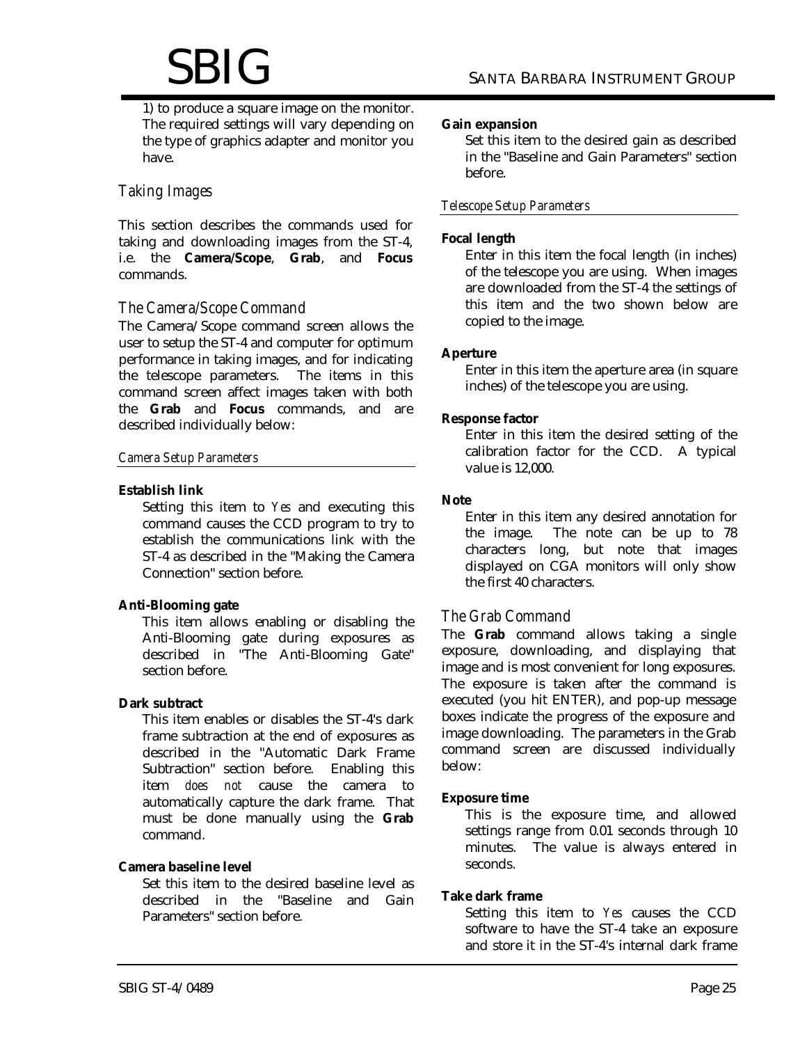1) to produce a square image on the monitor. The required settings will vary depending on the type of graphics adapter and monitor you have.

## *Taking Images*

This section describes the commands used for taking and downloading images from the ST-4, i.e. the **Camera/Scope**, **Grab**, and **Focus** commands.

### *The Camera/Scope Command*

The Camera/Scope command screen allows the user to setup the ST-4 and computer for optimum performance in taking images, and for indicating the telescope parameters. The items in this command screen affect images taken with both the **Grab** and **Focus** commands, and are described individually below:

#### *Camera Setup Parameters*

**Establish link**

Setting this item to *Yes* and executing this command causes the CCD program to try to establish the communications link with the ST-4 as described in the "Making the Camera Connection" section before.

**Anti-Blooming gate**

This item allows enabling or disabling the Anti-Blooming gate during exposures as described in "The Anti-Blooming Gate" section before.

**Dark subtract**

This item enables or disables the ST-4's dark frame subtraction at the end of exposures as described in the "Automatic Dark Frame Subtraction" section before. Enabling this item *does not* cause the camera to automatically capture the dark frame. That must be done manually using the **Grab** command.

**Camera baseline level**

Set this item to the desired baseline level as described in the "Baseline and Gain Parameters" section before.

**Gain expansion**

Set this item to the desired gain as described in the "Baseline and Gain Parameters" section before.

#### *Telescope Setup Parameters*

**Focal length**

Enter in this item the focal length (in inches) of the telescope you are using. When images are downloaded from the ST-4 the settings of this item and the two shown below are copied to the image.

**Aperture**

Enter in this item the aperture area (in square inches) of the telescope you are using.

**Response factor**

Enter in this item the desired setting of the calibration factor for the CCD. A typical value is 12,000.

**Note**

Enter in this item any desired annotation for the image. The note can be up to 78 characters long, but note that images displayed on CGA monitors will only show the first 40 characters.

### *The Grab Command*

The **Grab** command allows taking a single exposure, downloading, and displaying that image and is most convenient for long exposures. The exposure is taken after the command is executed (you hit ENTER), and pop-up message boxes indicate the progress of the exposure and image downloading. The parameters in the Grab command screen are discussed individually below:

**Exposure time**

This is the exposure time, and allowed settings range from 0.01 seconds through 10 minutes. The value is always entered in seconds.

**Take dark frame**

Setting this item to *Yes* causes the CCD software to have the ST-4 take an exposure and store it in the ST-4's internal dark frame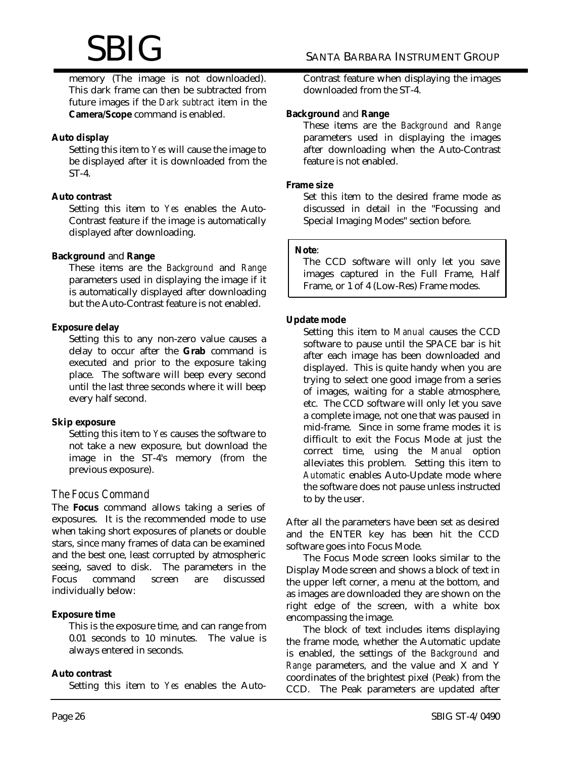memory (The image is not downloaded). This dark frame can then be subtracted from future images if the *Dark subtract* item in the **Camera/Scope** command is enabled.

**Auto display**

Setting this item to *Yes* will cause the image to be displayed after it is downloaded from the ST-4.

**Auto contrast**

Setting this item to *Yes* enables the Auto-Contrast feature if the image is automatically displayed after downloading.

**Background** and **Range**

These items are the *Background* and *Range* parameters used in displaying the image if it is automatically displayed after downloading but the Auto-Contrast feature is not enabled.

**Exposure delay**

Setting this to any non-zero value causes a delay to occur after the **Grab** command is executed and prior to the exposure taking place. The software will beep every second until the last three seconds where it will beep every half second.

**Skip exposure**

Setting this item to *Yes* causes the software to not take a new exposure, but download the image in the ST-4's memory (from the previous exposure).

### *The Focus Command*

The **Focus** command allows taking a series of exposures. It is the recommended mode to use when taking short exposures of planets or double stars, since many frames of data can be examined and the best one, least corrupted by atmospheric seeing, saved to disk. The parameters in the Focus command screen are discussed individually below:

**Exposure time**

This is the exposure time, and can range from 0.01 seconds to 10 minutes. The value is always entered in seconds.

**Auto contrast**

Setting this item to *Yes* enables the Auto-Contrast feature when displaying the images downloaded from the ST-4.

**Background** and **Range**

These items are the *Background* and *Range* parameters used in displaying the images after downloading when the Auto-Contrast feature is not enabled.

**Frame size**

Set this item to the desired frame mode as discussed in detail in the "Focussing and Special Imaging Modes" section before.

> **Note**:
> The CCD software will only let you save images captured in the Full Frame, Half Frame, or 1 of 4 (Low-Res) Frame modes.

**Update mode**

Setting this item to *Manual* causes the CCD software to pause until the SPACE bar is hit after each image has been downloaded and displayed. This is quite handy when you are trying to select one good image from a series of images, waiting for a stable atmosphere, etc. The CCD software will only let you save a complete image, not one that was paused in mid-frame. Since in some frame modes it is difficult to exit the Focus Mode at just the correct time, using the *Manual* option alleviates this problem. Setting this item to *Automatic* enables Auto-Update mode where the software does not pause unless instructed to by the user.

After all the parameters have been set as desired and the ENTER key has been hit the CCD software goes into Focus Mode.

The Focus Mode screen looks similar to the Display Mode screen and shows a block of text in the upper left corner, a menu at the bottom, and as images are downloaded they are shown on the right edge of the screen, with a white box encompassing the image.

The block of text includes items displaying the frame mode, whether the Automatic update is enabled, the settings of the *Background* and *Range* parameters, and the value and X and Y coordinates of the brightest pixel (Peak) from the CCD. The Peak parameters are updated after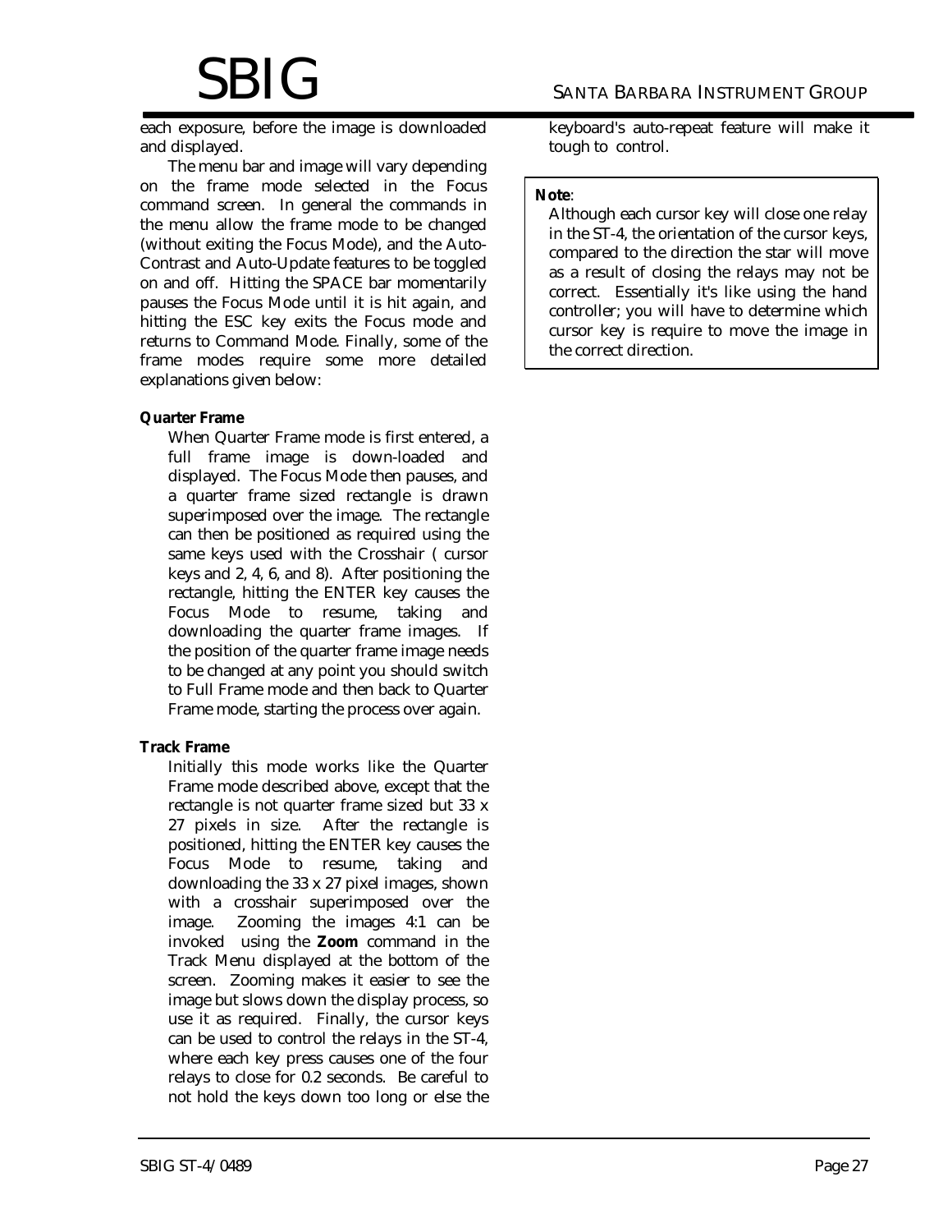each exposure, before the image is downloaded and displayed.

The menu bar and image will vary depending on the frame mode selected in the Focus command screen. In general the commands in the menu allow the frame mode to be changed (without exiting the Focus Mode), and the Auto-Contrast and Auto-Update features to be toggled on and off. Hitting the SPACE bar momentarily pauses the Focus Mode until it is hit again, and hitting the ESC key exits the Focus mode and returns to Command Mode. Finally, some of the frame modes require some more detailed explanations given below:

**Quarter Frame**

When Quarter Frame mode is first entered, a full frame image is down-loaded and displayed. The Focus Mode then pauses, and a quarter frame sized rectangle is drawn superimposed over the image. The rectangle can then be positioned as required using the same keys used with the Crosshair ( cursor keys and 2, 4, 6, and 8). After positioning the rectangle, hitting the ENTER key causes the Focus Mode to resume, taking and downloading the quarter frame images. If the position of the quarter frame image needs to be changed at any point you should switch to Full Frame mode and then back to Quarter Frame mode, starting the process over again.

**Track Frame**

Initially this mode works like the Quarter Frame mode described above, except that the rectangle is not quarter frame sized but 33 x 27 pixels in size. After the rectangle is positioned, hitting the ENTER key causes the Focus Mode to resume, taking and downloading the 33 x 27 pixel images, shown with a crosshair superimposed over the image. Zooming the images 4:1 can be invoked using the **Zoom** command in the Track Menu displayed at the bottom of the screen. Zooming makes it easier to see the image but slows down the display process, so use it as required. Finally, the cursor keys can be used to control the relays in the ST-4, where each key press causes one of the four relays to close for 0.2 seconds. Be careful to not hold the keys down too long or else the keyboard's auto-repeat feature will make it tough to control.

> **Note**:
> Although each cursor key will close one relay in the ST-4, the orientation of the cursor keys, compared to the direction the star will move as a result of closing the relays may not be correct. Essentially it's like using the hand controller; you will have to determine which cursor key is require to move the image in the correct direction.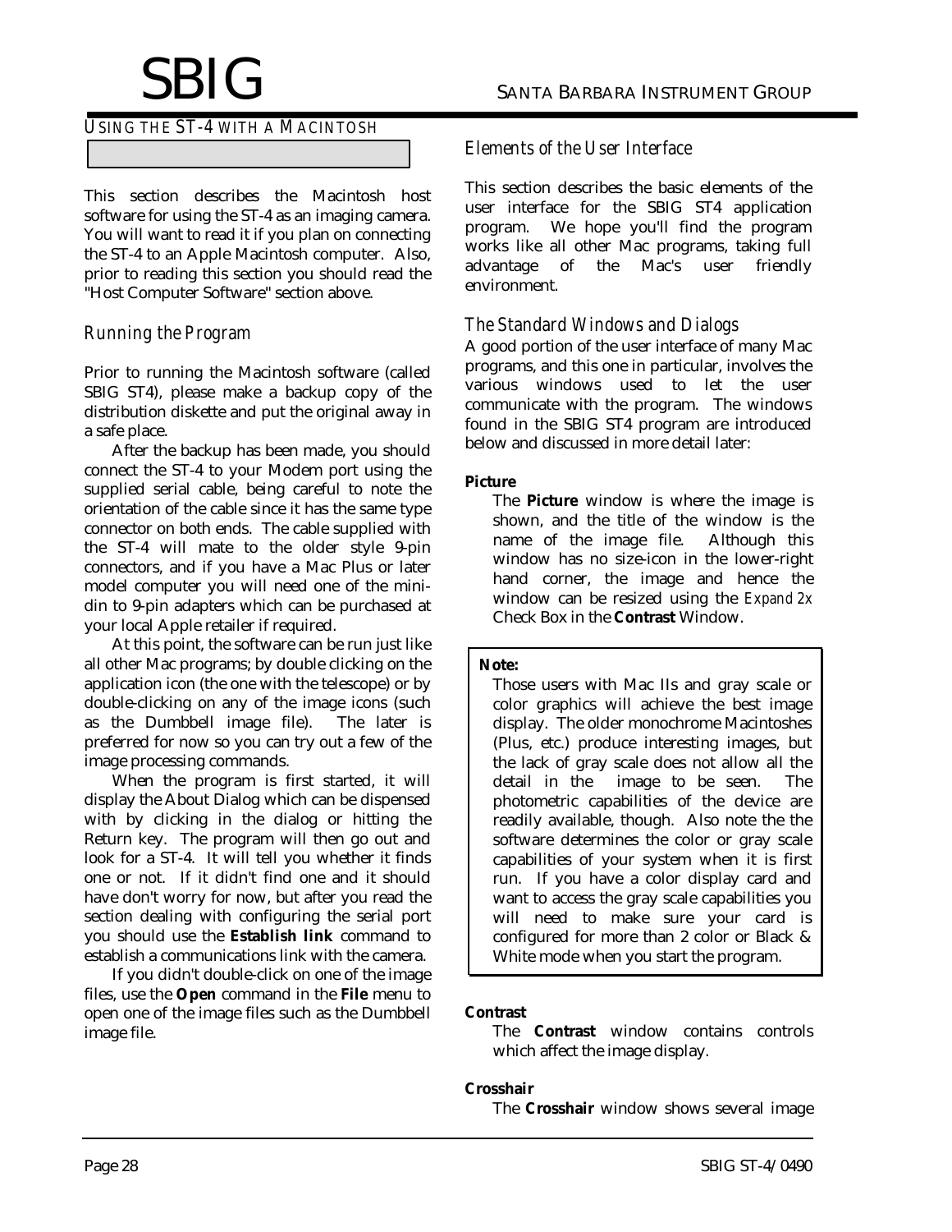## USING THE ST-4 WITH A MACINTOSH

This section describes the Macintosh host software for using the ST-4 as an imaging camera. You will want to read it if you plan on connecting the ST-4 to an Apple Macintosh computer. Also, prior to reading this section you should read the "Host Computer Software" section above.

### *Running the Program*

Prior to running the Macintosh software (called SBIG ST4), please make a backup copy of the distribution diskette and put the original away in a safe place.

After the backup has been made, you should connect the ST-4 to your Modem port using the supplied serial cable, being careful to note the orientation of the cable since it has the same type connector on both ends. The cable supplied with the ST-4 will mate to the older style 9-pin connectors, and if you have a Mac Plus or later model computer you will need one of the mini-din to 9-pin adapters which can be purchased at your local Apple retailer if required.

At this point, the software can be run just like all other Mac programs; by double clicking on the application icon (the one with the telescope) or by double-clicking on any of the image icons (such as the Dumbbell image file). The later is preferred for now so you can try out a few of the image processing commands.

When the program is first started, it will display the About Dialog which can be dispensed with by clicking in the dialog or hitting the Return key. The program will then go out and look for a ST-4. It will tell you whether it finds one or not. If it didn't find one and it should have don't worry for now, but after you read the section dealing with configuring the serial port you should use the **Establish link** command to establish a communications link with the camera.

If you didn't double-click on one of the image files, use the **Open** command in the **File** menu to open one of the image files such as the Dumbbell image file.

### *Elements of the User Interface*

This section describes the basic elements of the user interface for the SBIG ST4 application program. We hope you'll find the program works like all other Mac programs, taking full advantage of the Mac's user friendly environment.

#### *The Standard Windows and Dialogs*

A good portion of the user interface of many Mac programs, and this one in particular, involves the various windows used to let the user communicate with the program. The windows found in the SBIG ST4 program are introduced below and discussed in more detail later:

**Picture**

The **Picture** window is where the image is shown, and the title of the window is the name of the image file. Although this window has no size-icon in the lower-right hand corner, the image and hence the window can be resized using the *Expand 2x* Check Box in the **Contrast** Window.

> **Note:**
>
> Those users with Mac IIs and gray scale or color graphics will achieve the best image display. The older monochrome Macintoshes (Plus, etc.) produce interesting images, but the lack of gray scale does not allow all the detail in the image to be seen. The photometric capabilities of the device are readily available, though. Also note the the software determines the color or gray scale capabilities of your system when it is first run. If you have a color display card and want to access the gray scale capabilities you will need to make sure your card is configured for more than 2 color or Black & White mode when you start the program.

**Contrast**

The **Contrast** window contains controls which affect the image display.

**Crosshair**

The **Crosshair** window shows several image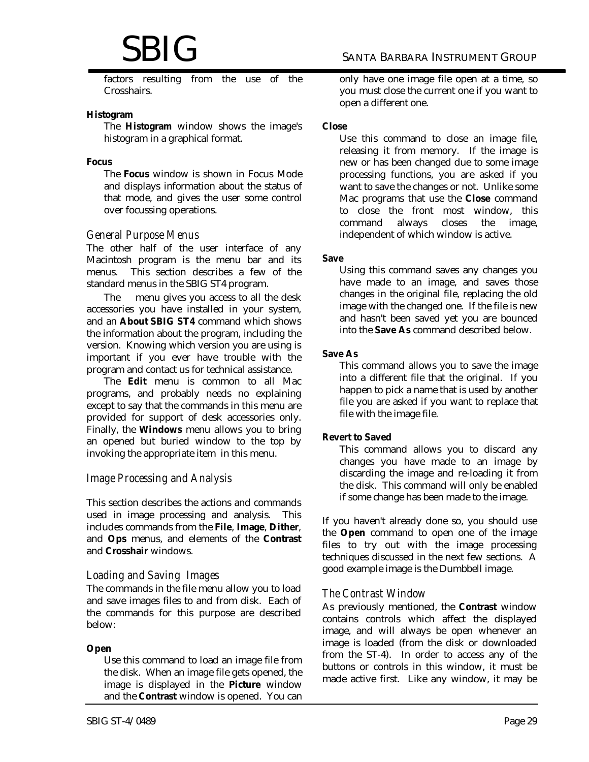factors resulting from the use of the Crosshairs.

**Histogram**

The **Histogram** window shows the image's histogram in a graphical format.

**Focus**

The **Focus** window is shown in Focus Mode and displays information about the status of that mode, and gives the user some control over focussing operations.

### *General Purpose Menus*

The other half of the user interface of any Macintosh program is the menu bar and its menus. This section describes a few of the standard menus in the SBIG ST4 program.

The  menu gives you access to all the desk accessories you have installed in your system, and an **About SBIG ST4** command which shows the information about the program, including the version. Knowing which version you are using is important if you ever have trouble with the program and contact us for technical assistance.

The **Edit** menu is common to all Mac programs, and probably needs no explaining except to say that the commands in this menu are provided for support of desk accessories only. Finally, the **Windows** menu allows you to bring an opened but buried window to the top by invoking the appropriate item in this menu.

## *Image Processing and Analysis*

This section describes the actions and commands used in image processing and analysis. This includes commands from the **File**, **Image**, **Dither**, and **Ops** menus, and elements of the **Contrast** and **Crosshair** windows.

### *Loading and Saving Images*

The commands in the file menu allow you to load and save images files to and from disk. Each of the commands for this purpose are described below:

**Open**

Use this command to load an image file from the disk. When an image file gets opened, the image is displayed in the **Picture** window and the **Contrast** window is opened. You can only have one image file open at a time, so you must close the current one if you want to open a different one.

**Close**

Use this command to close an image file, releasing it from memory. If the image is new or has been changed due to some image processing functions, you are asked if you want to save the changes or not. Unlike some Mac programs that use the **Close** command to close the front most window, this command always closes the image, independent of which window is active.

**Save**

Using this command saves any changes you have made to an image, and saves those changes in the original file, replacing the old image with the changed one. If the file is new and hasn't been saved yet you are bounced into the **Save As** command described below.

**Save As**

This command allows you to save the image into a different file that the original. If you happen to pick a name that is used by another file you are asked if you want to replace that file with the image file.

**Revert to Saved**

This command allows you to discard any changes you have made to an image by discarding the image and re-loading it from the disk. This command will only be enabled if some change has been made to the image.

If you haven't already done so, you should use the **Open** command to open one of the image files to try out with the image processing techniques discussed in the next few sections. A good example image is the Dumbbell image.

### *The Contrast Window*

As previously mentioned, the **Contrast** window contains controls which affect the displayed image, and will always be open whenever an image is loaded (from the disk or downloaded from the ST-4). In order to access any of the buttons or controls in this window, it must be made active first. Like any window, it may be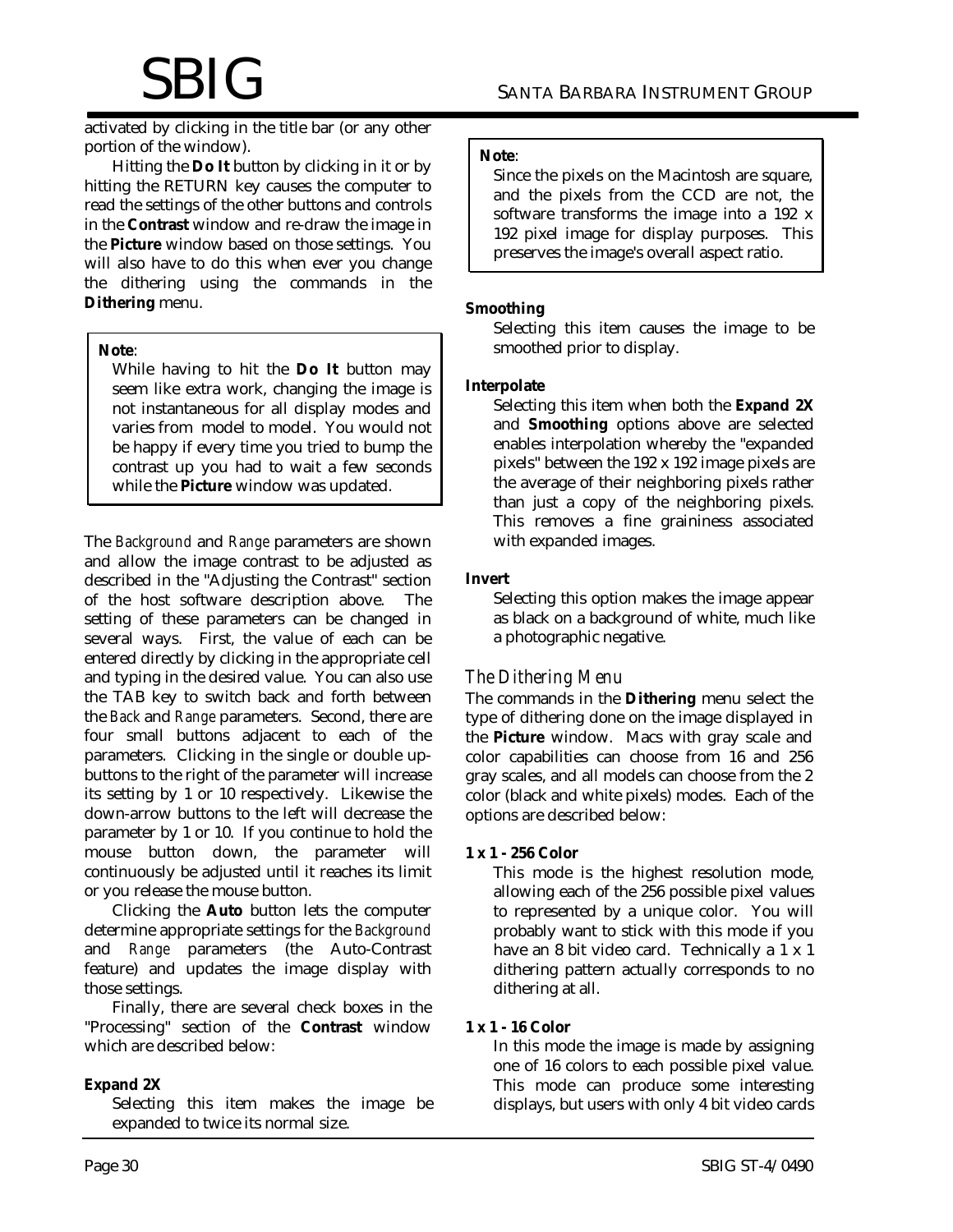activated by clicking in the title bar (or any other portion of the window).

Hitting the **Do It** button by clicking in it or by hitting the RETURN key causes the computer to read the settings of the other buttons and controls in the **Contrast** window and re-draw the image in the **Picture** window based on those settings. You will also have to do this when ever you change the dithering using the commands in the **Dithering** menu.

> **Note**:
> While having to hit the **Do It** button may seem like extra work, changing the image is not instantaneous for all display modes and varies from model to model. You would not be happy if every time you tried to bump the contrast up you had to wait a few seconds while the **Picture** window was updated.

The *Background* and *Range* parameters are shown and allow the image contrast to be adjusted as described in the "Adjusting the Contrast" section of the host software description above. The setting of these parameters can be changed in several ways. First, the value of each can be entered directly by clicking in the appropriate cell and typing in the desired value. You can also use the TAB key to switch back and forth between the *Back* and *Range* parameters. Second, there are four small buttons adjacent to each of the parameters. Clicking in the single or double up-buttons to the right of the parameter will increase its setting by 1 or 10 respectively. Likewise the down-arrow buttons to the left will decrease the parameter by 1 or 10. If you continue to hold the mouse button down, the parameter will continuously be adjusted until it reaches its limit or you release the mouse button.

Clicking the **Auto** button lets the computer determine appropriate settings for the *Background* and *Range* parameters (the Auto-Contrast feature) and updates the image display with those settings.

Finally, there are several check boxes in the "Processing" section of the **Contrast** window which are described below:

**Expand 2X**

Selecting this item makes the image be expanded to twice its normal size.

> **Note**:
> Since the pixels on the Macintosh are square, and the pixels from the CCD are not, the software transforms the image into a 192 x 192 pixel image for display purposes. This preserves the image's overall aspect ratio.

**Smoothing**

Selecting this item causes the image to be smoothed prior to display.

**Interpolate**

Selecting this item when both the **Expand 2X** and **Smoothing** options above are selected enables interpolation whereby the "expanded pixels" between the 192 x 192 image pixels are the average of their neighboring pixels rather than just a copy of the neighboring pixels. This removes a fine graininess associated with expanded images.

**Invert**

Selecting this option makes the image appear as black on a background of white, much like a photographic negative.

### *The Dithering Menu*

The commands in the **Dithering** menu select the type of dithering done on the image displayed in the **Picture** window. Macs with gray scale and color capabilities can choose from 16 and 256 gray scales, and all models can choose from the 2 color (black and white pixels) modes. Each of the options are described below:

**1 x 1 - 256 Color**

This mode is the highest resolution mode, allowing each of the 256 possible pixel values to represented by a unique color. You will probably want to stick with this mode if you have an 8 bit video card. Technically a 1 x 1 dithering pattern actually corresponds to no dithering at all.

**1 x 1 - 16 Color**

In this mode the image is made by assigning one of 16 colors to each possible pixel value. This mode can produce some interesting displays, but users with only 4 bit video cards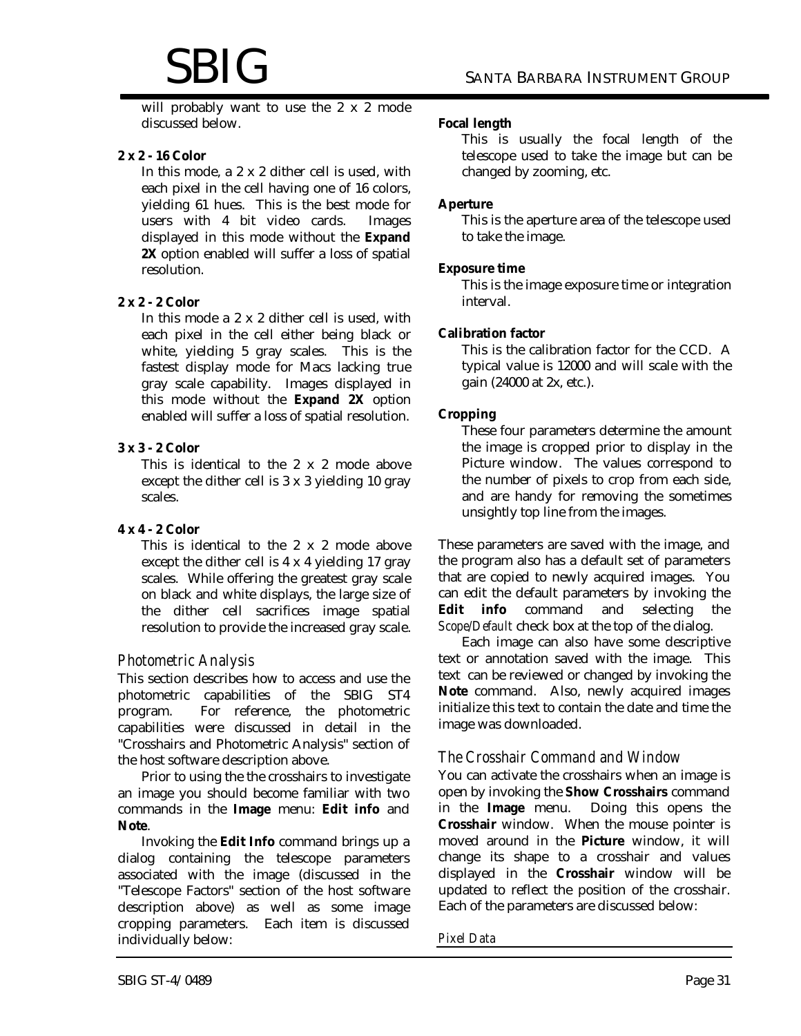will probably want to use the 2 x 2 mode discussed below.

**2 x 2 - 16 Color**

In this mode, a 2 x 2 dither cell is used, with each pixel in the cell having one of 16 colors, yielding 61 hues. This is the best mode for users with 4 bit video cards. Images displayed in this mode without the **Expand 2X** option enabled will suffer a loss of spatial resolution.

**2 x 2 - 2 Color**

In this mode a 2 x 2 dither cell is used, with each pixel in the cell either being black or white, yielding 5 gray scales. This is the fastest display mode for Macs lacking true gray scale capability. Images displayed in this mode without the **Expand 2X** option enabled will suffer a loss of spatial resolution.

**3 x 3 - 2 Color**

This is identical to the 2 x 2 mode above except the dither cell is 3 x 3 yielding 10 gray scales.

**4 x 4 - 2 Color**

This is identical to the 2 x 2 mode above except the dither cell is 4 x 4 yielding 17 gray scales. While offering the greatest gray scale on black and white displays, the large size of the dither cell sacrifices image spatial resolution to provide the increased gray scale.

## *Photometric Analysis*

This section describes how to access and use the photometric capabilities of the SBIG ST4 program. For reference, the photometric capabilities were discussed in detail in the "Crosshairs and Photometric Analysis" section of the host software description above.

Prior to using the the crosshairs to investigate an image you should become familiar with two commands in the **Image** menu: **Edit info** and **Note**.

Invoking the **Edit Info** command brings up a dialog containing the telescope parameters associated with the image (discussed in the "Telescope Factors" section of the host software description above) as well as some image cropping parameters. Each item is discussed individually below:

**Focal length**

This is usually the focal length of the telescope used to take the image but can be changed by zooming, etc.

**Aperture**

This is the aperture area of the telescope used to take the image.

**Exposure time**

This is the image exposure time or integration interval.

**Calibration factor**

This is the calibration factor for the CCD. A typical value is 12000 and will scale with the gain (24000 at 2x, etc.).

**Cropping**

These four parameters determine the amount the image is cropped prior to display in the Picture window. The values correspond to the number of pixels to crop from each side, and are handy for removing the sometimes unsightly top line from the images.

These parameters are saved with the image, and the program also has a default set of parameters that are copied to newly acquired images. You can edit the default parameters by invoking the **Edit info** command and selecting the *Scope/Default* check box at the top of the dialog.

Each image can also have some descriptive text or annotation saved with the image. This text can be reviewed or changed by invoking the **Note** command. Also, newly acquired images initialize this text to contain the date and time the image was downloaded.

## *The Crosshair Command and Window*

You can activate the crosshairs when an image is open by invoking the **Show Crosshairs** command in the **Image** menu. Doing this opens the **Crosshair** window. When the mouse pointer is moved around in the **Picture** window, it will change its shape to a crosshair and values displayed in the **Crosshair** window will be updated to reflect the position of the crosshair. Each of the parameters are discussed below:

### *Pixel Data*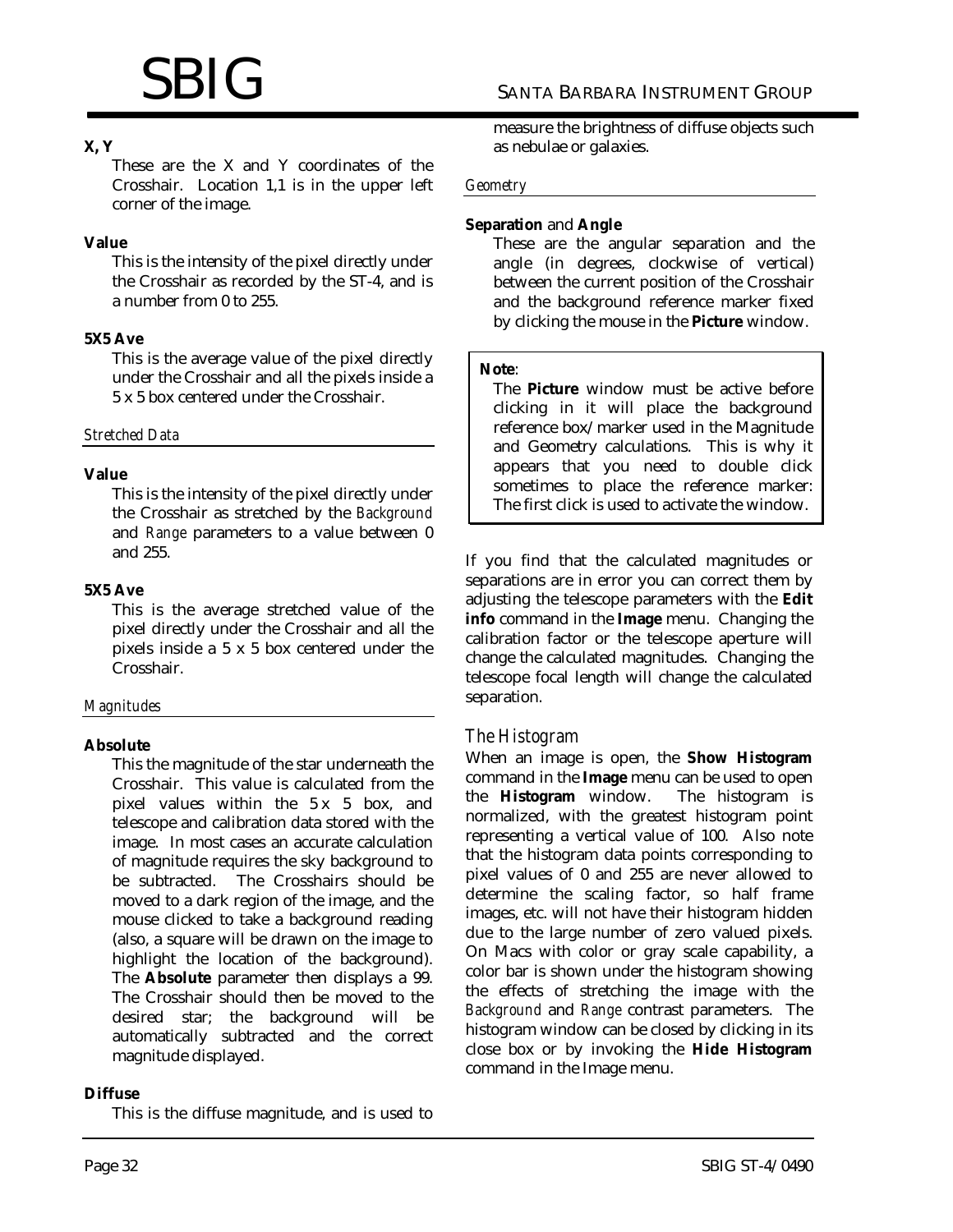**X, Y**

These are the X and Y coordinates of the Crosshair. Location 1,1 is in the upper left corner of the image.

**Value**

This is the intensity of the pixel directly under the Crosshair as recorded by the ST-4, and is a number from 0 to 255.

**5X5 Ave**

This is the average value of the pixel directly under the Crosshair and all the pixels inside a 5 x 5 box centered under the Crosshair.

*Stretched Data*

**Value**

This is the intensity of the pixel directly under the Crosshair as stretched by the *Background* and *Range* parameters to a value between 0 and 255.

**5X5 Ave**

This is the average stretched value of the pixel directly under the Crosshair and all the pixels inside a 5 x 5 box centered under the Crosshair.

*Magnitudes*

**Absolute**

This the magnitude of the star underneath the Crosshair. This value is calculated from the pixel values within the 5 x 5 box, and telescope and calibration data stored with the image. In most cases an accurate calculation of magnitude requires the sky background to be subtracted. The Crosshairs should be moved to a dark region of the image, and the mouse clicked to take a background reading (also, a square will be drawn on the image to highlight the location of the background). The **Absolute** parameter then displays a 99. The Crosshair should then be moved to the desired star; the background will be automatically subtracted and the correct magnitude displayed.

**Diffuse**

This is the diffuse magnitude, and is used to measure the brightness of diffuse objects such as nebulae or galaxies.

*Geometry*

**Separation** and **Angle**

These are the angular separation and the angle (in degrees, clockwise of vertical) between the current position of the Crosshair and the background reference marker fixed by clicking the mouse in the **Picture** window.

> **Note**:
> The **Picture** window must be active before clicking in it will place the background reference box/marker used in the Magnitude and Geometry calculations. This is why it appears that you need to double click sometimes to place the reference marker: The first click is used to activate the window.

If you find that the calculated magnitudes or separations are in error you can correct them by adjusting the telescope parameters with the **Edit info** command in the **Image** menu. Changing the calibration factor or the telescope aperture will change the calculated magnitudes. Changing the telescope focal length will change the calculated separation.

## *The Histogram*

When an image is open, the **Show Histogram** command in the **Image** menu can be used to open the **Histogram** window. The histogram is normalized, with the greatest histogram point representing a vertical value of 100. Also note that the histogram data points corresponding to pixel values of 0 and 255 are never allowed to determine the scaling factor, so half frame images, etc. will not have their histogram hidden due to the large number of zero valued pixels. On Macs with color or gray scale capability, a color bar is shown under the histogram showing the effects of stretching the image with the *Background* and *Range* contrast parameters. The histogram window can be closed by clicking in its close box or by invoking the **Hide Histogram** command in the Image menu.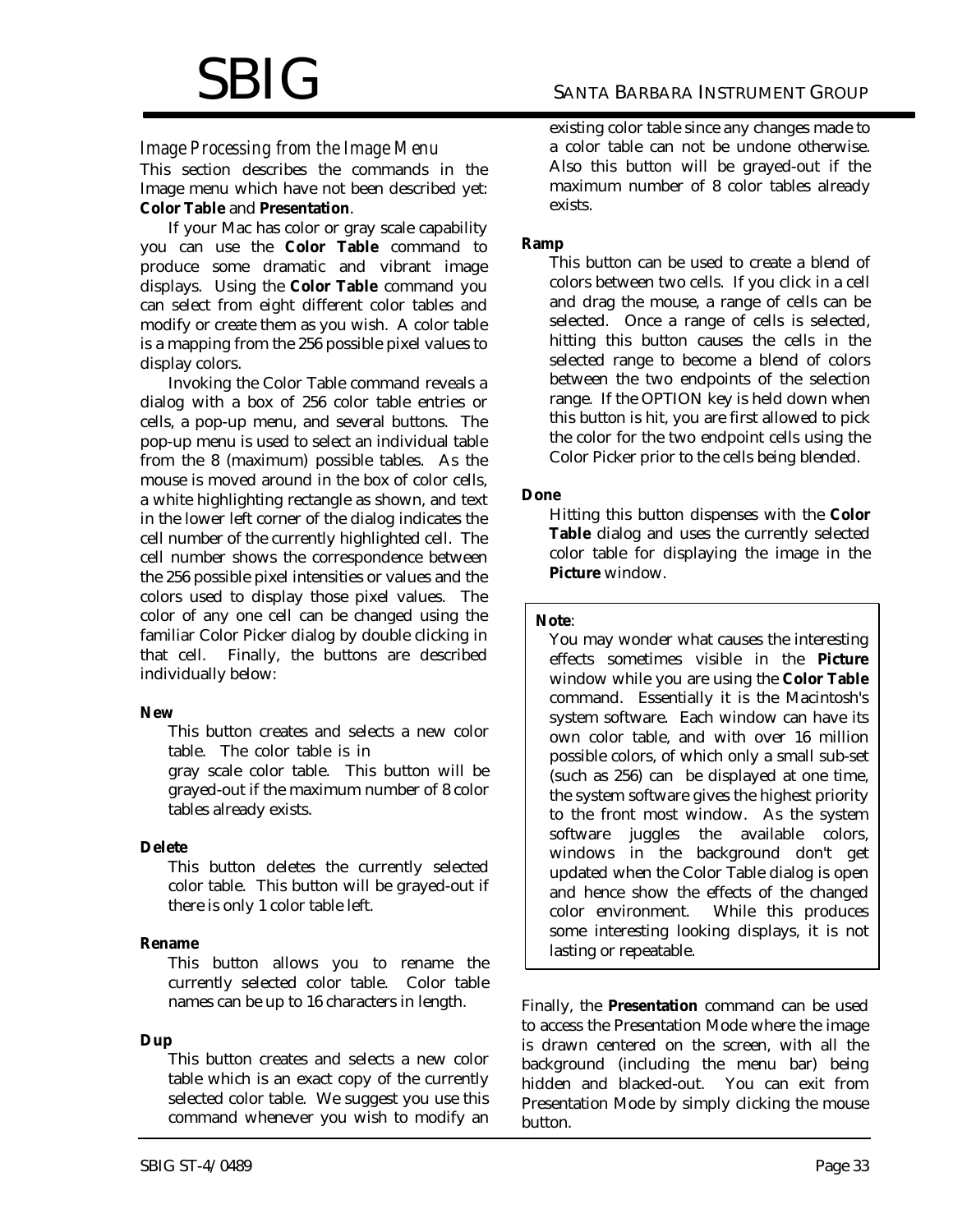### *Image Processing from the Image Menu*

This section describes the commands in the Image menu which have not been described yet: **Color Table** and **Presentation**.

If your Mac has color or gray scale capability you can use the **Color Table** command to produce some dramatic and vibrant image displays. Using the **Color Table** command you can select from eight different color tables and modify or create them as you wish. A color table is a mapping from the 256 possible pixel values to display colors.

Invoking the Color Table command reveals a dialog with a box of 256 color table entries or cells, a pop-up menu, and several buttons. The pop-up menu is used to select an individual table from the 8 (maximum) possible tables. As the mouse is moved around in the box of color cells, a white highlighting rectangle as shown, and text in the lower left corner of the dialog indicates the cell number of the currently highlighted cell. The cell number shows the correspondence between the 256 possible pixel intensities or values and the colors used to display those pixel values. The color of any one cell can be changed using the familiar Color Picker dialog by double clicking in that cell. Finally, the buttons are described individually below:

**New**

This button creates and selects a new color table. The color table is in gray scale color table. This button will be grayed-out if the maximum number of 8 color tables already exists.

**Delete**

This button deletes the currently selected color table. This button will be grayed-out if there is only 1 color table left.

**Rename**

This button allows you to rename the currently selected color table. Color table names can be up to 16 characters in length.

**Dup**

This button creates and selects a new color table which is an exact copy of the currently selected color table. We suggest you use this command whenever you wish to modify an existing color table since any changes made to a color table can not be undone otherwise. Also this button will be grayed-out if the maximum number of 8 color tables already exists.

**Ramp**

This button can be used to create a blend of colors between two cells. If you click in a cell and drag the mouse, a range of cells can be selected. Once a range of cells is selected, hitting this button causes the cells in the selected range to become a blend of colors between the two endpoints of the selection range. If the OPTION key is held down when this button is hit, you are first allowed to pick the color for the two endpoint cells using the Color Picker prior to the cells being blended.

**Done**

Hitting this button dispenses with the **Color Table** dialog and uses the currently selected color table for displaying the image in the **Picture** window.

> **Note**:
>
> You may wonder what causes the interesting effects sometimes visible in the **Picture** window while you are using the **Color Table** command. Essentially it is the Macintosh's system software. Each window can have its own color table, and with over 16 million possible colors, of which only a small sub-set (such as 256) can be displayed at one time, the system software gives the highest priority to the front most window. As the system software juggles the available colors, windows in the background don't get updated when the Color Table dialog is open and hence show the effects of the changed color environment. While this produces some interesting looking displays, it is not lasting or repeatable.

Finally, the **Presentation** command can be used to access the Presentation Mode where the image is drawn centered on the screen, with all the background (including the menu bar) being hidden and blacked-out. You can exit from Presentation Mode by simply clicking the mouse button.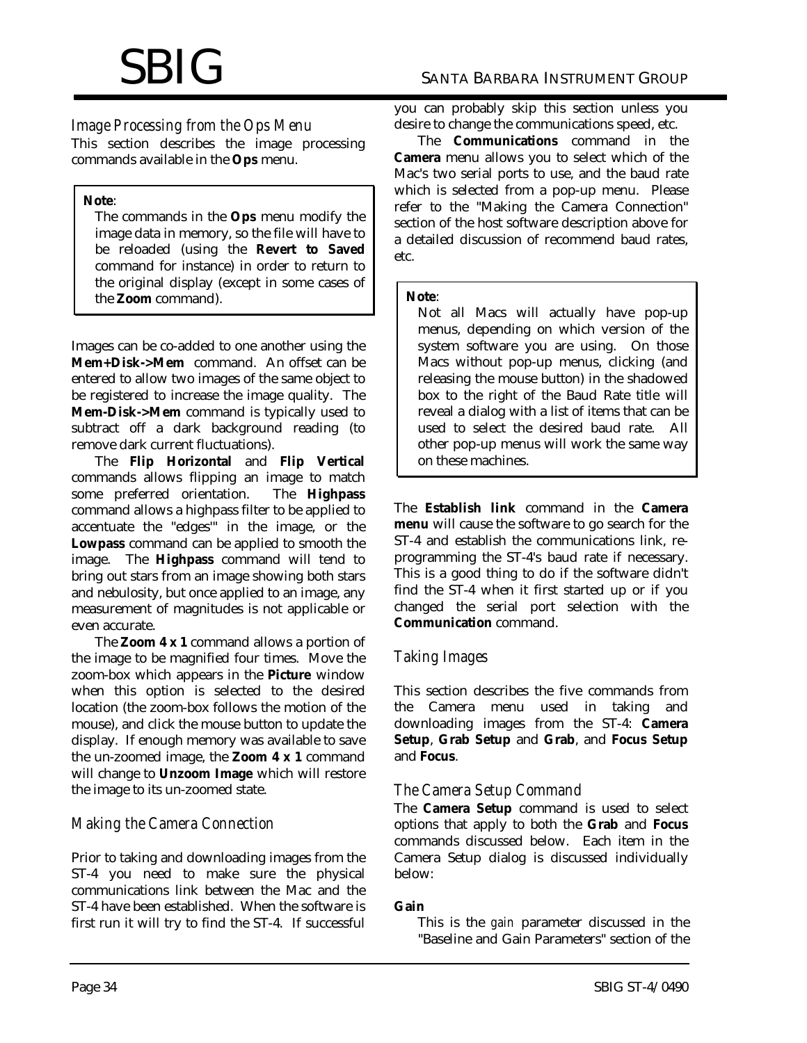### Image Processing from the Ops Menu

This section describes the image processing commands available in the **Ops** menu.

> **Note**:
> The commands in the **Ops** menu modify the image data in memory, so the file will have to be reloaded (using the **Revert to Saved** command for instance) in order to return to the original display (except in some cases of the **Zoom** command).

Images can be co-added to one another using the **Mem+Disk->Mem** command. An offset can be entered to allow two images of the same object to be registered to increase the image quality. The **Mem-Disk->Mem** command is typically used to subtract off a dark background reading (to remove dark current fluctuations).

The **Flip Horizontal** and **Flip Vertical** commands allows flipping an image to match some preferred orientation. The **Highpass** command allows a highpass filter to be applied to accentuate the "edges"' in the image, or the **Lowpass** command can be applied to smooth the image. The **Highpass** command will tend to bring out stars from an image showing both stars and nebulosity, but once applied to an image, any measurement of magnitudes is not applicable or even accurate.

The **Zoom 4 x 1** command allows a portion of the image to be magnified four times. Move the zoom-box which appears in the **Picture** window when this option is selected to the desired location (the zoom-box follows the motion of the mouse), and click the mouse button to update the display. If enough memory was available to save the un-zoomed image, the **Zoom 4 x 1** command will change to **Unzoom Image** which will restore the image to its un-zoomed state.

### Making the Camera Connection

Prior to taking and downloading images from the ST-4 you need to make sure the physical communications link between the Mac and the ST-4 have been established. When the software is first run it will try to find the ST-4. If successful you can probably skip this section unless you desire to change the communications speed, etc.

The **Communications** command in the **Camera** menu allows you to select which of the Mac's two serial ports to use, and the baud rate which is selected from a pop-up menu. Please refer to the "Making the Camera Connection" section of the host software description above for a detailed discussion of recommend baud rates, etc.

> **Note**:
> Not all Macs will actually have pop-up menus, depending on which version of the system software you are using. On those Macs without pop-up menus, clicking (and releasing the mouse button) in the shadowed box to the right of the Baud Rate title will reveal a dialog with a list of items that can be used to select the desired baud rate. All other pop-up menus will work the same way on these machines.

The **Establish link** command in the **Camera menu** will cause the software to go search for the ST-4 and establish the communications link, re-programming the ST-4's baud rate if necessary. This is a good thing to do if the software didn't find the ST-4 when it first started up or if you changed the serial port selection with the **Communication** command.

### Taking Images

This section describes the five commands from the Camera menu used in taking and downloading images from the ST-4: **Camera Setup**, **Grab Setup** and **Grab**, and **Focus Setup** and **Focus**.

#### The Camera Setup Command

The **Camera Setup** command is used to select options that apply to both the **Grab** and **Focus** commands discussed below. Each item in the Camera Setup dialog is discussed individually below:

**Gain**

This is the *gain* parameter discussed in the "Baseline and Gain Parameters" section of the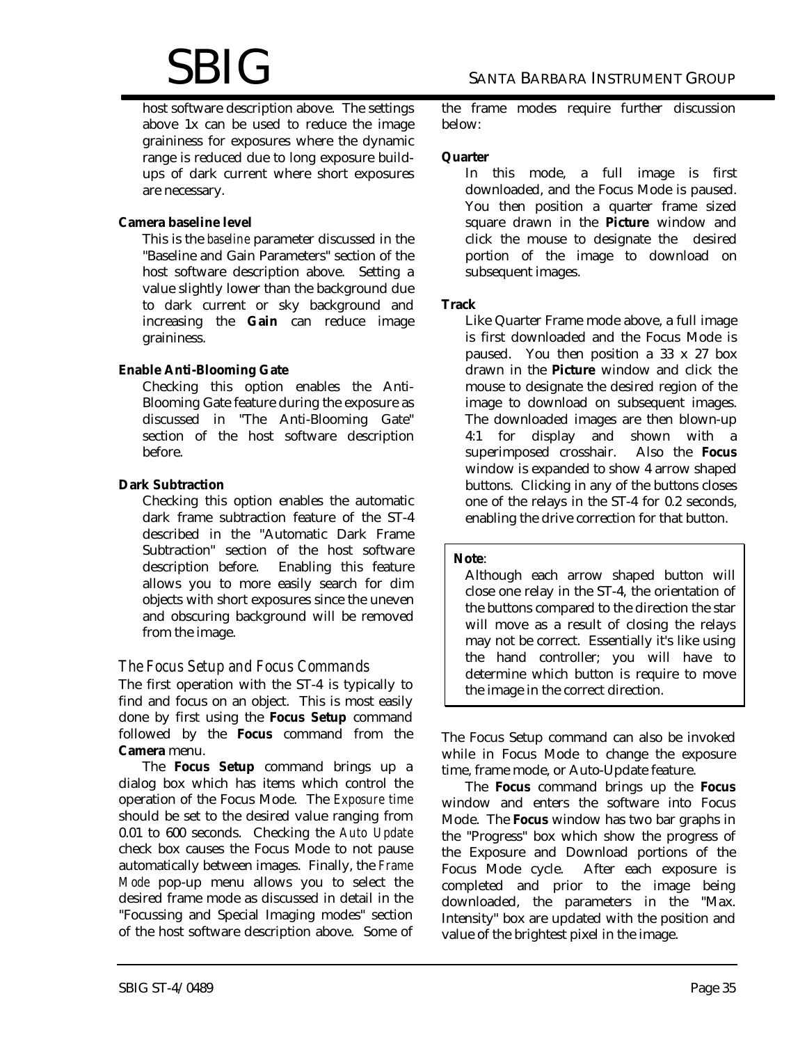host software description above. The settings above 1x can be used to reduce the image graininess for exposures where the dynamic range is reduced due to long exposure build-ups of dark current where short exposures are necessary.

**Camera baseline level**

This is the *baseline* parameter discussed in the "Baseline and Gain Parameters" section of the host software description above. Setting a value slightly lower than the background due to dark current or sky background and increasing the **Gain** can reduce image graininess.

**Enable Anti-Blooming Gate**

Checking this option enables the Anti-Blooming Gate feature during the exposure as discussed in "The Anti-Blooming Gate" section of the host software description before.

**Dark Subtraction**

Checking this option enables the automatic dark frame subtraction feature of the ST-4 described in the "Automatic Dark Frame Subtraction" section of the host software description before. Enabling this feature allows you to more easily search for dim objects with short exposures since the uneven and obscuring background will be removed from the image.

## *The Focus Setup and Focus Commands*

The first operation with the ST-4 is typically to find and focus on an object. This is most easily done by first using the **Focus Setup** command followed by the **Focus** command from the **Camera** menu.

The **Focus Setup** command brings up a dialog box which has items which control the operation of the Focus Mode. The *Exposure time* should be set to the desired value ranging from 0.01 to 600 seconds. Checking the *Auto Update* check box causes the Focus Mode to not pause automatically between images. Finally, the *Frame Mode* pop-up menu allows you to select the desired frame mode as discussed in detail in the "Focussing and Special Imaging modes" section of the host software description above. Some of the frame modes require further discussion below:

**Quarter**

In this mode, a full image is first downloaded, and the Focus Mode is paused. You then position a quarter frame sized square drawn in the **Picture** window and click the mouse to designate the desired portion of the image to download on subsequent images.

**Track**

Like Quarter Frame mode above, a full image is first downloaded and the Focus Mode is paused. You then position a 33 x 27 box drawn in the **Picture** window and click the mouse to designate the desired region of the image to download on subsequent images. The downloaded images are then blown-up 4:1 for display and shown with a superimposed crosshair. Also the **Focus** window is expanded to show 4 arrow shaped buttons. Clicking in any of the buttons closes one of the relays in the ST-4 for 0.2 seconds, enabling the drive correction for that button.

> **Note**:
>
> Although each arrow shaped button will close one relay in the ST-4, the orientation of the buttons compared to the direction the star will move as a result of closing the relays may not be correct. Essentially it's like using the hand controller; you will have to determine which button is require to move the image in the correct direction.

The Focus Setup command can also be invoked while in Focus Mode to change the exposure time, frame mode, or Auto-Update feature.

The **Focus** command brings up the **Focus** window and enters the software into Focus Mode. The **Focus** window has two bar graphs in the "Progress" box which show the progress of the Exposure and Download portions of the Focus Mode cycle. After each exposure is completed and prior to the image being downloaded, the parameters in the "Max. Intensity" box are updated with the position and value of the brightest pixel in the image.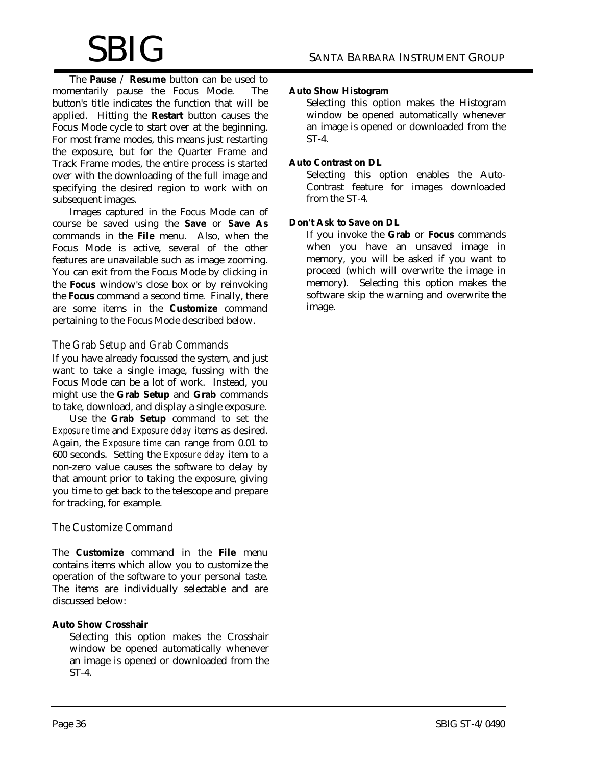The **Pause** / **Resume** button can be used to momentarily pause the Focus Mode. The button's title indicates the function that will be applied. Hitting the **Restart** button causes the Focus Mode cycle to start over at the beginning. For most frame modes, this means just restarting the exposure, but for the Quarter Frame and Track Frame modes, the entire process is started over with the downloading of the full image and specifying the desired region to work with on subsequent images.

Images captured in the Focus Mode can of course be saved using the **Save** or **Save As** commands in the **File** menu. Also, when the Focus Mode is active, several of the other features are unavailable such as image zooming. You can exit from the Focus Mode by clicking in the **Focus** window's close box or by reinvoking the **Focus** command a second time. Finally, there are some items in the **Customize** command pertaining to the Focus Mode described below.

### *The Grab Setup and Grab Commands*

If you have already focussed the system, and just want to take a single image, fussing with the Focus Mode can be a lot of work. Instead, you might use the **Grab Setup** and **Grab** commands to take, download, and display a single exposure.

Use the **Grab Setup** command to set the *Exposure time* and *Exposure delay* items as desired. Again, the *Exposure time* can range from 0.01 to 600 seconds. Setting the *Exposure delay* item to a non-zero value causes the software to delay by that amount prior to taking the exposure, giving you time to get back to the telescope and prepare for tracking, for example.

### *The Customize Command*

The **Customize** command in the **File** menu contains items which allow you to customize the operation of the software to your personal taste. The items are individually selectable and are discussed below:

**Auto Show Crosshair**

Selecting this option makes the Crosshair window be opened automatically whenever an image is opened or downloaded from the ST-4.

**Auto Show Histogram**

Selecting this option makes the Histogram window be opened automatically whenever an image is opened or downloaded from the ST-4.

**Auto Contrast on DL**

Selecting this option enables the Auto-Contrast feature for images downloaded from the ST-4.

**Don't Ask to Save on DL**

If you invoke the **Grab** or **Focus** commands when you have an unsaved image in memory, you will be asked if you want to proceed (which will overwrite the image in memory). Selecting this option makes the software skip the warning and overwrite the image.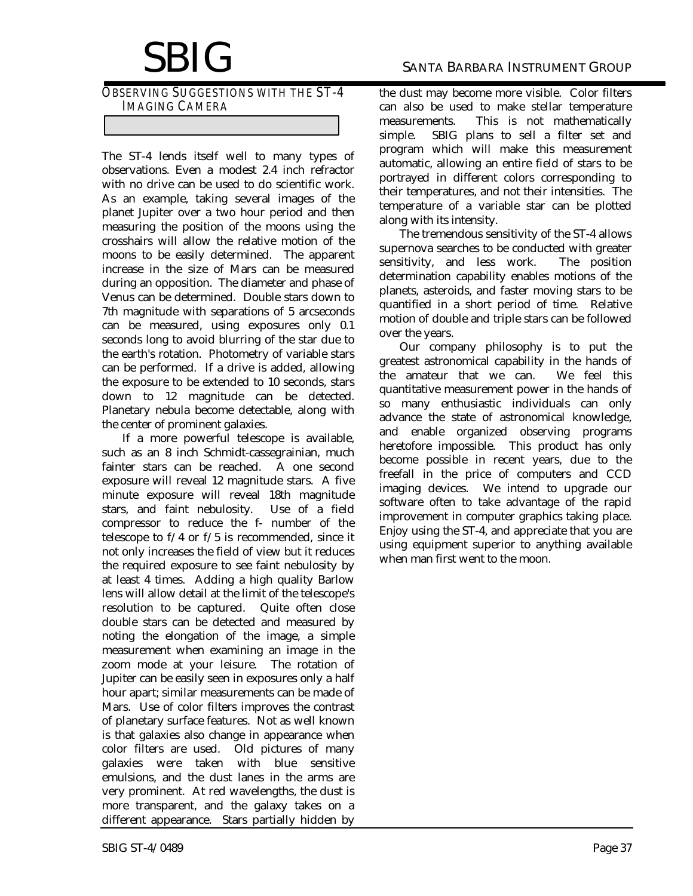## OBSERVING SUGGESTIONS WITH THE ST-4 IMAGING CAMERA

The ST-4 lends itself well to many types of observations. Even a modest 2.4 inch refractor with no drive can be used to do scientific work. As an example, taking several images of the planet Jupiter over a two hour period and then measuring the position of the moons using the crosshairs will allow the relative motion of the moons to be easily determined. The apparent increase in the size of Mars can be measured during an opposition. The diameter and phase of Venus can be determined. Double stars down to 7th magnitude with separations of 5 arcseconds can be measured, using exposures only 0.1 seconds long to avoid blurring of the star due to the earth's rotation. Photometry of variable stars can be performed. If a drive is added, allowing the exposure to be extended to 10 seconds, stars down to 12 magnitude can be detected. Planetary nebula become detectable, along with the center of prominent galaxies.

If a more powerful telescope is available, such as an 8 inch Schmidt-cassegrainian, much fainter stars can be reached. A one second exposure will reveal 12 magnitude stars. A five minute exposure will reveal 18th magnitude stars, and faint nebulosity. Use of a field compressor to reduce the f- number of the telescope to f/4 or f/5 is recommended, since it not only increases the field of view but it reduces the required exposure to see faint nebulosity by at least 4 times. Adding a high quality Barlow lens will allow detail at the limit of the telescope's resolution to be captured. Quite often close double stars can be detected and measured by noting the elongation of the image, a simple measurement when examining an image in the zoom mode at your leisure. The rotation of Jupiter can be easily seen in exposures only a half hour apart; similar measurements can be made of Mars. Use of color filters improves the contrast of planetary surface features. Not as well known is that galaxies also change in appearance when color filters are used. Old pictures of many galaxies were taken with blue sensitive emulsions, and the dust lanes in the arms are very prominent. At red wavelengths, the dust is more transparent, and the galaxy takes on a different appearance. Stars partially hidden by the dust may become more visible. Color filters can also be used to make stellar temperature measurements. This is not mathematically simple. SBIG plans to sell a filter set and program which will make this measurement automatic, allowing an entire field of stars to be portrayed in different colors corresponding to their temperatures, and not their intensities. The temperature of a variable star can be plotted along with its intensity.

The tremendous sensitivity of the ST-4 allows supernova searches to be conducted with greater sensitivity, and less work. The position determination capability enables motions of the planets, asteroids, and faster moving stars to be quantified in a short period of time. Relative motion of double and triple stars can be followed over the years.

Our company philosophy is to put the greatest astronomical capability in the hands of the amateur that we can. We feel this quantitative measurement power in the hands of so many enthusiastic individuals can only advance the state of astronomical knowledge, and enable organized observing programs heretofore impossible. This product has only become possible in recent years, due to the freefall in the price of computers and CCD imaging devices. We intend to upgrade our software often to take advantage of the rapid improvement in computer graphics taking place. Enjoy using the ST-4, and appreciate that you are using equipment superior to anything available when man first went to the moon.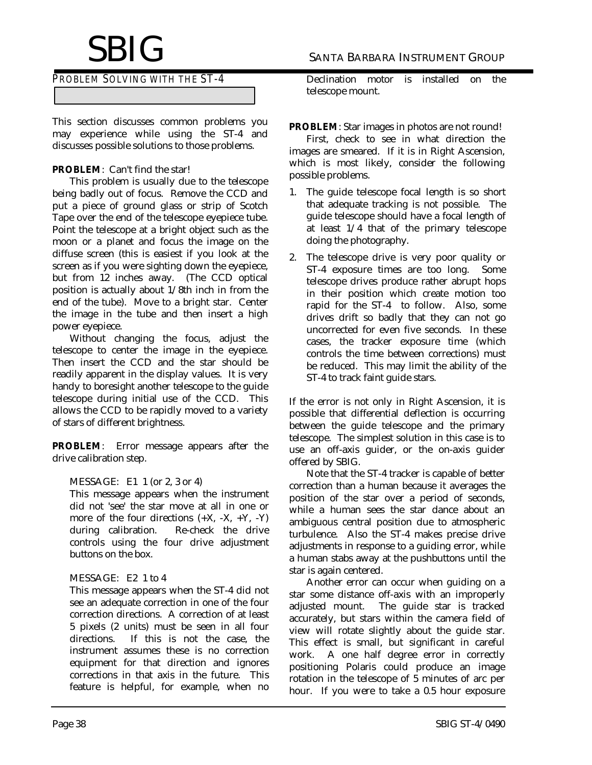## PROBLEM SOLVING WITH THE ST-4

This section discusses common problems you may experience while using the ST-4 and discusses possible solutions to those problems.

**PROBLEM**: Can't find the star!

This problem is usually due to the telescope being badly out of focus. Remove the CCD and put a piece of ground glass or strip of Scotch Tape over the end of the telescope eyepiece tube. Point the telescope at a bright object such as the moon or a planet and focus the image on the diffuse screen (this is easiest if you look at the screen as if you were sighting down the eyepiece, but from 12 inches away. (The CCD optical position is actually about 1/8th inch in from the end of the tube). Move to a bright star. Center the image in the tube and then insert a high power eyepiece.

Without changing the focus, adjust the telescope to center the image in the eyepiece. Then insert the CCD and the star should be readily apparent in the display values. It is very handy to boresight another telescope to the guide telescope during initial use of the CCD. This allows the CCD to be rapidly moved to a variety of stars of different brightness.

**PROBLEM**: Error message appears after the drive calibration step.

MESSAGE: E1 1 (or 2, 3 or 4)

This message appears when the instrument did not 'see' the star move at all in one or more of the four directions (+X, -X, +Y, -Y) during calibration. Re-check the drive controls using the four drive adjustment buttons on the box.

MESSAGE: E2 1 to 4

This message appears when the ST-4 did not see an adequate correction in one of the four correction directions. A correction of at least 5 pixels (2 units) must be seen in all four directions. If this is not the case, the instrument assumes these is no correction equipment for that direction and ignores corrections in that axis in the future. This feature is helpful, for example, when no Declination motor is installed on the telescope mount.

**PROBLEM**: Star images in photos are not round!

First, check to see in what direction the images are smeared. If it is in Right Ascension, which is most likely, consider the following possible problems.

1. The guide telescope focal length is so short that adequate tracking is not possible. The guide telescope should have a focal length of at least 1/4 that of the primary telescope doing the photography.
2. The telescope drive is very poor quality or ST-4 exposure times are too long. Some telescope drives produce rather abrupt hops in their position which create motion too rapid for the ST-4 to follow. Also, some drives drift so badly that they can not go uncorrected for even five seconds. In these cases, the tracker exposure time (which controls the time between corrections) must be reduced. This may limit the ability of the ST-4 to track faint guide stars.

If the error is not only in Right Ascension, it is possible that differential deflection is occurring between the guide telescope and the primary telescope. The simplest solution in this case is to use an off-axis guider, or the on-axis guider offered by SBIG.

Note that the ST-4 tracker is capable of better correction than a human because it averages the position of the star over a period of seconds, while a human sees the star dance about an ambiguous central position due to atmospheric turbulence. Also the ST-4 makes precise drive adjustments in response to a guiding error, while a human stabs away at the pushbuttons until the star is again centered.

Another error can occur when guiding on a star some distance off-axis with an improperly adjusted mount. The guide star is tracked accurately, but stars within the camera field of view will rotate slightly about the guide star. This effect is small, but significant in careful work. A one half degree error in correctly positioning Polaris could produce an image rotation in the telescope of 5 minutes of arc per hour. If you were to take a 0.5 hour exposure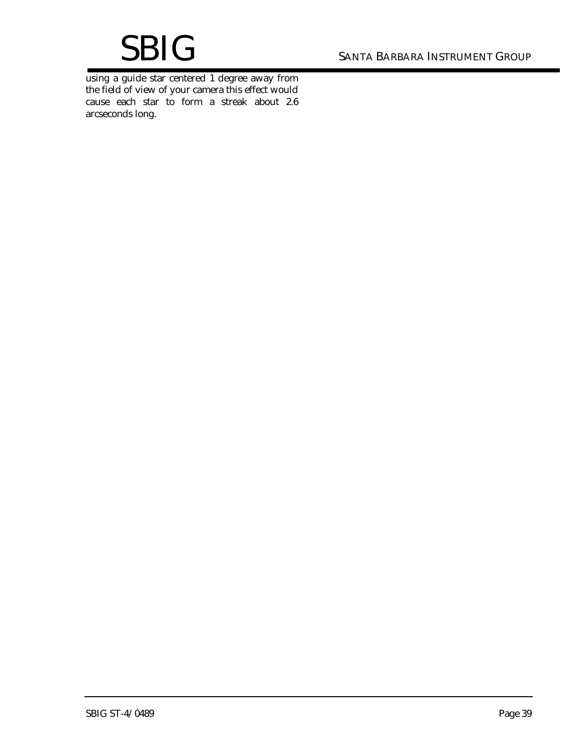using a guide star centered 1 degree away from the field of view of your camera this effect would cause each star to form a streak about 2.6 arcseconds long.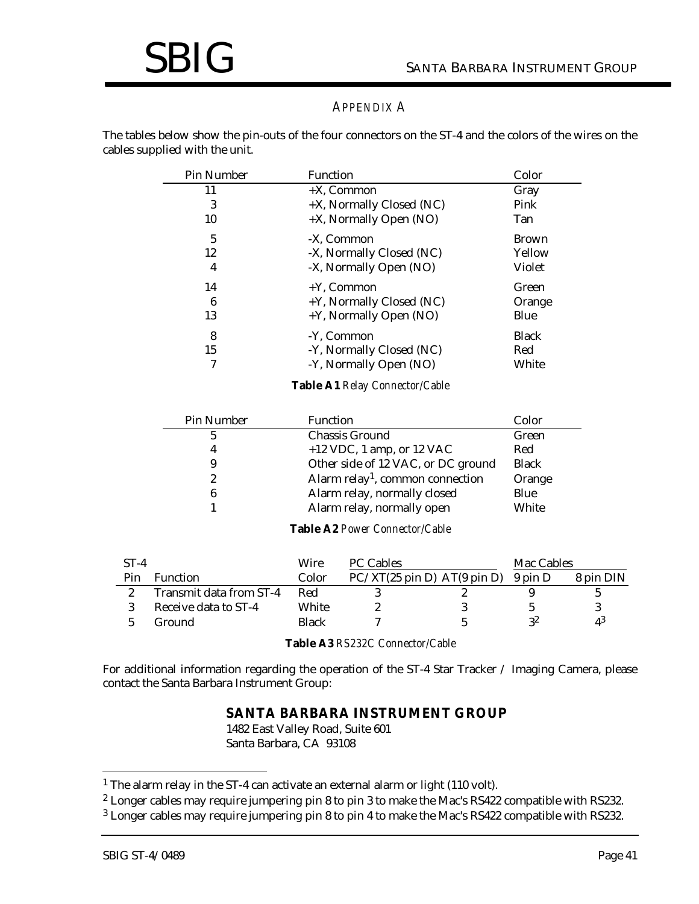## APPENDIX A

The tables below show the pin-outs of the four connectors on the ST-4 and the colors of the wires on the cables supplied with the unit.

| Pin Number | Function | Color |
|---|---|---|
| 11 | +X, Common | Gray |
| 3 | +X, Normally Closed (NC) | Pink |
| 10 | +X, Normally Open (NO) | Tan |
| 5 | -X, Common | Brown |
| 12 | -X, Normally Closed (NC) | Yellow |
| 4 | -X, Normally Open (NO) | Violet |
| 14 | +Y, Common | Green |
| 6 | +Y, Normally Closed (NC) | Orange |
| 13 | +Y, Normally Open (NO) | Blue |
| 8 | -Y, Common | Black |
| 15 | -Y, Normally Closed (NC) | Red |
| 7 | -Y, Normally Open (NO) | White |

**Table A1** *Relay Connector/Cable*

| Pin Number | Function | Color |
|---|---|---|
| 5 | Chassis Ground | Green |
| 4 | +12 VDC, 1 amp, or 12 VAC | Red |
| 9 | Other side of 12 VAC, or DC ground | Black |
| 2 | Alarm relay[1], common connection | Orange |
| 6 | Alarm relay, normally closed | Blue |
| 1 | Alarm relay, normally open | White |

**Table A2** *Power Connector/Cable*

| ST-4 | | Wire | PC Cables | | Mac Cables | |
|---|---|---|---|---|---|---|
| Pin | Function | Color | PC/XT(25 pin D) | AT(9 pin D) | 9 pin D | 8 pin DIN |
| 2 | Transmit data from ST-4 | Red | 3 | 2 | 9 | 5 |
| 3 | Receive data to ST-4 | White | 2 | 3 | 5 | 3 |
| 5 | Ground | Black | 7 | 5 | 3[2] | 4[3] |

**Table A3** *RS232C Connector/Cable*

For additional information regarding the operation of the ST-4 Star Tracker / Imaging Camera, please contact the Santa Barbara Instrument Group:

**SANTA BARBARA INSTRUMENT GROUP**
1482 East Valley Road, Suite 601
Santa Barbara, CA 93108

[1] The alarm relay in the ST-4 can activate an external alarm or light (110 volt).

[2] Longer cables may require jumpering pin 8 to pin 3 to make the Mac's RS422 compatible with RS232.

[3] Longer cables may require jumpering pin 8 to pin 4 to make the Mac's RS422 compatible with RS232.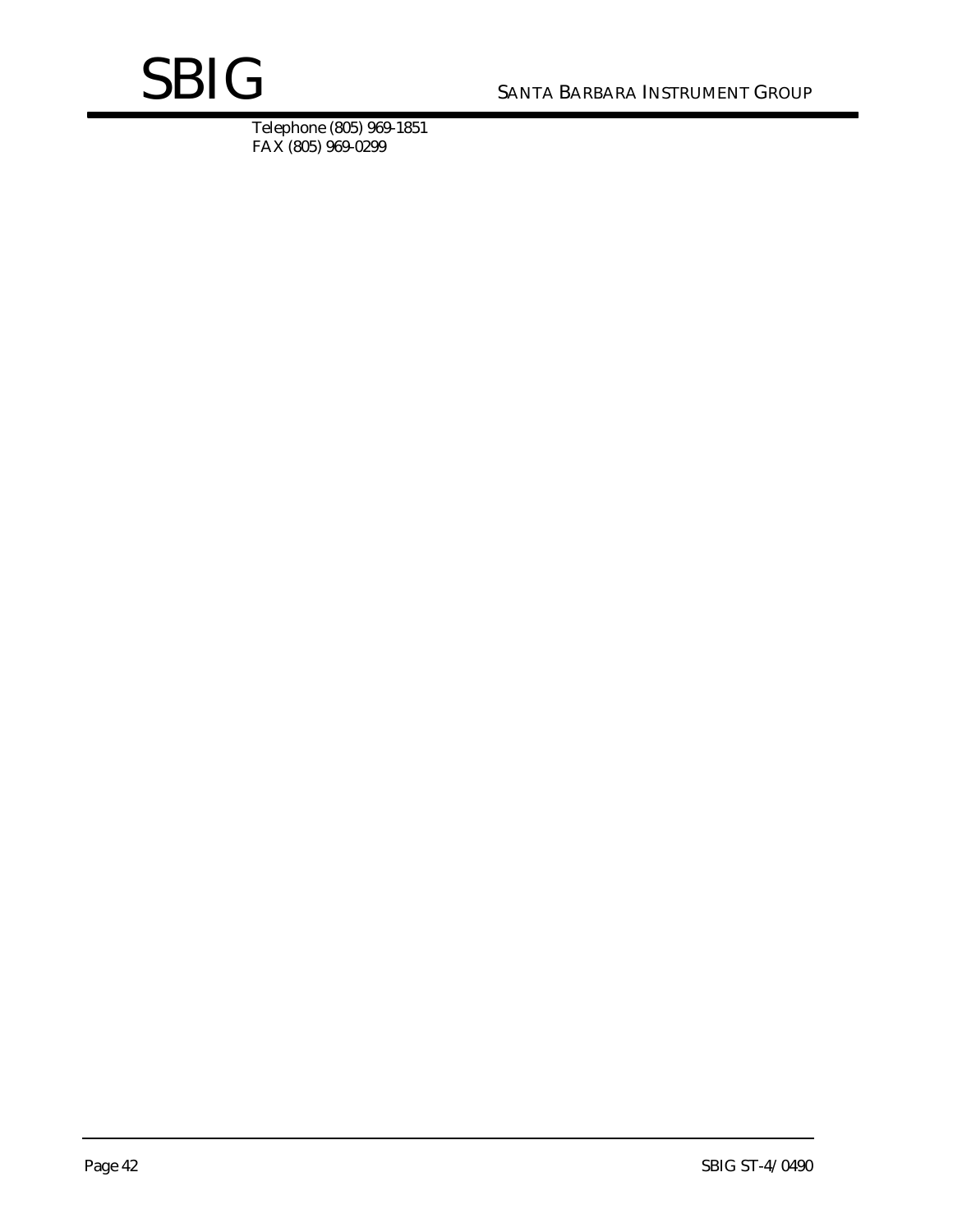Telephone (805) 969-1851
FAX (805) 969-0299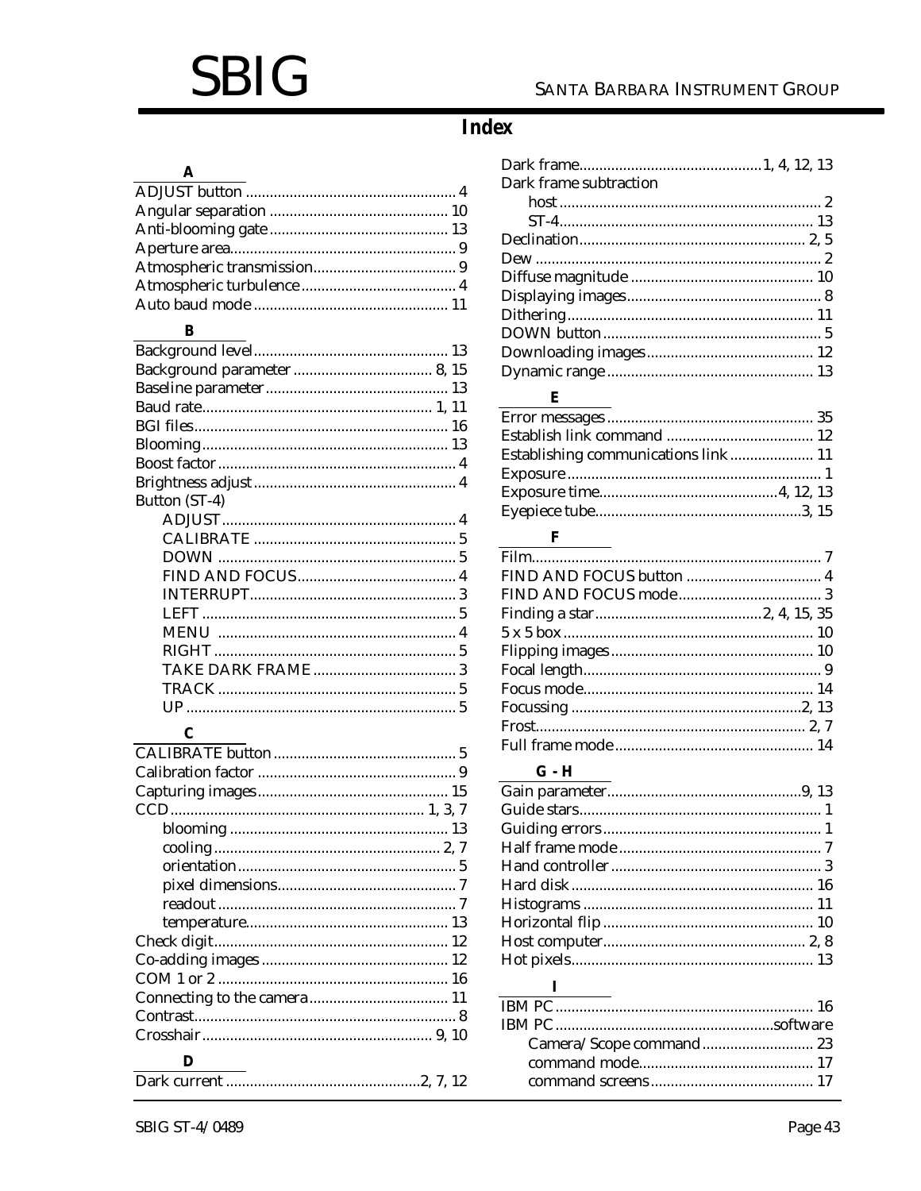# Index

### A

ADJUST button ... 4
Angular separation ... 10
Anti-blooming gate ... 13
Aperture area ... 9
Atmospheric transmission ... 9
Atmospheric turbulence ... 4
Auto baud mode ... 11

### B

Background level ... 13
Background parameter ... 8, 15
Baseline parameter ... 13
Baud rate ... 1, 11
BGI files ... 16
Blooming ... 13
Boost factor ... 4
Brightness adjust ... 4
Button (ST-4)
- ADJUST ... 4
- CALIBRATE ... 5
- DOWN ... 5
- FIND AND FOCUS ... 4
- INTERRUPT ... 3
- LEFT ... 5
- MENU ... 4
- RIGHT ... 5
- TAKE DARK FRAME ... 3
- TRACK ... 5
- UP ... 5

### C

CALIBRATE button ... 5
Calibration factor ... 9
Capturing images ... 15
CCD ... 1, 3, 7
- blooming ... 13
- cooling ... 2, 7
- orientation ... 5
- pixel dimensions ... 7
- readout ... 7
- temperature ... 13

Check digit ... 12
Co-adding images ... 12
COM 1 or 2 ... 16
Connecting to the camera ... 11
Contrast ... 8
Crosshair ... 9, 10

### D

Dark current ... 2, 7, 12
Dark frame ... 1, 4, 12, 13
Dark frame subtraction
- host ... 2
- ST-4 ... 13

Declination ... 2, 5
Dew ... 2
Diffuse magnitude ... 10
Displaying images ... 8
Dithering ... 11
DOWN button ... 5
Downloading images ... 12
Dynamic range ... 13

### E

Error messages ... 35
Establish link command ... 12
Establishing communications link ... 11
Exposure ... 1
Exposure time ... 4, 12, 13
Eyepiece tube ... 3, 15

### F

Film ... 7
FIND AND FOCUS button ... 4
FIND AND FOCUS mode ... 3
Finding a star ... 2, 4, 15, 35
5 x 5 box ... 10
Flipping images ... 10
Focal length ... 9
Focus mode ... 14
Focussing ... 2, 13
Frost ... 2, 7
Full frame mode ... 14

### G - H

Gain parameter ... 9, 13
Guide stars ... 1
Guiding errors ... 1
Half frame mode ... 7
Hand controller ... 3
Hard disk ... 16
Histograms ... 11
Horizontal flip ... 10
Host computer ... 2, 8
Hot pixels ... 13

### I

IBM PC ... 16
IBM PC ... software
- Camera/Scope command ... 23
- command mode ... 17
- command screens ... 17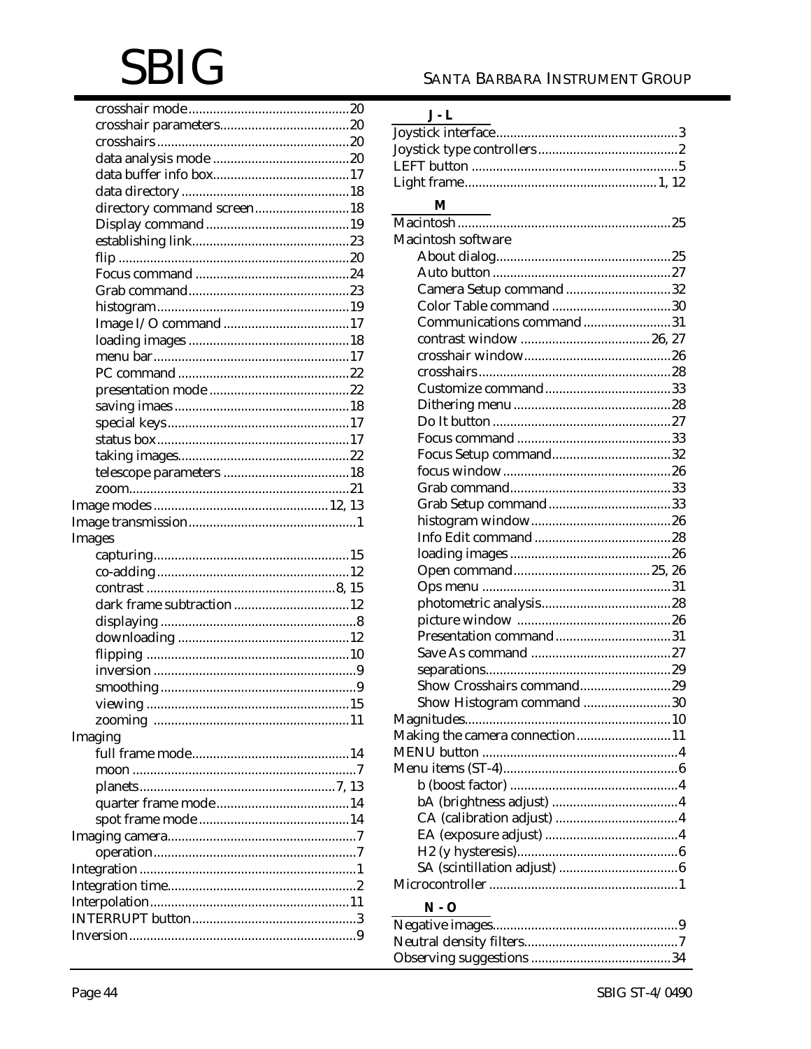- crosshair mode ... 20
- crosshair parameters ... 20
- crosshairs ... 20
- data analysis mode ... 20
- data buffer info box ... 17
- data directory ... 18
- directory command screen ... 18
- Display command ... 19
- establishing link ... 23
- flip ... 20
- Focus command ... 24
- Grab command ... 23
- histogram ... 19
- Image I/O command ... 17
- loading images ... 18
- menu bar ... 17
- PC command ... 22
- presentation mode ... 22
- saving imaes ... 18
- special keys ... 17
- status box ... 17
- taking images ... 22
- telescope parameters ... 18
- zoom ... 21

Image modes ... 12, 13
Image transmission ... 1
Images
- capturing ... 15
- co-adding ... 12
- contrast ... 8, 15
- dark frame subtraction ... 12
- displaying ... 8
- downloading ... 12
- flipping ... 10
- inversion ... 9
- smoothing ... 9
- viewing ... 15
- zooming ... 11

Imaging
- full frame mode ... 14
- moon ... 7
- planets ... 7, 13
- quarter frame mode ... 14
- spot frame mode ... 14

Imaging camera ... 7
- operation ... 7

Integration ... 1
Integration time ... 2
Interpolation ... 11
INTERRUPT button ... 3
Inversion ... 9

### J - L

Joystick interface ... 3
Joystick type controllers ... 2
LEFT button ... 5
Light frame ... 1, 12

### M

Macintosh ... 25
Macintosh software
- About dialog ... 25
- Auto button ... 27
- Camera Setup command ... 32
- Color Table command ... 30
- Communications command ... 31
- contrast window ... 26, 27
- crosshair window ... 26
- crosshairs ... 28
- Customize command ... 33
- Dithering menu ... 28
- Do It button ... 27
- Focus command ... 33
- Focus Setup command ... 32
- focus window ... 26
- Grab command ... 33
- Grab Setup command ... 33
- histogram window ... 26
- Info Edit command ... 28
- loading images ... 26
- Open command ... 25, 26
- Ops menu ... 31
- photometric analysis ... 28
- picture window ... 26
- Presentation command ... 31
- Save As command ... 27
- separations ... 29
- Show Crosshairs command ... 29
- Show Histogram command ... 30

Magnitudes ... 10
Making the camera connection ... 11
MENU button ... 4
Menu items (ST-4) ... 6
- b (boost factor) ... 4
- bA (brightness adjust) ... 4
- CA (calibration adjust) ... 4
- EA (exposure adjust) ... 4
- H2 (y hysteresis) ... 6
- SA (scintillation adjust) ... 6

Microcontroller ... 1

### N - O

Negative images ... 9
Neutral density filters ... 7
Observing suggestions ... 34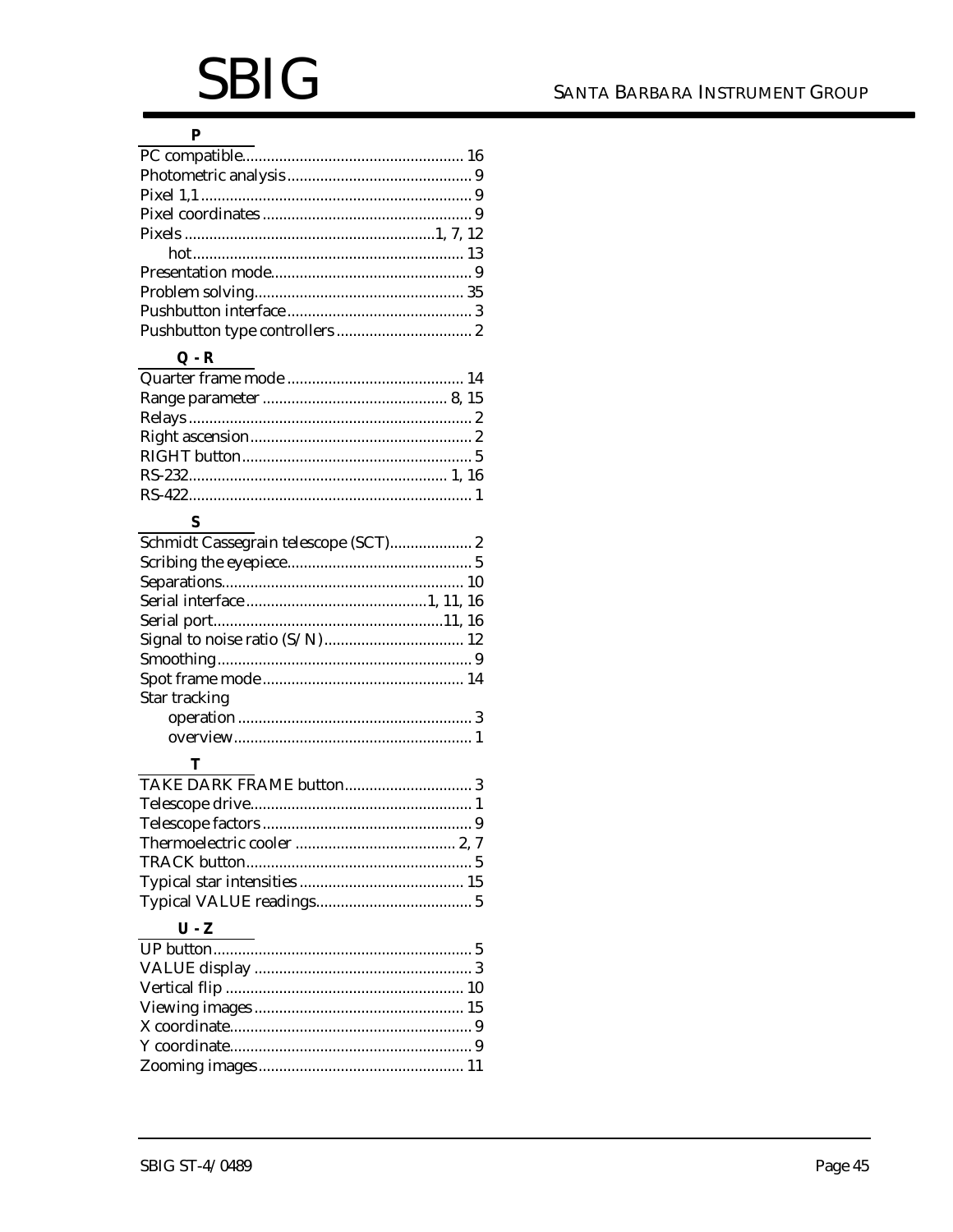**P**

PC compatible...................................................... 16
Photometric analysis............................................. 9
Pixel 1,1.................................................................. 9
Pixel coordinates................................................... 9
Pixels .............................................................1, 7, 12
    hot.................................................................. 13
Presentation mode................................................. 9
Problem solving.................................................... 35
Pushbutton interface............................................. 3
Pushbutton type controllers................................. 2

**Q - R**

Quarter frame mode............................................ 14
Range parameter ............................................. 8, 15
Relays...................................................................... 2
Right ascension...................................................... 2
RIGHT button........................................................ 5
RS-232............................................................... 1, 16
RS-422..................................................................... 1

**S**

Schmidt Cassegrain telescope (SCT).................... 2
Scribing the eyepiece............................................. 5
Separations............................................................ 10
Serial interface............................................1, 11, 16
Serial port........................................................11, 16
Signal to noise ratio (S/N).................................. 12
Smoothing.............................................................. 9
Spot frame mode................................................. 14
Star tracking
    operation......................................................... 3
    overview.......................................................... 1

**T**

TAKE DARK FRAME button................................ 3
Telescope drive...................................................... 1
Telescope factors................................................... 9
Thermoelectric cooler ....................................... 2, 7
TRACK button....................................................... 5
Typical star intensities........................................ 15
Typical VALUE readings...................................... 5

**U - Z**

UP button............................................................... 5
VALUE display ..................................................... 3
Vertical flip .......................................................... 10
Viewing images................................................... 15
X coordinate........................................................... 9
Y coordinate........................................................... 9
Zooming images.................................................. 11